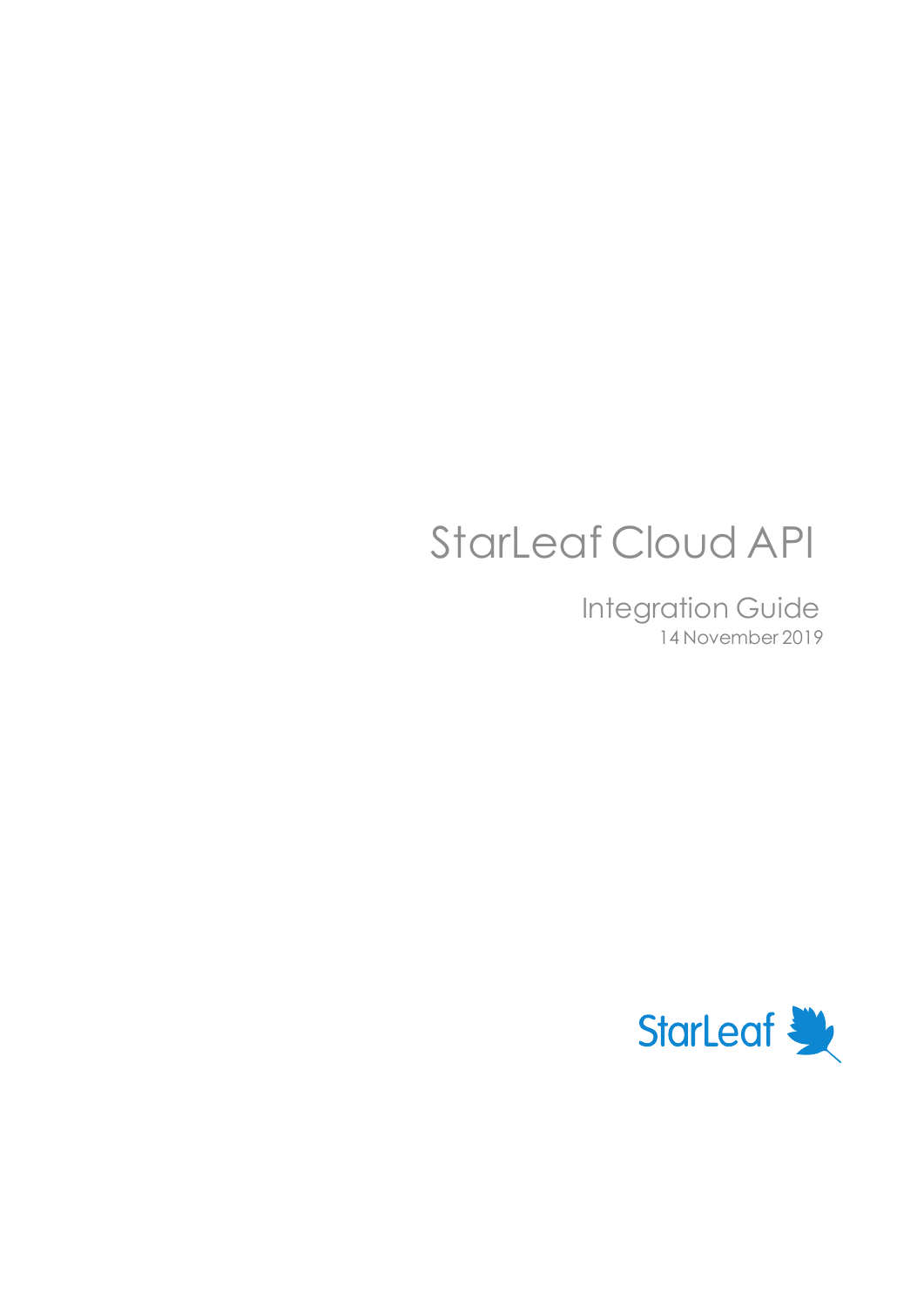# StarLeaf Cloud API

## Integration Guide

14 November 2019

StarLeaf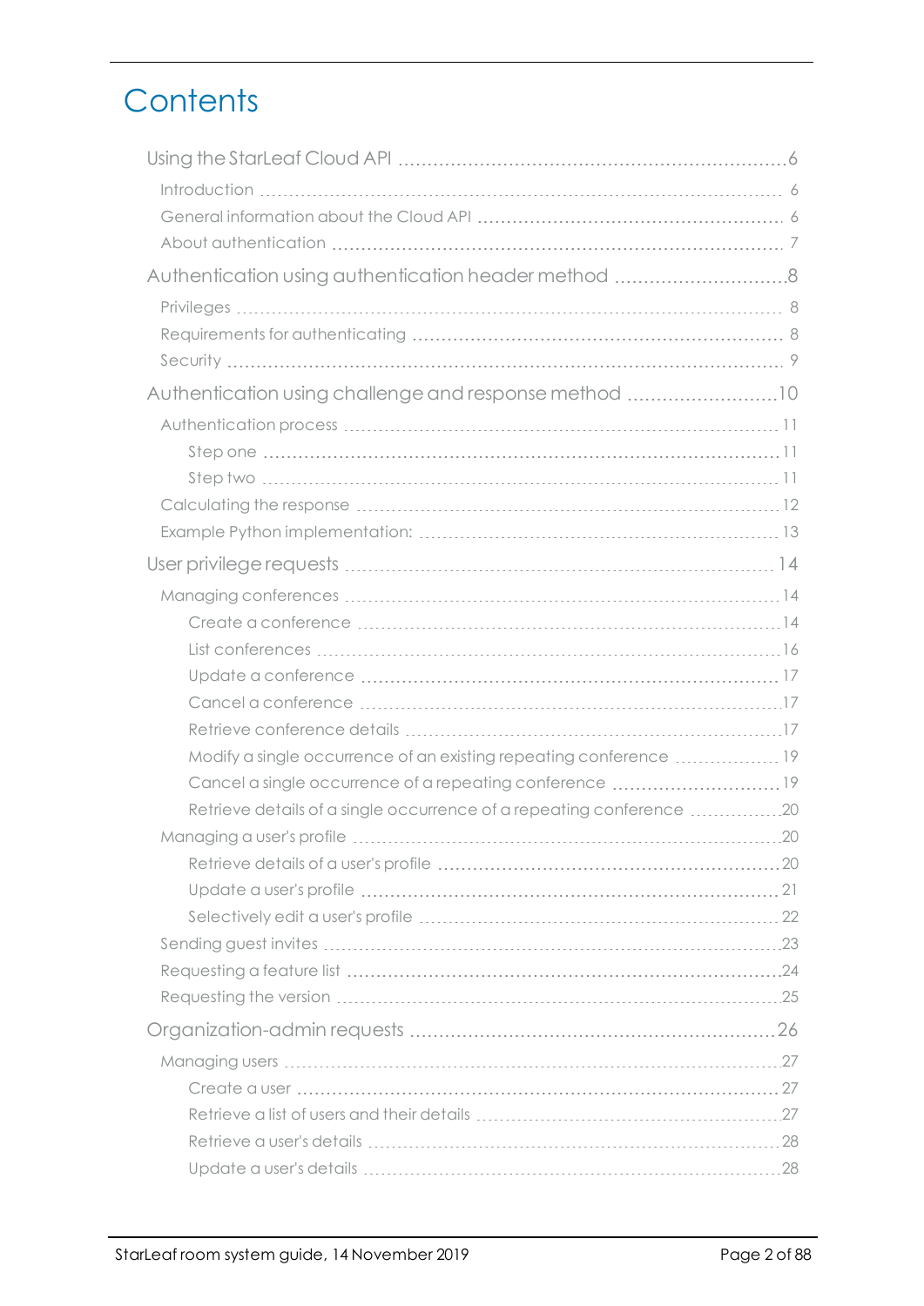# Contents

- Using the StarLeaf Cloud API ... 6
  - Introduction ... 6
  - General information about the Cloud API ... 6
  - About authentication ... 7
- Authentication using authentication header method ... 8
  - Privileges ... 8
  - Requirements for authenticating ... 8
  - Security ... 9
- Authentication using challenge and response method ... 10
  - Authentication process ... 11
    - Step one ... 11
    - Step two ... 11
  - Calculating the response ... 12
  - Example Python implementation: ... 13
- User privilege requests ... 14
  - Managing conferences ... 14
    - Create a conference ... 14
    - List conferences ... 16
    - Update a conference ... 17
    - Cancel a conference ... 17
    - Retrieve conference details ... 17
    - Modify a single occurrence of an existing repeating conference ... 19
    - Cancel a single occurrence of a repeating conference ... 19
    - Retrieve details of a single occurrence of a repeating conference ... 20
  - Managing a user's profile ... 20
    - Retrieve details of a user's profile ... 20
    - Update a user's profile ... 21
    - Selectively edit a user's profile ... 22
  - Sending guest invites ... 23
  - Requesting a feature list ... 24
  - Requesting the version ... 25
- Organization-admin requests ... 26
  - Managing users ... 27
    - Create a user ... 27
    - Retrieve a list of users and their details ... 27
    - Retrieve a user's details ... 28
    - Update a user's details ... 28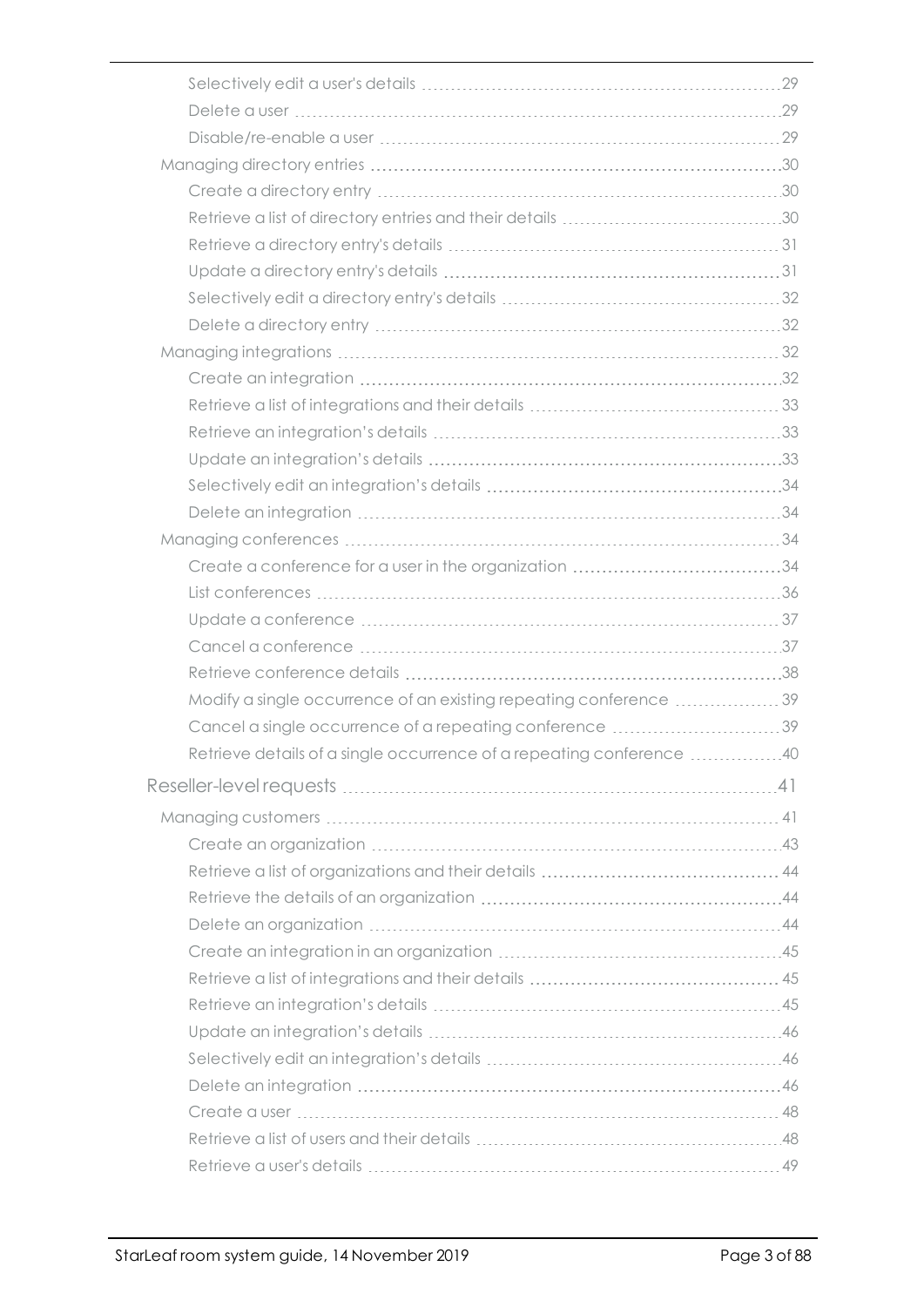- Selectively edit a user's details ... 29
- Delete a user ... 29
- Disable/re-enable a user ... 29

Managing directory entries ... 30

- Create a directory entry ... 30
- Retrieve a list of directory entries and their details ... 30
- Retrieve a directory entry's details ... 31
- Update a directory entry's details ... 31
- Selectively edit a directory entry's details ... 32
- Delete a directory entry ... 32

Managing integrations ... 32

- Create an integration ... 32
- Retrieve a list of integrations and their details ... 33
- Retrieve an integration's details ... 33
- Update an integration's details ... 33
- Selectively edit an integration's details ... 34
- Delete an integration ... 34

Managing conferences ... 34

- Create a conference for a user in the organization ... 34
- List conferences ... 36
- Update a conference ... 37
- Cancel a conference ... 37
- Retrieve conference details ... 38
- Modify a single occurrence of an existing repeating conference ... 39
- Cancel a single occurrence of a repeating conference ... 39
- Retrieve details of a single occurrence of a repeating conference ... 40

Reseller-level requests ... 41

Managing customers ... 41

- Create an organization ... 43
- Retrieve a list of organizations and their details ... 44
- Retrieve the details of an organization ... 44
- Delete an organization ... 44
- Create an integration in an organization ... 45
- Retrieve a list of integrations and their details ... 45
- Retrieve an integration's details ... 45
- Update an integration's details ... 46
- Selectively edit an integration's details ... 46
- Delete an integration ... 46
- Create a user ... 48
- Retrieve a list of users and their details ... 48
- Retrieve a user's details ... 49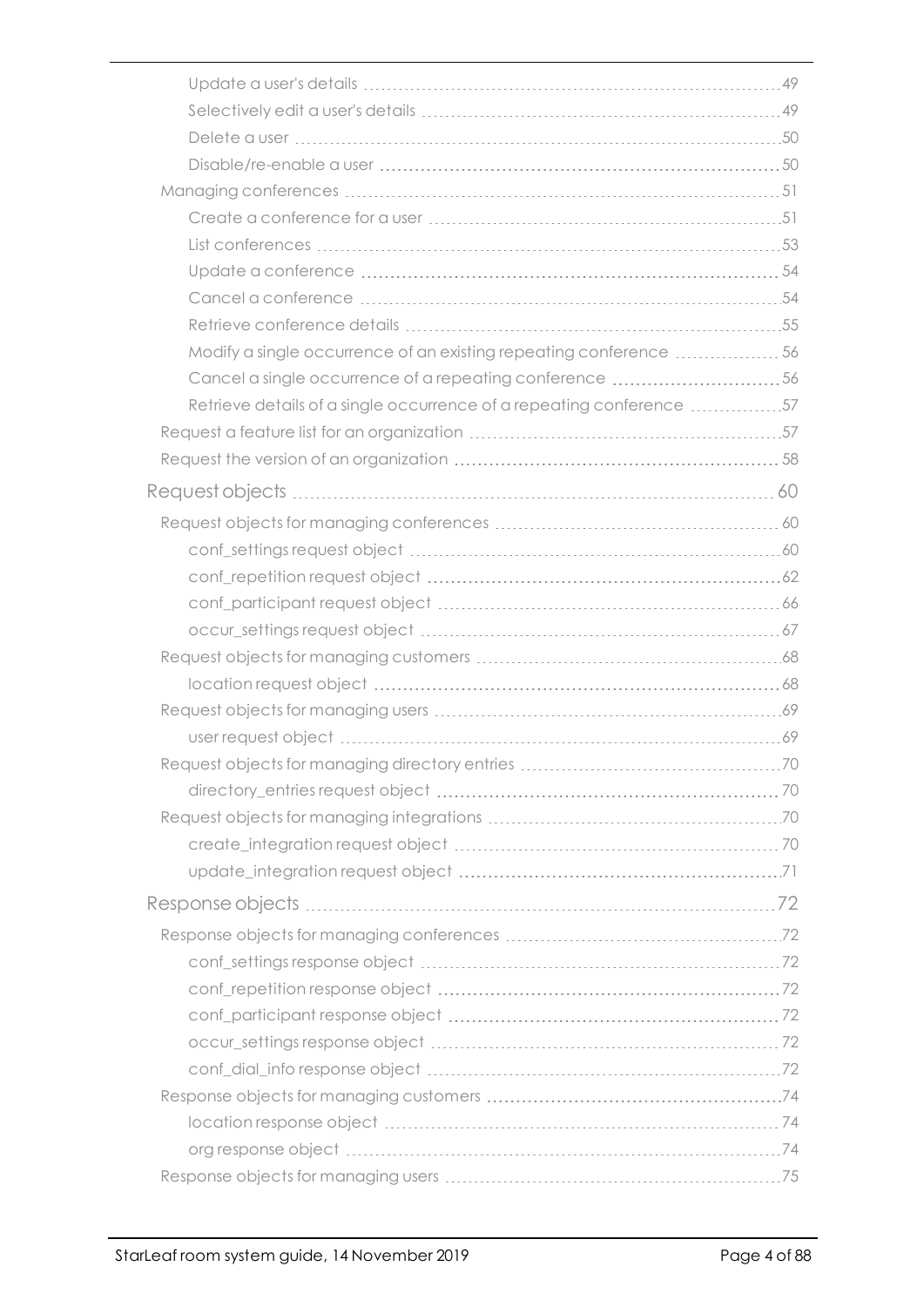- Update a user's details ... 49
- Selectively edit a user's details ... 49
- Delete a user ... 50
- Disable/re-enable a user ... 50
- Managing conferences ... 51
  - Create a conference for a user ... 51
  - List conferences ... 53
  - Update a conference ... 54
  - Cancel a conference ... 54
  - Retrieve conference details ... 55
  - Modify a single occurrence of an existing repeating conference ... 56
  - Cancel a single occurrence of a repeating conference ... 56
  - Retrieve details of a single occurrence of a repeating conference ... 57
- Request a feature list for an organization ... 57
- Request the version of an organization ... 58

Request objects ... 60

- Request objects for managing conferences ... 60
  - conf_settings request object ... 60
  - conf_repetition request object ... 62
  - conf_participant request object ... 66
  - occur_settings request object ... 67
- Request objects for managing customers ... 68
  - location request object ... 68
- Request objects for managing users ... 69
  - user request object ... 69
- Request objects for managing directory entries ... 70
  - directory_entries request object ... 70
- Request objects for managing integrations ... 70
  - create_integration request object ... 70
  - update_integration request object ... 71

Response objects ... 72

- Response objects for managing conferences ... 72
  - conf_settings response object ... 72
  - conf_repetition response object ... 72
  - conf_participant response object ... 72
  - occur_settings response object ... 72
  - conf_dial_info response object ... 72
- Response objects for managing customers ... 74
  - location response object ... 74
  - org response object ... 74
- Response objects for managing users ... 75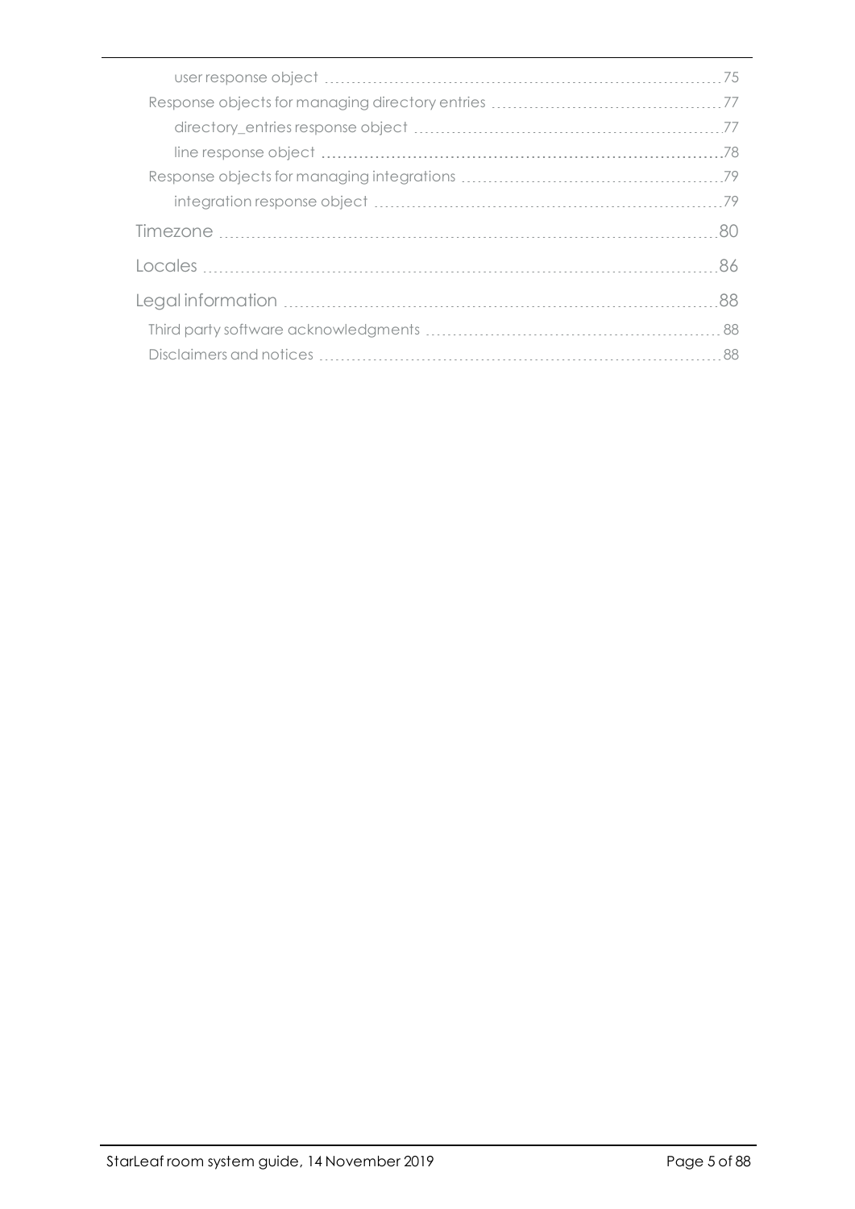user response object 75

Response objects for managing directory entries 77

directory_entries response object 77

line response object 78

Response objects for managing integrations 79

integration response object 79

Timezone 80

Locales 86

Legal information 88

Third party software acknowledgments 88

Disclaimers and notices 88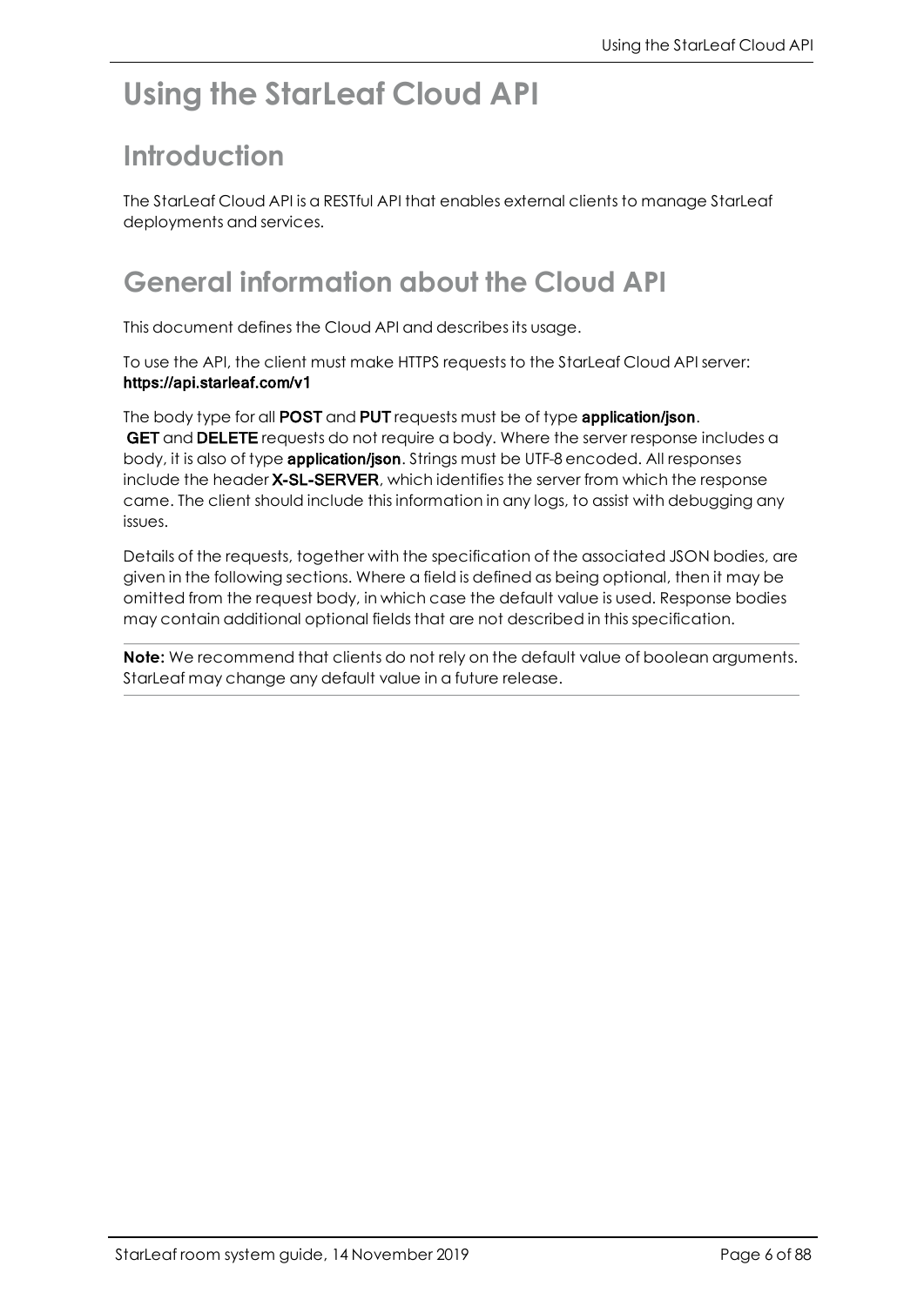# Using the StarLeaf Cloud API

## Introduction

The StarLeaf Cloud API is a RESTful API that enables external clients to manage StarLeaf deployments and services.

## General information about the Cloud API

This document defines the Cloud API and describes its usage.

To use the API, the client must make HTTPS requests to the StarLeaf Cloud API server: **https://api.starleaf.com/v1**

The body type for all **POST** and **PUT** requests must be of type **application/json**. **GET** and **DELETE** requests do not require a body. Where the server response includes a body, it is also of type **application/json**. Strings must be UTF-8 encoded. All responses include the header **X-SL-SERVER**, which identifies the server from which the response came. The client should include this information in any logs, to assist with debugging any issues.

Details of the requests, together with the specification of the associated JSON bodies, are given in the following sections. Where a field is defined as being optional, then it may be omitted from the request body, in which case the default value is used. Response bodies may contain additional optional fields that are not described in this specification.

---

**Note:** We recommend that clients do not rely on the default value of boolean arguments. StarLeaf may change any default value in a future release.

---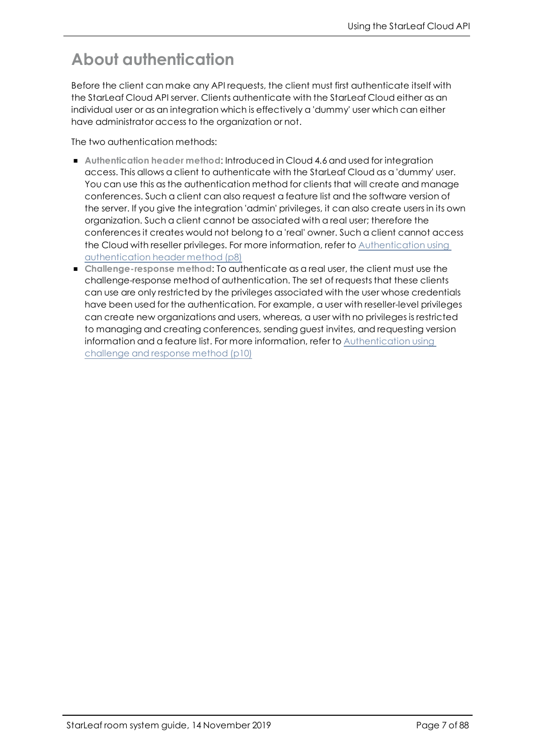# About authentication

Before the client can make any API requests, the client must first authenticate itself with the StarLeaf Cloud API server. Clients authenticate with the StarLeaf Cloud either as an individual user or as an integration which is effectively a 'dummy' user which can either have administrator access to the organization or not.

The two authentication methods:

- **Authentication header method**: Introduced in Cloud 4.6 and used for integration access. This allows a client to authenticate with the StarLeaf Cloud as a 'dummy' user. You can use this as the authentication method for clients that will create and manage conferences. Such a client can also request a feature list and the software version of the server. If you give the integration 'admin' privileges, it can also create users in its own organization. Such a client cannot be associated with a real user; therefore the conferences it creates would not belong to a 'real' owner. Such a client cannot access the Cloud with reseller privileges. For more information, refer to Authentication using authentication header method (p8)
- **Challenge-response method**: To authenticate as a real user, the client must use the challenge-response method of authentication. The set of requests that these clients can use are only restricted by the privileges associated with the user whose credentials have been used for the authentication. For example, a user with reseller-level privileges can create new organizations and users, whereas, a user with no privileges is restricted to managing and creating conferences, sending guest invites, and requesting version information and a feature list. For more information, refer to Authentication using challenge and response method (p10)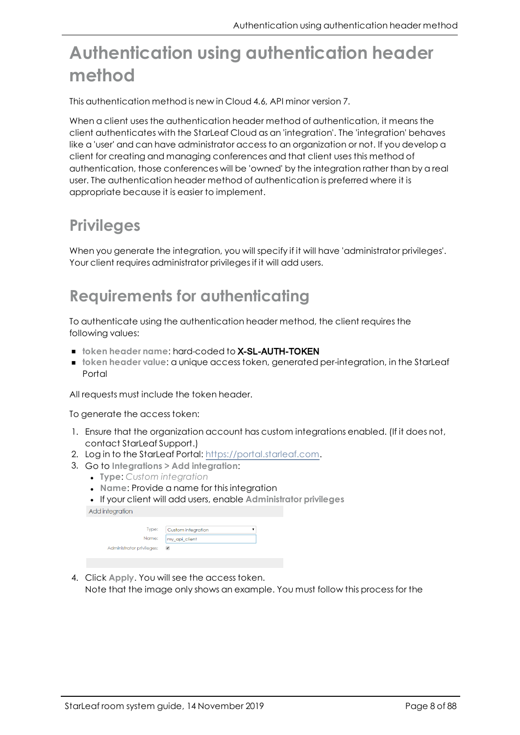# Authentication using authentication header method

This authentication method is new in Cloud 4.6, API minor version 7.

When a client uses the authentication header method of authentication, it means the client authenticates with the StarLeaf Cloud as an 'integration'. The 'integration' behaves like a 'user' and can have administrator access to an organization or not. If you develop a client for creating and managing conferences and that client uses this method of authentication, those conferences will be 'owned' by the integration rather than by a real user. The authentication header method of authentication is preferred where it is appropriate because it is easier to implement.

## Privileges

When you generate the integration, you will specify if it will have 'administrator privileges'. Your client requires administrator privileges if it will add users.

## Requirements for authenticating

To authenticate using the authentication header method, the client requires the following values:

- **token header name**: hard-coded to **X-SL-AUTH-TOKEN**
- **token header value**: a unique access token, generated per-integration, in the StarLeaf Portal

All requests must include the token header.

To generate the access token:

1. Ensure that the organization account has custom integrations enabled. (If it does not, contact StarLeaf Support.)
2. Log in to the StarLeaf Portal: https://portal.starleaf.com.
3. Go to **Integrations > Add integration**:
   - **Type**: *Custom integration*
   - **Name**: Provide a name for this integration
   - If your client will add users, enable **Administrator privileges**

   Add integration

   Type: Custom integration
   Name: my_api_client
   Administrator privileges: ☑

4. Click **Apply**. You will see the access token.
   Note that the image only shows an example. You must follow this process for the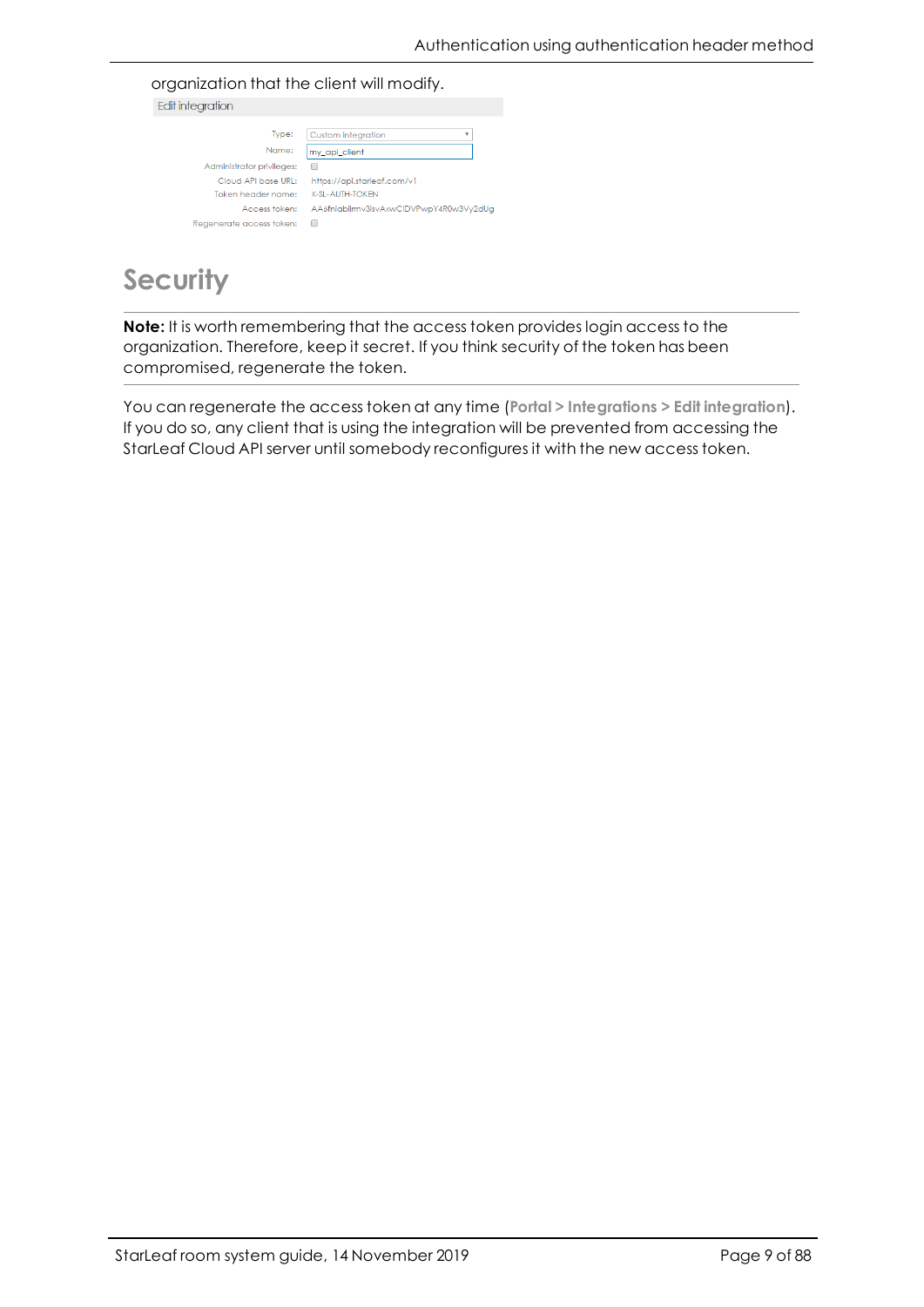organization that the client will modify.

Edit integration

| | |
|---|---|
| Type: | Custom integration |
| Name: | my_api_client |
| Administrator privileges: | ☐ |
| Cloud API base URL: | https://api.starleaf.com/v1 |
| Token header name: | X-SL-AUTH-TOKEN |
| Access token: | AA6fnlablirmv3isvAxwCIDVPwpY4R0w3Vy2dUg |
| Regenerate access token: | ☐ |

## Security

**Note:** It is worth remembering that the access token provides login access to the organization. Therefore, keep it secret. If you think security of the token has been compromised, regenerate the token.

You can regenerate the access token at any time (**Portal > Integrations > Edit integration**). If you do so, any client that is using the integration will be prevented from accessing the StarLeaf Cloud API server until somebody reconfigures it with the new access token.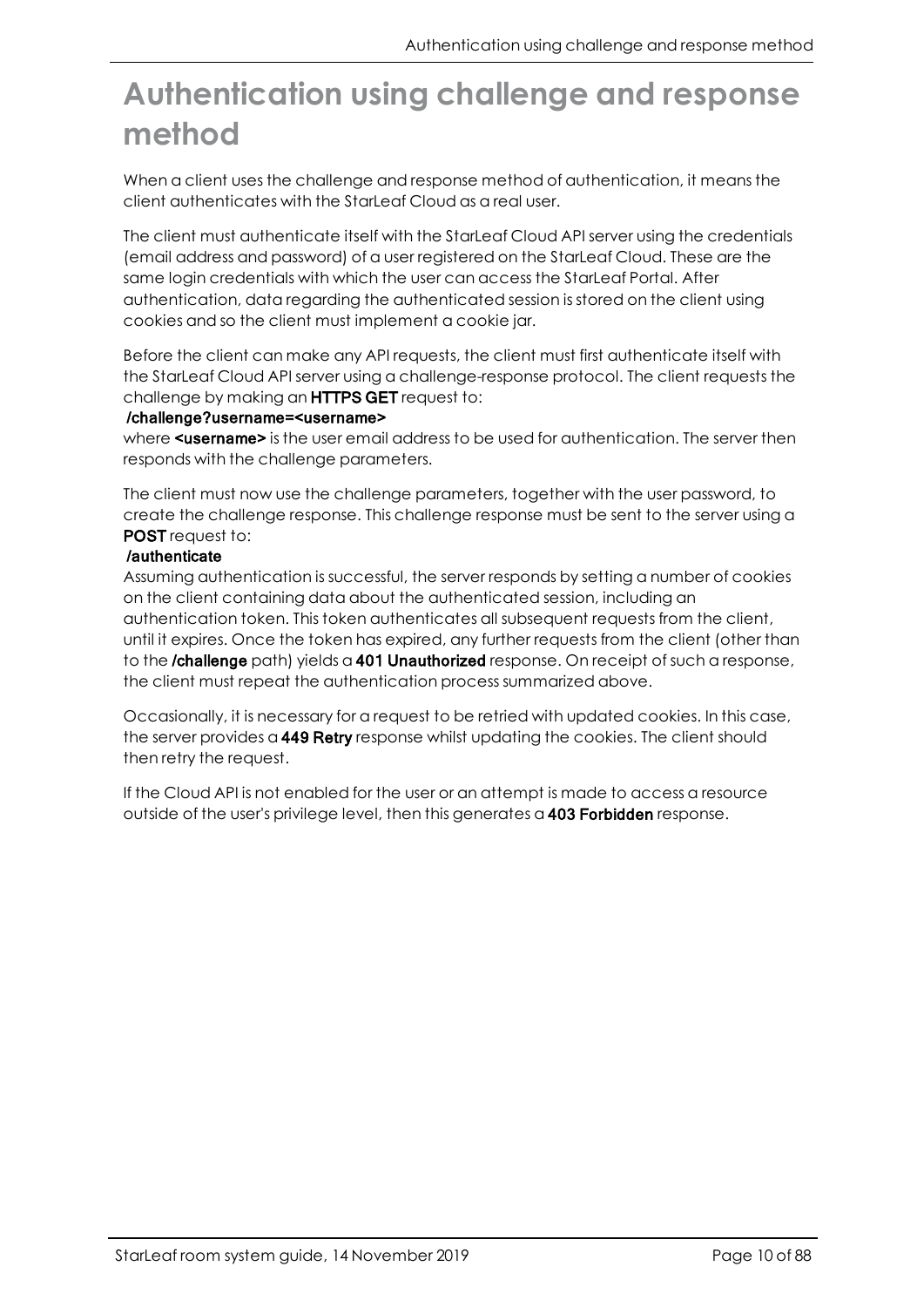# Authentication using challenge and response method

When a client uses the challenge and response method of authentication, it means the client authenticates with the StarLeaf Cloud as a real user.

The client must authenticate itself with the StarLeaf Cloud API server using the credentials (email address and password) of a user registered on the StarLeaf Cloud. These are the same login credentials with which the user can access the StarLeaf Portal. After authentication, data regarding the authenticated session is stored on the client using cookies and so the client must implement a cookie jar.

Before the client can make any API requests, the client must first authenticate itself with the StarLeaf Cloud API server using a challenge-response protocol. The client requests the challenge by making an **HTTPS GET** request to:
**/challenge?username=<username>**
where **<username>** is the user email address to be used for authentication. The server then responds with the challenge parameters.

The client must now use the challenge parameters, together with the user password, to create the challenge response. This challenge response must be sent to the server using a **POST** request to:
**/authenticate**
Assuming authentication is successful, the server responds by setting a number of cookies on the client containing data about the authenticated session, including an authentication token. This token authenticates all subsequent requests from the client, until it expires. Once the token has expired, any further requests from the client (other than to the **/challenge** path) yields a **401 Unauthorized** response. On receipt of such a response, the client must repeat the authentication process summarized above.

Occasionally, it is necessary for a request to be retried with updated cookies. In this case, the server provides a **449 Retry** response whilst updating the cookies. The client should then retry the request.

If the Cloud API is not enabled for the user or an attempt is made to access a resource outside of the user's privilege level, then this generates a **403 Forbidden** response.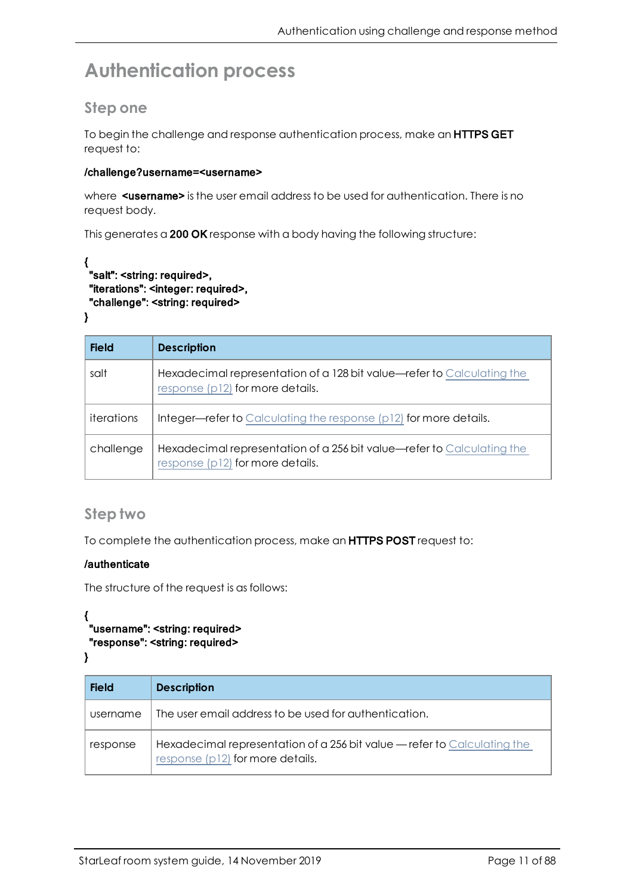# Authentication process

## Step one

To begin the challenge and response authentication process, make an **HTTPS GET** request to:

**/challenge?username=<username>**

where **<username>** is the user email address to be used for authentication. There is no request body.

This generates a **200 OK** response with a body having the following structure:

```
{
 "salt": <string: required>,
 "iterations": <integer: required>,
 "challenge": <string: required>
}
```

| Field | Description |
| --- | --- |
| salt | Hexadecimal representation of a 128 bit value—refer to Calculating the response (p12) for more details. |
| iterations | Integer—refer to Calculating the response (p12) for more details. |
| challenge | Hexadecimal representation of a 256 bit value—refer to Calculating the response (p12) for more details. |

## Step two

To complete the authentication process, make an **HTTPS POST** request to:

**/authenticate**

The structure of the request is as follows:

```
{
 "username": <string: required>
 "response": <string: required>
}
```

| Field | Description |
| --- | --- |
| username | The user email address to be used for authentication. |
| response | Hexadecimal representation of a 256 bit value — refer to Calculating the response (p12) for more details. |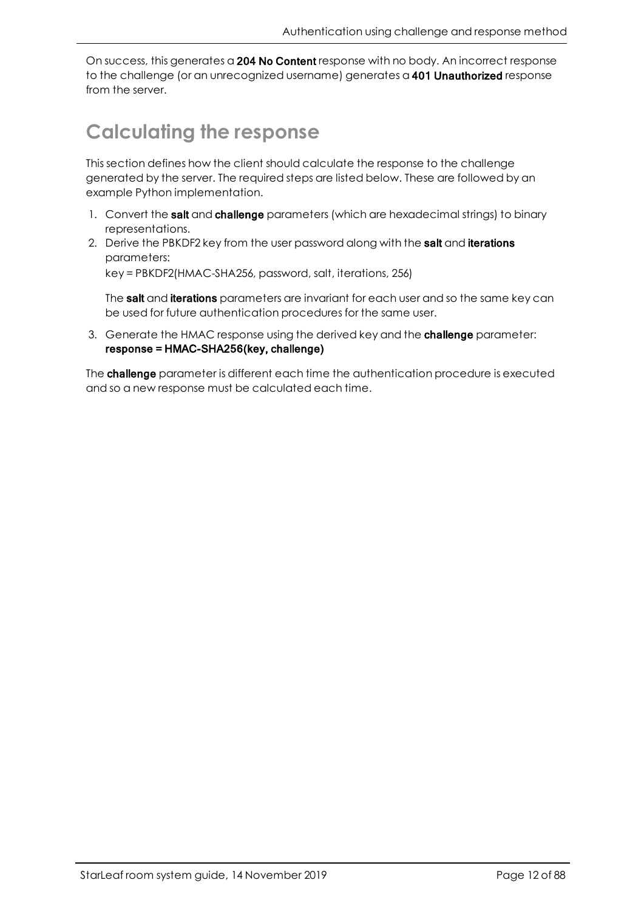On success, this generates a **204 No Content** response with no body. An incorrect response to the challenge (or an unrecognized username) generates a **401 Unauthorized** response from the server.

# Calculating the response

This section defines how the client should calculate the response to the challenge generated by the server. The required steps are listed below. These are followed by an example Python implementation.

1. Convert the **salt** and **challenge** parameters (which are hexadecimal strings) to binary representations.
2. Derive the PBKDF2 key from the user password along with the **salt** and **iterations** parameters:
   key = PBKDF2(HMAC-SHA256, password, salt, iterations, 256)

   The **salt** and **iterations** parameters are invariant for each user and so the same key can be used for future authentication procedures for the same user.
3. Generate the HMAC response using the derived key and the **challenge** parameter:
   **response = HMAC-SHA256(key, challenge)**

The **challenge** parameter is different each time the authentication procedure is executed and so a new response must be calculated each time.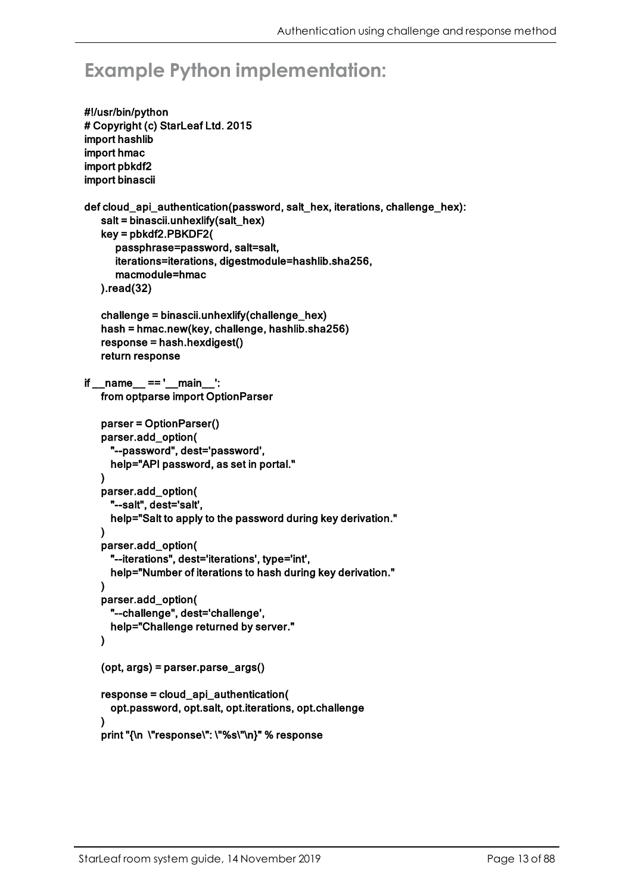## Example Python implementation:

```
#!/usr/bin/python
# Copyright (c) StarLeaf Ltd. 2015
import hashlib
import hmac
import pbkdf2
import binascii

def cloud_api_authentication(password, salt_hex, iterations, challenge_hex):
    salt = binascii.unhexlify(salt_hex)
    key = pbkdf2.PBKDF2(
        passphrase=password, salt=salt,
        iterations=iterations, digestmodule=hashlib.sha256,
        macmodule=hmac
    ).read(32)

    challenge = binascii.unhexlify(challenge_hex)
    hash = hmac.new(key, challenge, hashlib.sha256)
    response = hash.hexdigest()
    return response

if __name__ == '__main__':
    from optparse import OptionParser

    parser = OptionParser()
    parser.add_option(
      "--password", dest='password',
      help="API password, as set in portal."
    )
    parser.add_option(
      "--salt", dest='salt',
      help="Salt to apply to the password during key derivation."
    )
    parser.add_option(
      "--iterations", dest='iterations', type='int',
      help="Number of iterations to hash during key derivation."
    )
    parser.add_option(
      "--challenge", dest='challenge',
      help="Challenge returned by server."
    )

    (opt, args) = parser.parse_args()

    response = cloud_api_authentication(
      opt.password, opt.salt, opt.iterations, opt.challenge
    )
    print "{\n  \"response\": \"%s\"\n}" % response
```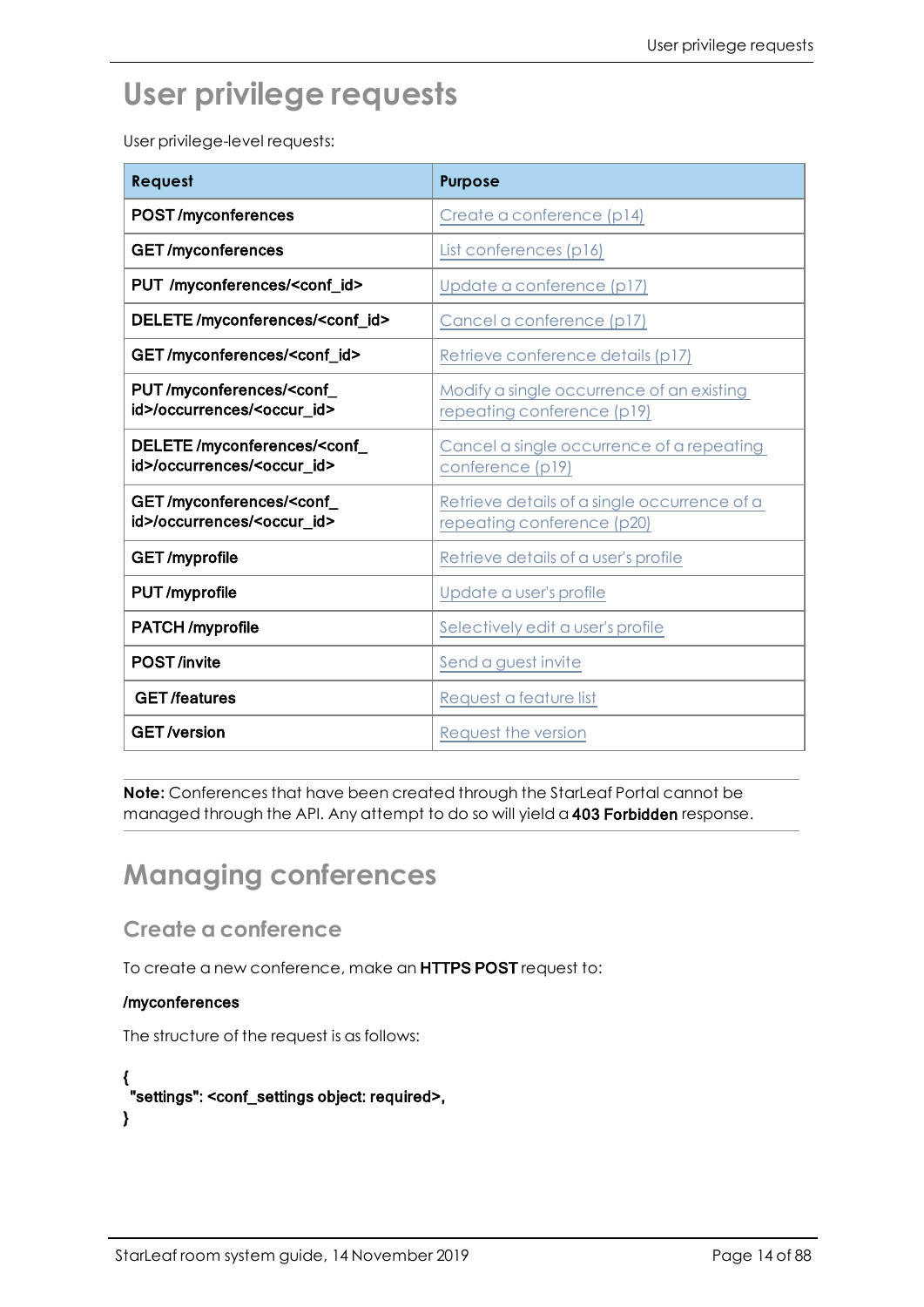# User privilege requests

User privilege-level requests:

| Request | Purpose |
|---|---|
| **POST /myconferences** | Create a conference (p14) |
| **GET /myconferences** | List conferences (p16) |
| **PUT /myconferences/<conf_id>** | Update a conference (p17) |
| **DELETE /myconferences/<conf_id>** | Cancel a conference (p17) |
| **GET /myconferences/<conf_id>** | Retrieve conference details (p17) |
| **PUT /myconferences/<conf_id>/occurrences/<occur_id>** | Modify a single occurrence of an existing repeating conference (p19) |
| **DELETE /myconferences/<conf_id>/occurrences/<occur_id>** | Cancel a single occurrence of a repeating conference (p19) |
| **GET /myconferences/<conf_id>/occurrences/<occur_id>** | Retrieve details of a single occurrence of a repeating conference (p20) |
| **GET /myprofile** | Retrieve details of a user's profile |
| **PUT /myprofile** | Update a user's profile |
| **PATCH /myprofile** | Selectively edit a user's profile |
| **POST /invite** | Send a guest invite |
| **GET /features** | Request a feature list |
| **GET /version** | Request the version |

**Note:** Conferences that have been created through the StarLeaf Portal cannot be managed through the API. Any attempt to do so will yield a **403 Forbidden** response.

# Managing conferences

## Create a conference

To create a new conference, make an **HTTPS POST** request to:

**/myconferences**

The structure of the request is as follows:

```
{
  "settings": <conf_settings object: required>,
}
```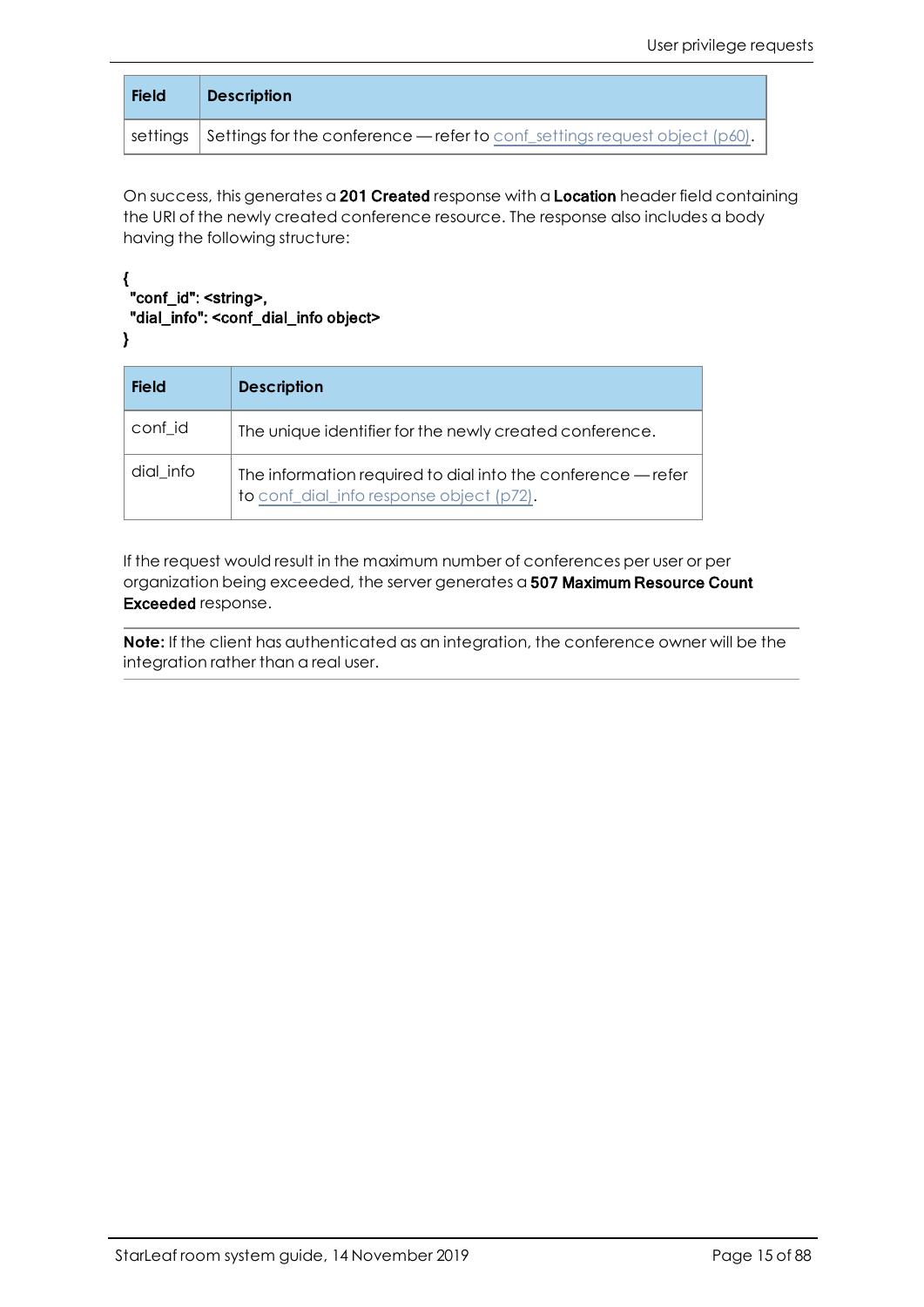| Field | Description |
| --- | --- |
| settings | Settings for the conference — refer to conf_settings request object (p60). |

On success, this generates a **201 Created** response with a **Location** header field containing the URI of the newly created conference resource. The response also includes a body having the following structure:

```
{
 "conf_id": <string>,
 "dial_info": <conf_dial_info object>
}
```

| Field | Description |
| --- | --- |
| conf_id | The unique identifier for the newly created conference. |
| dial_info | The information required to dial into the conference — refer to conf_dial_info response object (p72). |

If the request would result in the maximum number of conferences per user or per organization being exceeded, the server generates a **507 Maximum Resource Count Exceeded** response.

**Note:** If the client has authenticated as an integration, the conference owner will be the integration rather than a real user.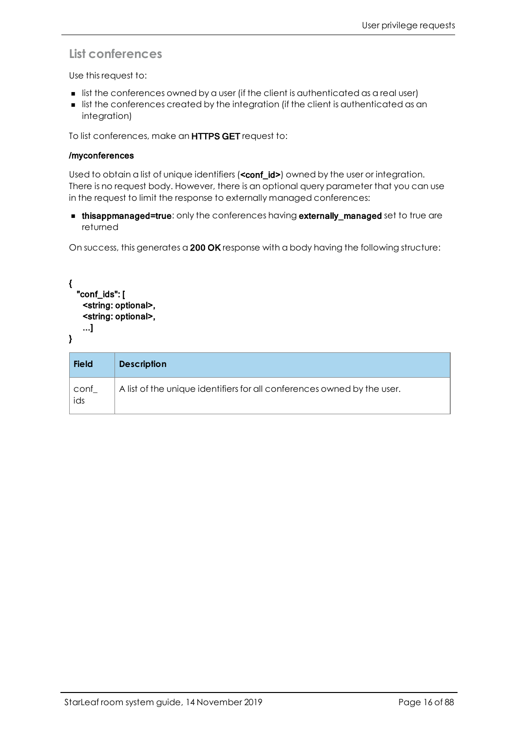## List conferences

Use this request to:

- list the conferences owned by a user (if the client is authenticated as a real user)
- list the conferences created by the integration (if the client is authenticated as an integration)

To list conferences, make an **HTTPS GET** request to:

**/myconferences**

Used to obtain a list of unique identifiers (**<conf_id>**) owned by the user or integration. There is no request body. However, there is an optional query parameter that you can use in the request to limit the response to externally managed conferences:

- **thisappmanaged=true**: only the conferences having **externally_managed** set to true are returned

On success, this generates a **200 OK** response with a body having the following structure:

```
{
  "conf_ids": [
    <string: optional>,
    <string: optional>,
    ...]
}
```

| Field | Description |
| --- | --- |
| conf_ids | A list of the unique identifiers for all conferences owned by the user. |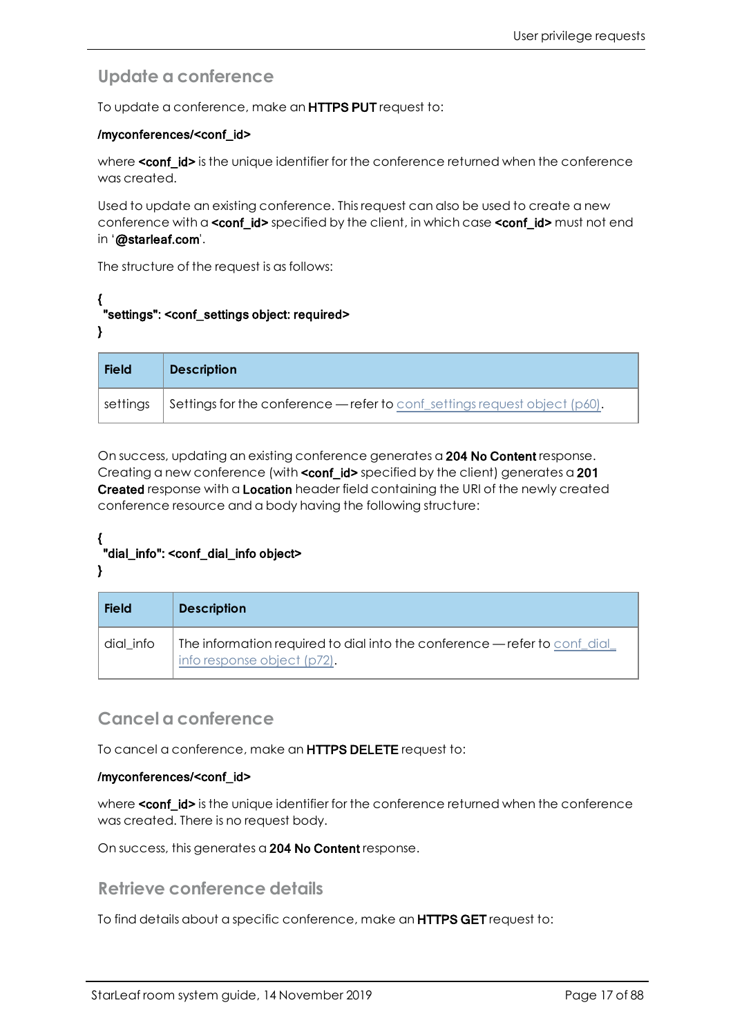## Update a conference

To update a conference, make an **HTTPS PUT** request to:

**/myconferences/<conf_id>**

where **<conf_id>** is the unique identifier for the conference returned when the conference was created.

Used to update an existing conference. This request can also be used to create a new conference with a **<conf_id>** specified by the client, in which case **<conf_id>** must not end in '**@starleaf.com**'.

The structure of the request is as follows:

```
{
  "settings": <conf_settings object: required>
}
```

| Field | Description |
|---|---|
| settings | Settings for the conference — refer to conf_settings request object (p60). |

On success, updating an existing conference generates a **204 No Content** response. Creating a new conference (with **<conf_id>** specified by the client) generates a **201 Created** response with a **Location** header field containing the URI of the newly created conference resource and a body having the following structure:

```
{
  "dial_info": <conf_dial_info object>
}
```

| Field | Description |
|---|---|
| dial_info | The information required to dial into the conference — refer to conf_dial_info response object (p72). |

## Cancel a conference

To cancel a conference, make an **HTTPS DELETE** request to:

**/myconferences/<conf_id>**

where **<conf_id>** is the unique identifier for the conference returned when the conference was created. There is no request body.

On success, this generates a **204 No Content** response.

## Retrieve conference details

To find details about a specific conference, make an **HTTPS GET** request to: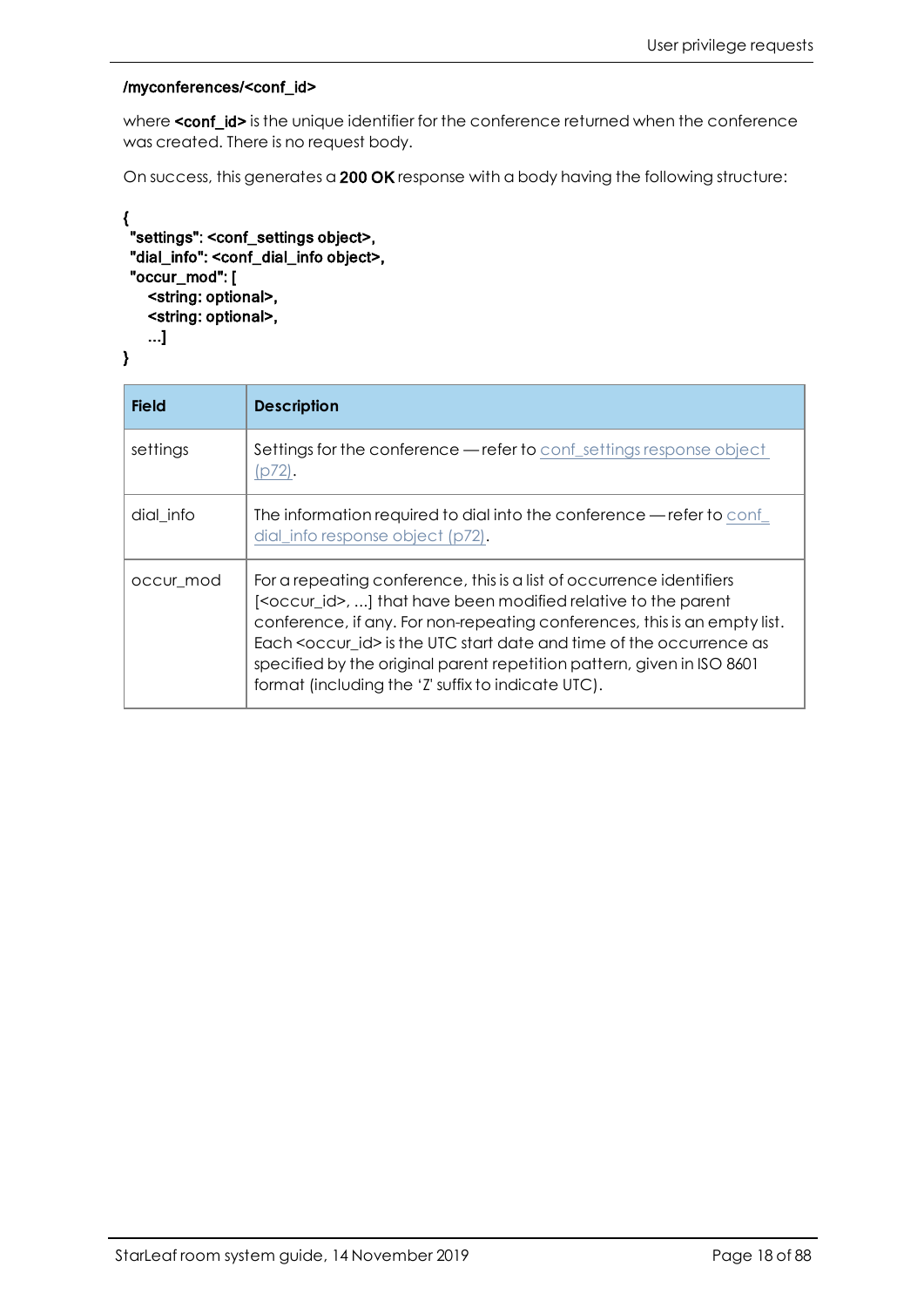**/myconferences/<conf_id>**

where **<conf_id>** is the unique identifier for the conference returned when the conference was created. There is no request body.

On success, this generates a **200 OK** response with a body having the following structure:

```
{
 "settings": <conf_settings object>,
 "dial_info": <conf_dial_info object>,
 "occur_mod": [
    <string: optional>,
    <string: optional>,
    ...]
}
```

| Field | Description |
|---|---|
| settings | Settings for the conference — refer to conf_settings response object (p72). |
| dial_info | The information required to dial into the conference — refer to conf_dial_info response object (p72). |
| occur_mod | For a repeating conference, this is a list of occurrence identifiers [<occur_id>, ...] that have been modified relative to the parent conference, if any. For non-repeating conferences, this is an empty list. Each <occur_id> is the UTC start date and time of the occurrence as specified by the original parent repetition pattern, given in ISO 8601 format (including the 'Z' suffix to indicate UTC). |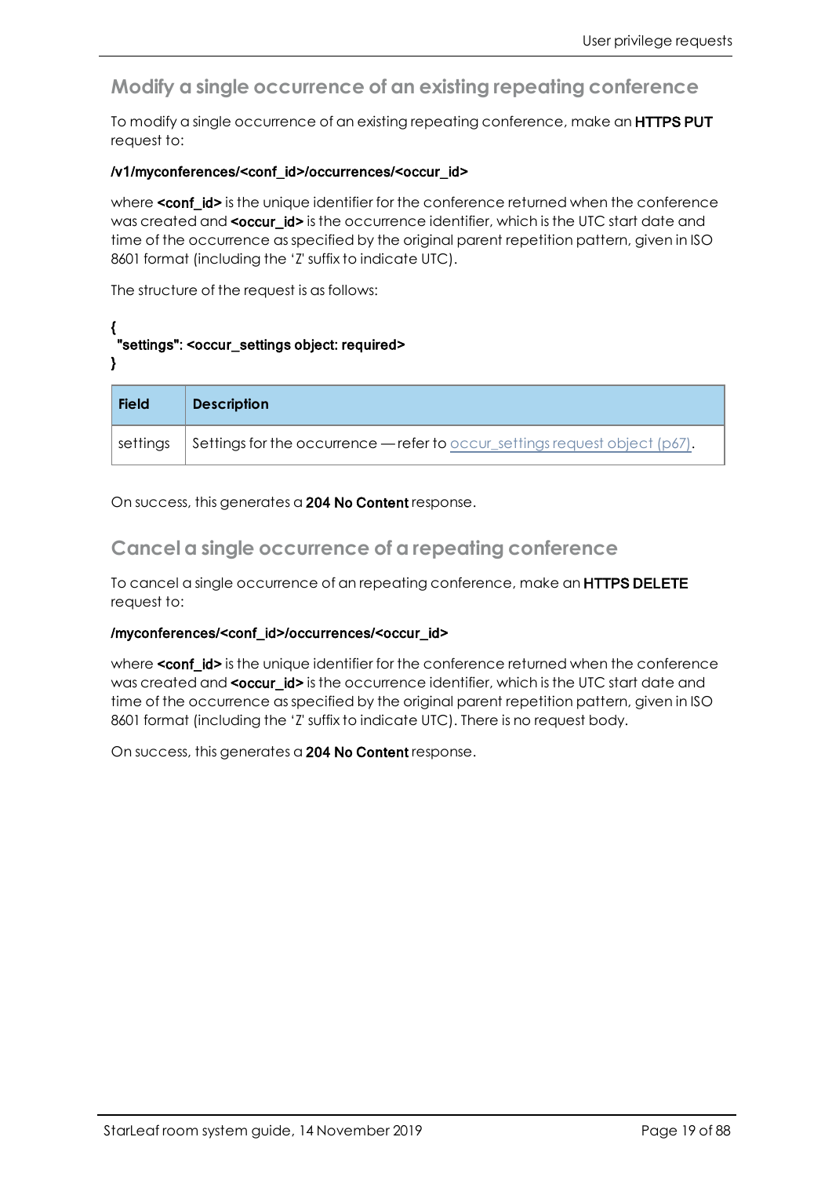## Modify a single occurrence of an existing repeating conference

To modify a single occurrence of an existing repeating conference, make an **HTTPS PUT** request to:

**/v1/myconferences/<conf_id>/occurrences/<occur_id>**

where **<conf_id>** is the unique identifier for the conference returned when the conference was created and **<occur_id>** is the occurrence identifier, which is the UTC start date and time of the occurrence as specified by the original parent repetition pattern, given in ISO 8601 format (including the 'Z' suffix to indicate UTC).

The structure of the request is as follows:

```
{
 "settings": <occur_settings object: required>
}
```

| Field | Description |
| --- | --- |
| settings | Settings for the occurrence — refer to occur_settings request object (p67). |

On success, this generates a **204 No Content** response.

## Cancel a single occurrence of a repeating conference

To cancel a single occurrence of an repeating conference, make an **HTTPS DELETE** request to:

**/myconferences/<conf_id>/occurrences/<occur_id>**

where **<conf_id>** is the unique identifier for the conference returned when the conference was created and **<occur_id>** is the occurrence identifier, which is the UTC start date and time of the occurrence as specified by the original parent repetition pattern, given in ISO 8601 format (including the 'Z' suffix to indicate UTC). There is no request body.

On success, this generates a **204 No Content** response.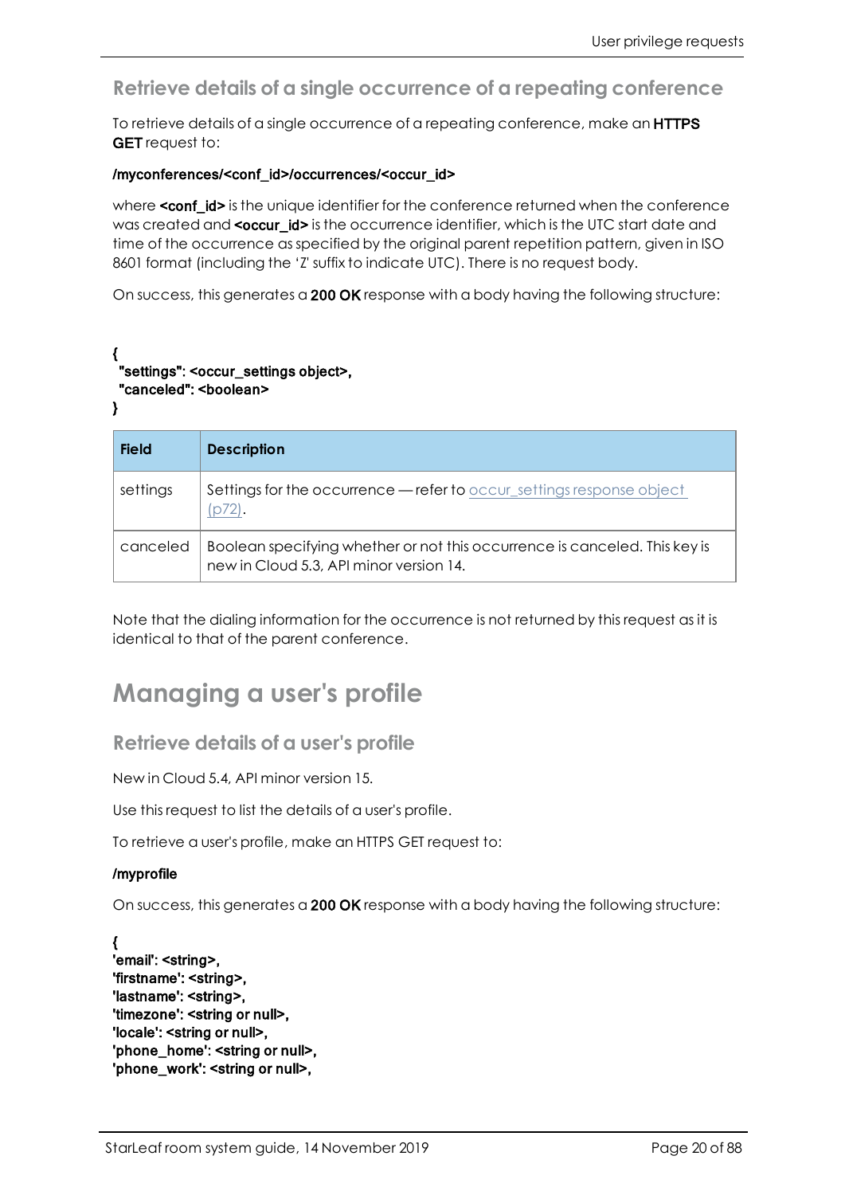## Retrieve details of a single occurrence of a repeating conference

To retrieve details of a single occurrence of a repeating conference, make an **HTTPS GET** request to:

**/myconferences/<conf_id>/occurrences/<occur_id>**

where **<conf_id>** is the unique identifier for the conference returned when the conference was created and **<occur_id>** is the occurrence identifier, which is the UTC start date and time of the occurrence as specified by the original parent repetition pattern, given in ISO 8601 format (including the 'Z' suffix to indicate UTC). There is no request body.

On success, this generates a **200 OK** response with a body having the following structure:

```
{
  "settings": <occur_settings object>,
  "canceled": <boolean>
}
```

| Field | Description |
|---|---|
| settings | Settings for the occurrence — refer to occur_settings response object (p72). |
| canceled | Boolean specifying whether or not this occurrence is canceled. This key is new in Cloud 5.3, API minor version 14. |

Note that the dialing information for the occurrence is not returned by this request as it is identical to that of the parent conference.

# Managing a user's profile

## Retrieve details of a user's profile

New in Cloud 5.4, API minor version 15.

Use this request to list the details of a user's profile.

To retrieve a user's profile, make an HTTPS GET request to:

**/myprofile**

On success, this generates a **200 OK** response with a body having the following structure:

```
{
'email': <string>,
'firstname': <string>,
'lastname': <string>,
'timezone': <string or null>,
'locale': <string or null>,
'phone_home': <string or null>,
'phone_work': <string or null>,
```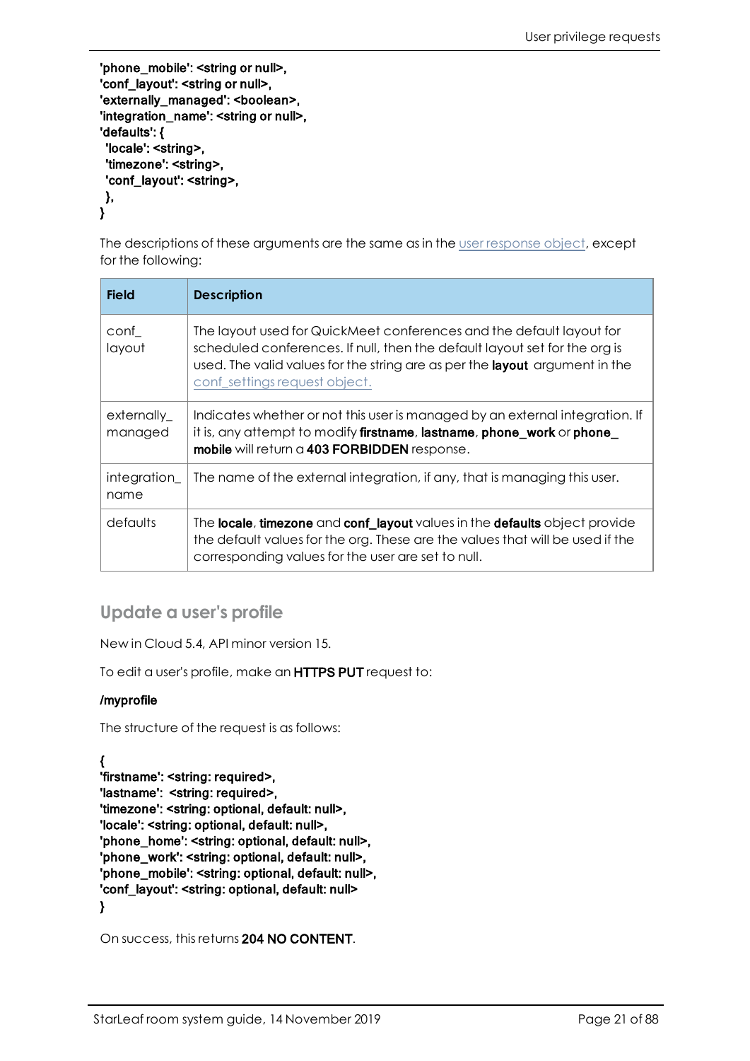```
'phone_mobile': <string or null>,
'conf_layout': <string or null>,
'externally_managed': <boolean>,
'integration_name': <string or null>,
'defaults': {
 'locale': <string>,
 'timezone': <string>,
 'conf_layout': <string>,
 },
}
```

The descriptions of these arguments are the same as in the user response object, except for the following:

| Field | Description |
| --- | --- |
| conf_layout | The layout used for QuickMeet conferences and the default layout for scheduled conferences. If null, then the default layout set for the org is used. The valid values for the string are as per the **layout** argument in the conf_settings request object. |
| externally_managed | Indicates whether or not this user is managed by an external integration. If it is, any attempt to modify **firstname**, **lastname**, **phone_work** or **phone_mobile** will return a **403 FORBIDDEN** response. |
| integration_name | The name of the external integration, if any, that is managing this user. |
| defaults | The **locale**, **timezone** and **conf_layout** values in the **defaults** object provide the default values for the org. These are the values that will be used if the corresponding values for the user are set to null. |

## Update a user's profile

New in Cloud 5.4, API minor version 15.

To edit a user's profile, make an **HTTPS PUT** request to:

**/myprofile**

The structure of the request is as follows:

```
{
'firstname': <string: required>,
'lastname':  <string: required>,
'timezone': <string: optional, default: null>,
'locale': <string: optional, default: null>,
'phone_home': <string: optional, default: null>,
'phone_work': <string: optional, default: null>,
'phone_mobile': <string: optional, default: null>,
'conf_layout': <string: optional, default: null>
}
```

On success, this returns **204 NO CONTENT**.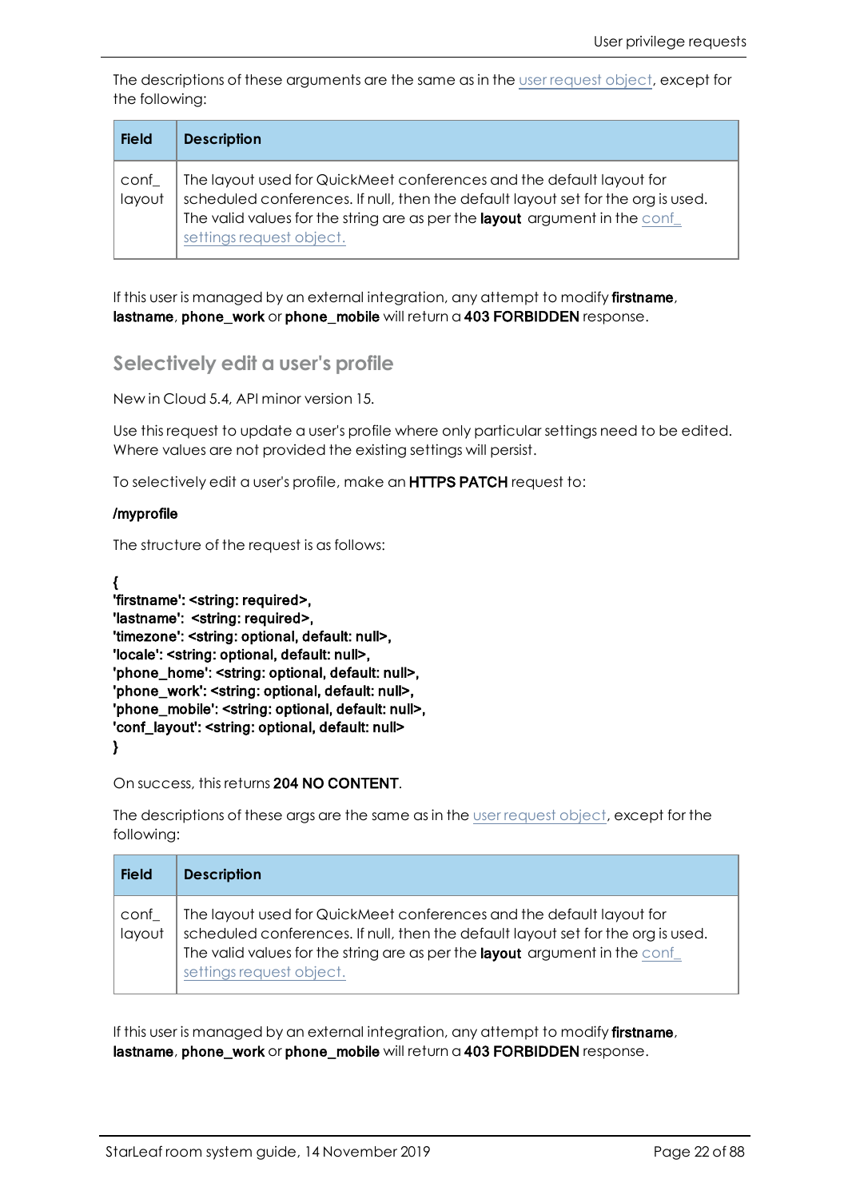The descriptions of these arguments are the same as in the user request object, except for the following:

| Field | Description |
|---|---|
| conf_layout | The layout used for QuickMeet conferences and the default layout for scheduled conferences. If null, then the default layout set for the org is used. The valid values for the string are as per the **layout** argument in the conf_settings request object. |

If this user is managed by an external integration, any attempt to modify **firstname**, **lastname**, **phone_work** or **phone_mobile** will return a **403 FORBIDDEN** response.

## Selectively edit a user's profile

New in Cloud 5.4, API minor version 15.

Use this request to update a user's profile where only particular settings need to be edited. Where values are not provided the existing settings will persist.

To selectively edit a user's profile, make an **HTTPS PATCH** request to:

**/myprofile**

The structure of the request is as follows:

```
{
'firstname': <string: required>,
'lastname':  <string: required>,
'timezone': <string: optional, default: null>,
'locale': <string: optional, default: null>,
'phone_home': <string: optional, default: null>,
'phone_work': <string: optional, default: null>,
'phone_mobile': <string: optional, default: null>,
'conf_layout': <string: optional, default: null>
}
```

On success, this returns **204 NO CONTENT**.

The descriptions of these args are the same as in the user request object, except for the following:

| Field | Description |
|---|---|
| conf_layout | The layout used for QuickMeet conferences and the default layout for scheduled conferences. If null, then the default layout set for the org is used. The valid values for the string are as per the **layout** argument in the conf_settings request object. |

If this user is managed by an external integration, any attempt to modify **firstname**, **lastname**, **phone_work** or **phone_mobile** will return a **403 FORBIDDEN** response.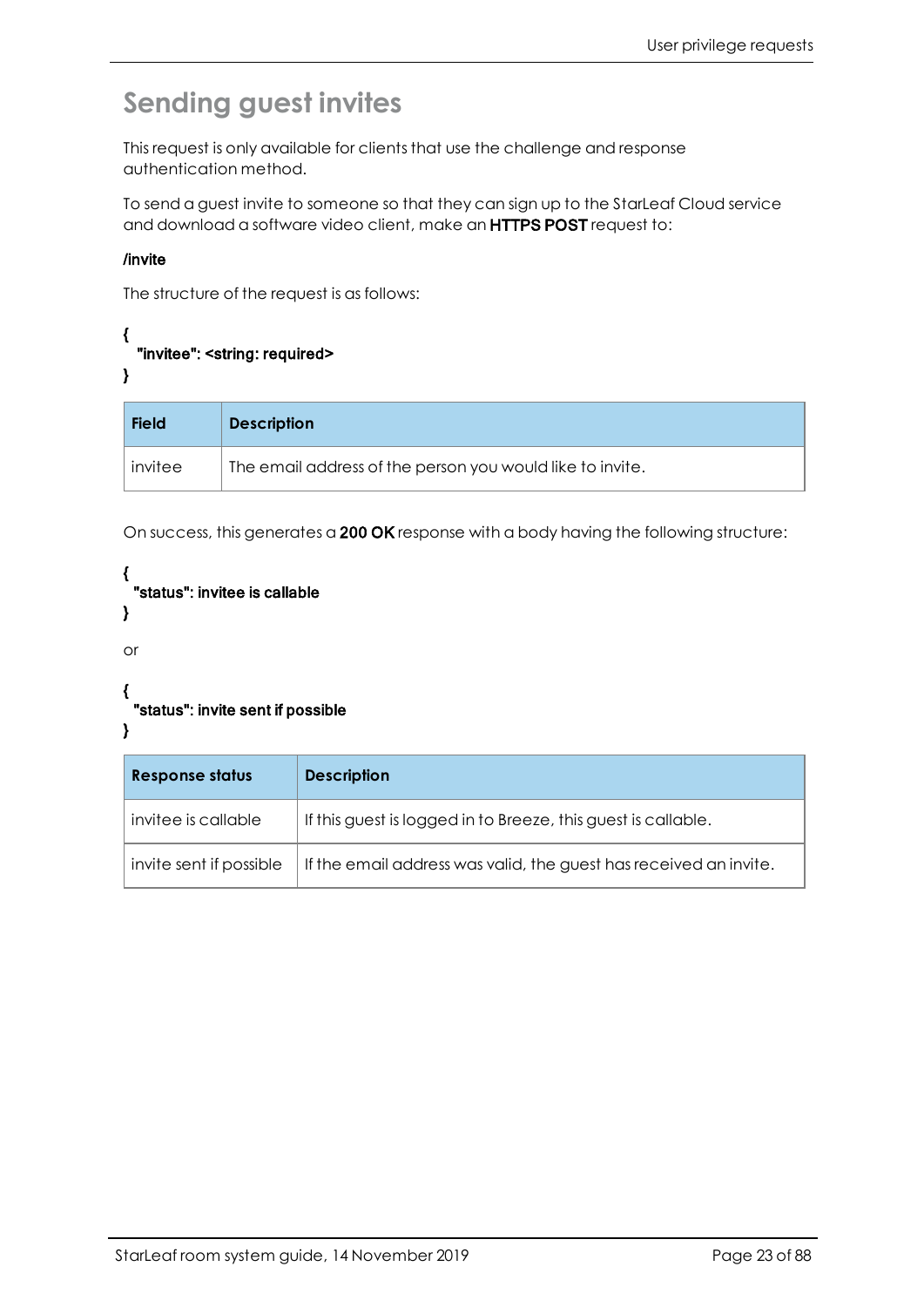# Sending guest invites

This request is only available for clients that use the challenge and response authentication method.

To send a guest invite to someone so that they can sign up to the StarLeaf Cloud service and download a software video client, make an **HTTPS POST** request to:

**/invite**

The structure of the request is as follows:

```
{
  "invitee": <string: required>
}
```

| Field | Description |
|---|---|
| invitee | The email address of the person you would like to invite. |

On success, this generates a **200 OK** response with a body having the following structure:

```
{
  "status": invitee is callable
}
```

or

```
{
  "status": invite sent if possible
}
```

| Response status | Description |
|---|---|
| invitee is callable | If this guest is logged in to Breeze, this guest is callable. |
| invite sent if possible | If the email address was valid, the guest has received an invite. |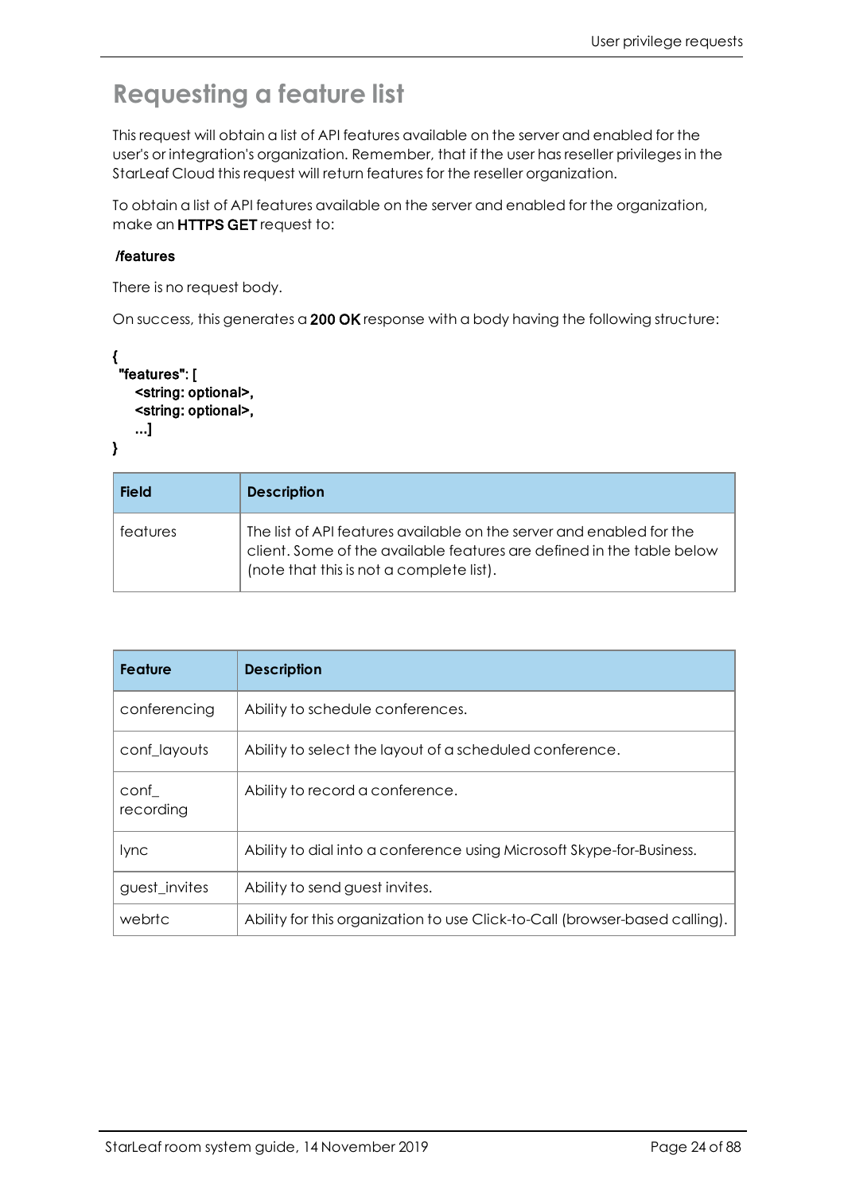# Requesting a feature list

This request will obtain a list of API features available on the server and enabled for the user's or integration's organization. Remember, that if the user has reseller privileges in the StarLeaf Cloud this request will return features for the reseller organization.

To obtain a list of API features available on the server and enabled for the organization, make an **HTTPS GET** request to:

**/features**

There is no request body.

On success, this generates a **200 OK** response with a body having the following structure:

```
{
 "features": [
    <string: optional>,
    <string: optional>,
    ...]
}
```

| Field | Description |
|---|---|
| features | The list of API features available on the server and enabled for the client. Some of the available features are defined in the table below (note that this is not a complete list). |

| Feature | Description |
|---|---|
| conferencing | Ability to schedule conferences. |
| conf_layouts | Ability to select the layout of a scheduled conference. |
| conf_recording | Ability to record a conference. |
| lync | Ability to dial into a conference using Microsoft Skype-for-Business. |
| guest_invites | Ability to send guest invites. |
| webrtc | Ability for this organization to use Click-to-Call (browser-based calling). |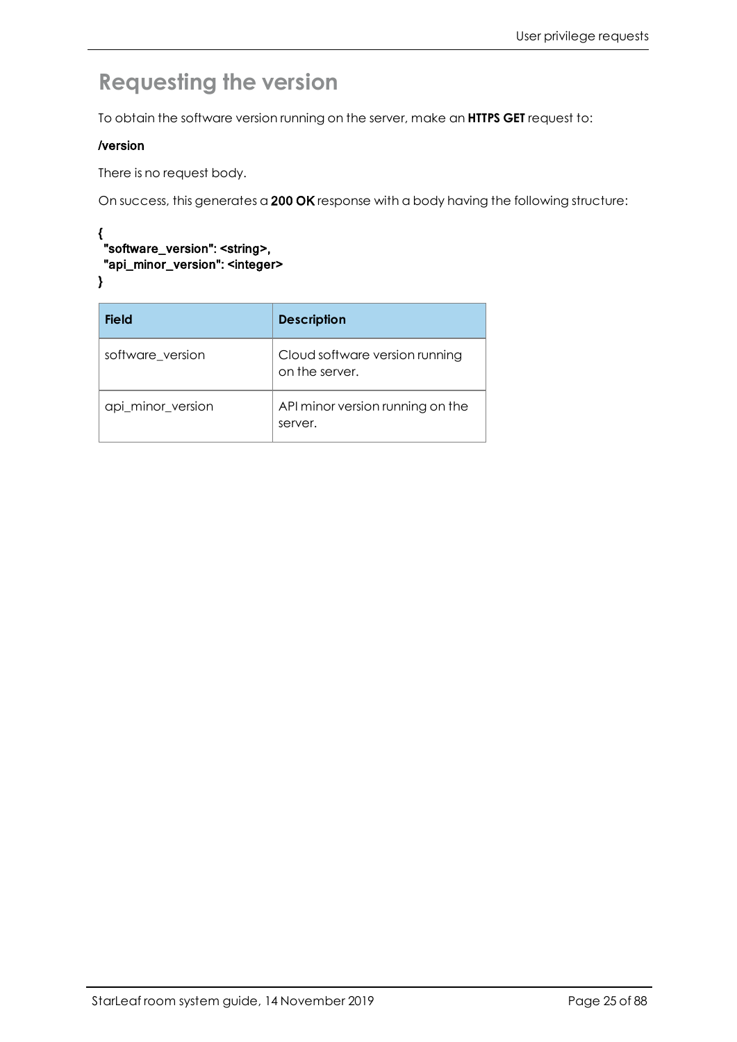# Requesting the version

To obtain the software version running on the server, make an **HTTPS GET** request to:

**/version**

There is no request body.

On success, this generates a **200 OK** response with a body having the following structure:

```
{
 "software_version": <string>,
 "api_minor_version": <integer>
}
```

| Field | Description |
| --- | --- |
| software_version | Cloud software version running on the server. |
| api_minor_version | API minor version running on the server. |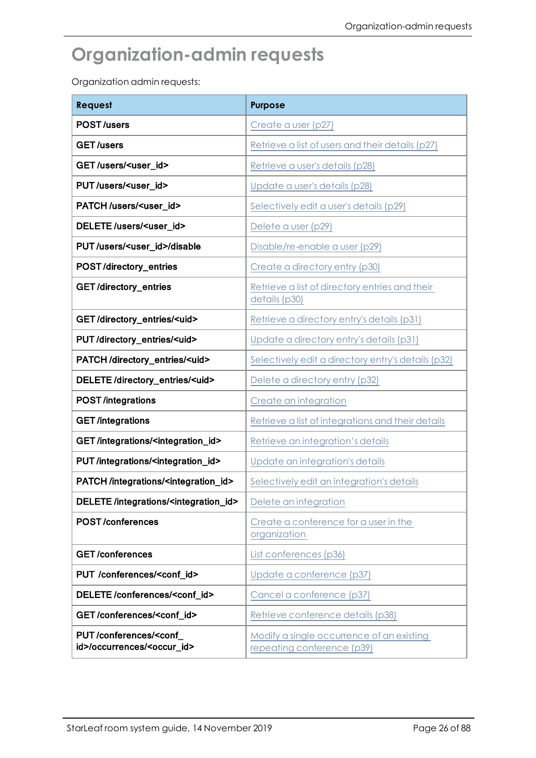# Organization-admin requests

Organization admin requests:

| Request | Purpose |
|---|---|
| **POST /users** | Create a user (p27) |
| **GET /users** | Retrieve a list of users and their details (p27) |
| **GET /users/<user_id>** | Retrieve a user's details (p28) |
| **PUT /users/<user_id>** | Update a user's details (p28) |
| **PATCH /users/<user_id>** | Selectively edit a user's details (p29) |
| **DELETE /users/<user_id>** | Delete a user (p29) |
| **PUT /users/<user_id>/disable** | Disable/re-enable a user (p29) |
| **POST /directory_entries** | Create a directory entry (p30) |
| **GET /directory_entries** | Retrieve a list of directory entries and their details (p30) |
| **GET /directory_entries/<uid>** | Retrieve a directory entry's details (p31) |
| **PUT /directory_entries/<uid>** | Update a directory entry's details (p31) |
| **PATCH /directory_entries/<uid>** | Selectively edit a directory entry's details (p32) |
| **DELETE /directory_entries/<uid>** | Delete a directory entry (p32) |
| **POST /integrations** | Create an integration |
| **GET /integrations** | Retrieve a list of integrations and their details |
| **GET /integrations/<integration_id>** | Retrieve an integration's details |
| **PUT /integrations/<integration_id>** | Update an integration's details |
| **PATCH /integrations/<integration_id>** | Selectively edit an integration's details |
| **DELETE /integrations/<integration_id>** | Delete an integration |
| **POST /conferences** | Create a conference for a user in the organization |
| **GET /conferences** | List conferences (p36) |
| **PUT /conferences/<conf_id>** | Update a conference (p37) |
| **DELETE /conferences/<conf_id>** | Cancel a conference (p37) |
| **GET /conferences/<conf_id>** | Retrieve conference details (p38) |
| **PUT /conferences/<conf_id>/occurrences/<occur_id>** | Modify a single occurrence of an existing repeating conference (p39) |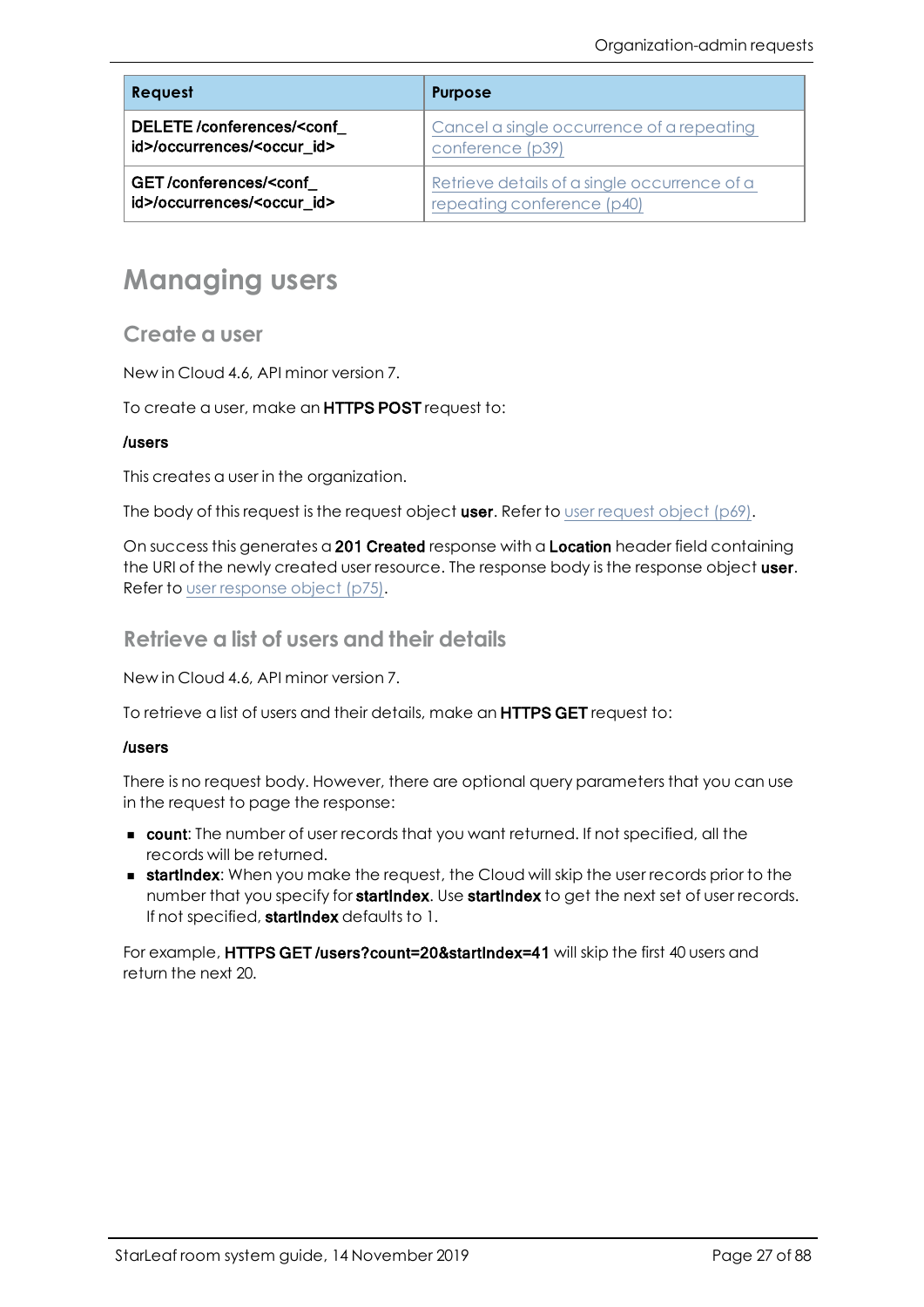| Request | Purpose |
| --- | --- |
| **DELETE /conferences/<conf_id>/occurrences/<occur_id>** | Cancel a single occurrence of a repeating conference (p39) |
| **GET /conferences/<conf_id>/occurrences/<occur_id>** | Retrieve details of a single occurrence of a repeating conference (p40) |

# Managing users

## Create a user

New in Cloud 4.6, API minor version 7.

To create a user, make an **HTTPS POST** request to:

**/users**

This creates a user in the organization.

The body of this request is the request object **user**. Refer to user request object (p69).

On success this generates a **201 Created** response with a **Location** header field containing the URI of the newly created user resource. The response body is the response object **user**. Refer to user response object (p75).

## Retrieve a list of users and their details

New in Cloud 4.6, API minor version 7.

To retrieve a list of users and their details, make an **HTTPS GET** request to:

**/users**

There is no request body. However, there are optional query parameters that you can use in the request to page the response:

- **count**: The number of user records that you want returned. If not specified, all the records will be returned.
- **startIndex**: When you make the request, the Cloud will skip the user records prior to the number that you specify for **startIndex**. Use **startIndex** to get the next set of user records. If not specified, **startIndex** defaults to 1.

For example, **HTTPS GET /users?count=20&startIndex=41** will skip the first 40 users and return the next 20.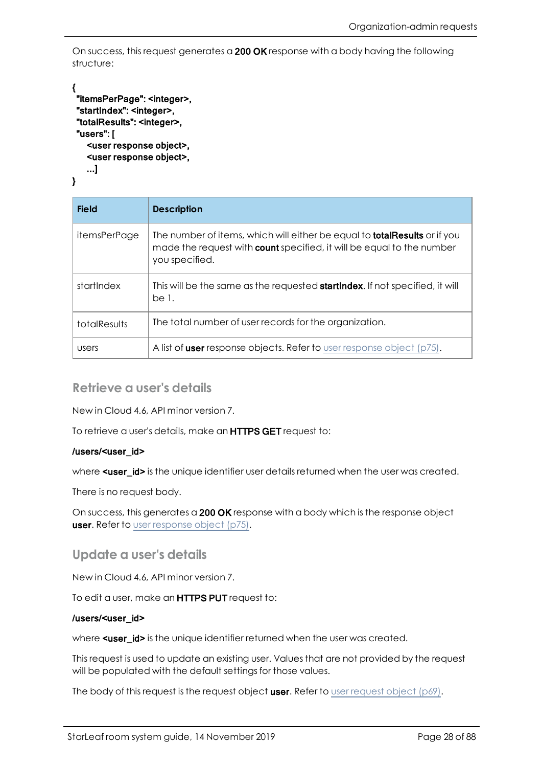On success, this request generates a **200 OK** response with a body having the following structure:

```
{
 "itemsPerPage": <integer>,
 "startIndex": <integer>,
 "totalResults": <integer>,
 "users": [
    <user response object>,
    <user response object>,
    ...]
}
```

| Field | Description |
|---|---|
| itemsPerPage | The number of items, which will either be equal to **totalResults** or if you made the request with **count** specified, it will be equal to the number you specified. |
| startIndex | This will be the same as the requested **startIndex**. If not specified, it will be 1. |
| totalResults | The total number of user records for the organization. |
| users | A list of **user** response objects. Refer to user response object (p75). |

## Retrieve a user's details

New in Cloud 4.6, API minor version 7.

To retrieve a user's details, make an **HTTPS GET** request to:

**/users/<user_id>**

where **<user_id>** is the unique identifier user details returned when the user was created.

There is no request body.

On success, this generates a **200 OK** response with a body which is the response object **user**. Refer to user response object (p75).

## Update a user's details

New in Cloud 4.6, API minor version 7.

To edit a user, make an **HTTPS PUT** request to:

**/users/<user_id>**

where **<user_id>** is the unique identifier returned when the user was created.

This request is used to update an existing user. Values that are not provided by the request will be populated with the default settings for those values.

The body of this request is the request object **user**. Refer to user request object (p69).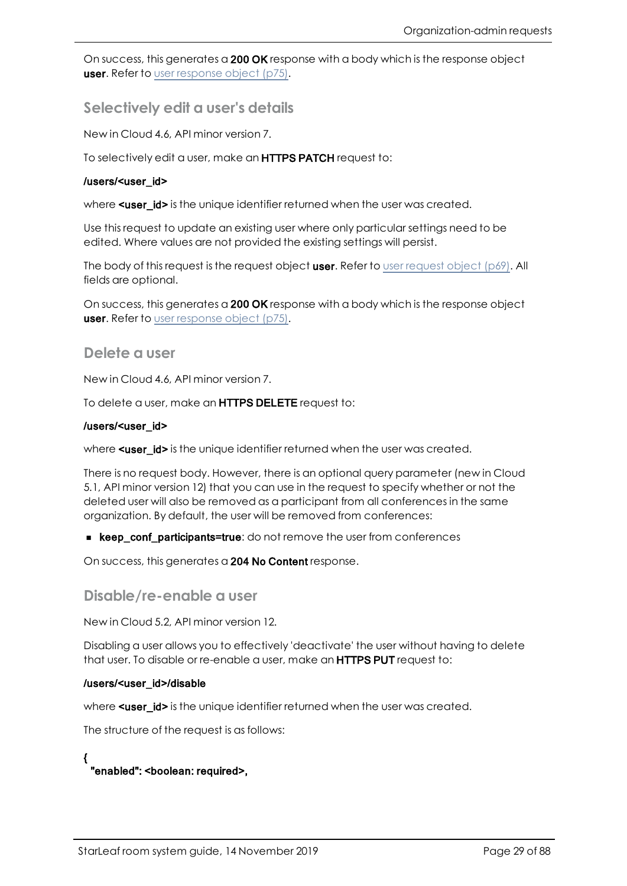On success, this generates a **200 OK** response with a body which is the response object **user**. Refer to user response object (p75).

## Selectively edit a user's details

New in Cloud 4.6, API minor version 7.

To selectively edit a user, make an **HTTPS PATCH** request to:

**/users/<user_id>**

where **<user_id>** is the unique identifier returned when the user was created.

Use this request to update an existing user where only particular settings need to be edited. Where values are not provided the existing settings will persist.

The body of this request is the request object **user**. Refer to user request object (p69). All fields are optional.

On success, this generates a **200 OK** response with a body which is the response object **user**. Refer to user response object (p75).

## Delete a user

New in Cloud 4.6, API minor version 7.

To delete a user, make an **HTTPS DELETE** request to:

**/users/<user_id>**

where **<user_id>** is the unique identifier returned when the user was created.

There is no request body. However, there is an optional query parameter (new in Cloud 5.1, API minor version 12) that you can use in the request to specify whether or not the deleted user will also be removed as a participant from all conferences in the same organization. By default, the user will be removed from conferences:

- **keep_conf_participants=true**: do not remove the user from conferences

On success, this generates a **204 No Content** response.

## Disable/re-enable a user

New in Cloud 5.2, API minor version 12.

Disabling a user allows you to effectively 'deactivate' the user without having to delete that user. To disable or re-enable a user, make an **HTTPS PUT** request to:

**/users/<user_id>/disable**

where **<user_id>** is the unique identifier returned when the user was created.

The structure of the request is as follows:

```
{
  "enabled": <boolean: required>,
```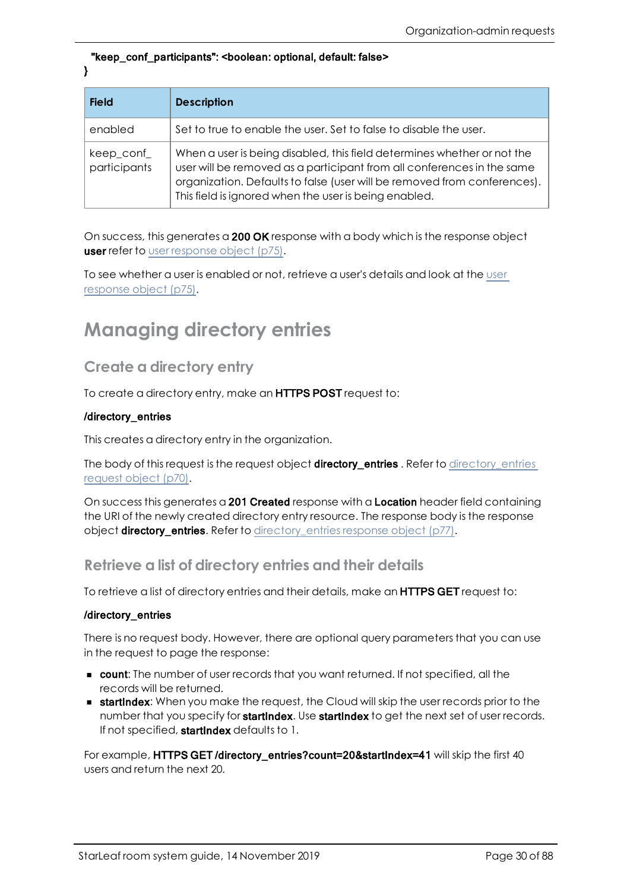```
  "keep_conf_participants": <boolean: optional, default: false>
}
```

| Field | Description |
|---|---|
| enabled | Set to true to enable the user. Set to false to disable the user. |
| keep_conf_ participants | When a user is being disabled, this field determines whether or not the user will be removed as a participant from all conferences in the same organization. Defaults to false (user will be removed from conferences). This field is ignored when the user is being enabled. |

On success, this generates a **200 OK** response with a body which is the response object **user** refer to user response object (p75).

To see whether a user is enabled or not, retrieve a user's details and look at the user response object (p75).

# Managing directory entries

## Create a directory entry

To create a directory entry, make an **HTTPS POST** request to:

**/directory_entries**

This creates a directory entry in the organization.

The body of this request is the request object **directory_entries** . Refer to directory_entries request object (p70).

On success this generates a **201 Created** response with a **Location** header field containing the URI of the newly created directory entry resource. The response body is the response object **directory_entries**. Refer to directory_entries response object (p77).

## Retrieve a list of directory entries and their details

To retrieve a list of directory entries and their details, make an **HTTPS GET** request to:

**/directory_entries**

There is no request body. However, there are optional query parameters that you can use in the request to page the response:

- **count**: The number of user records that you want returned. If not specified, all the records will be returned.
- **startIndex**: When you make the request, the Cloud will skip the user records prior to the number that you specify for **startIndex**. Use **startIndex** to get the next set of user records. If not specified, **startIndex** defaults to 1.

For example, **HTTPS GET /directory_entries?count=20&startIndex=41** will skip the first 40 users and return the next 20.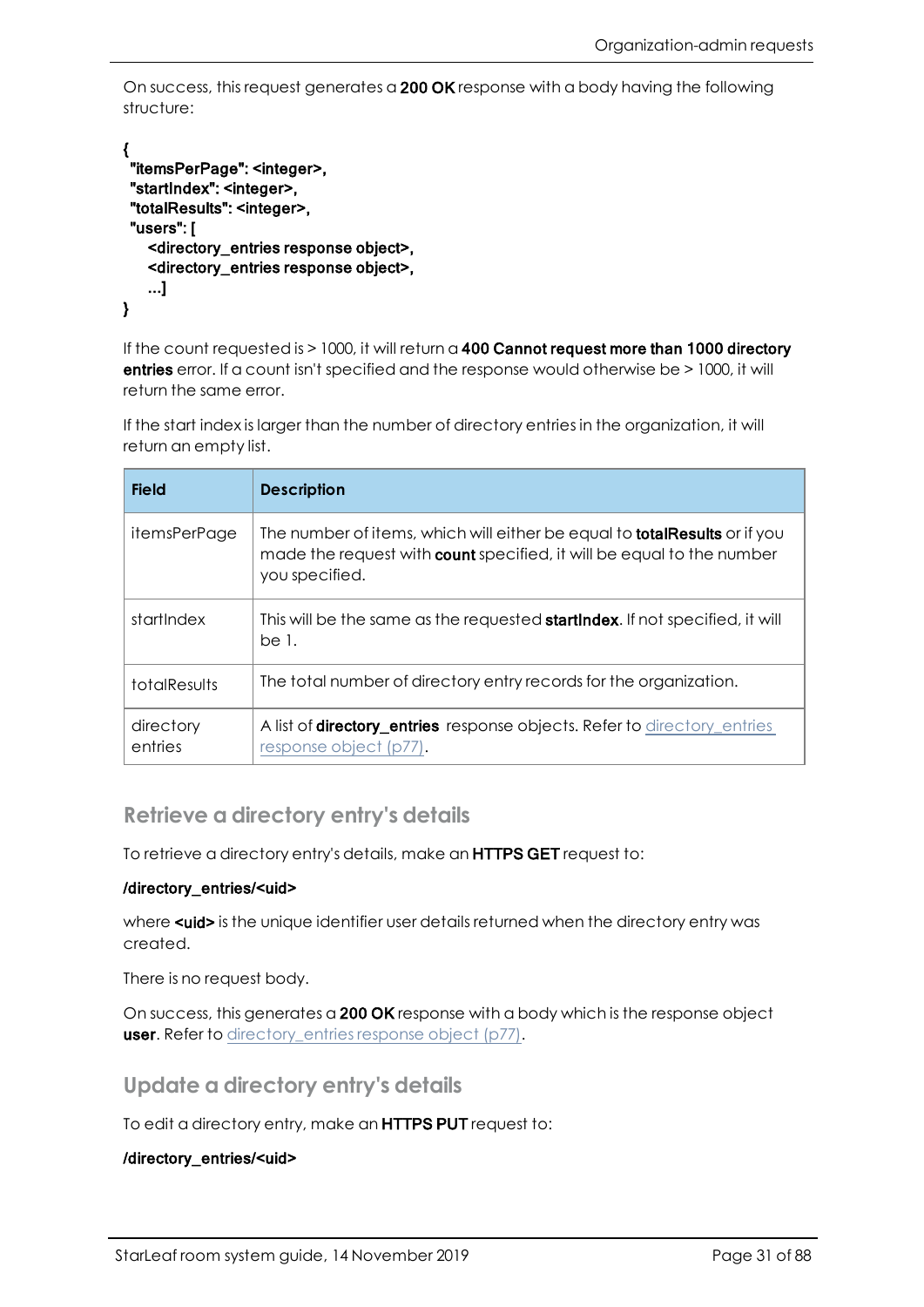On success, this request generates a **200 OK** response with a body having the following structure:

```
{
 "itemsPerPage": <integer>,
 "startIndex": <integer>,
 "totalResults": <integer>,
 "users": [
    <directory_entries response object>,
    <directory_entries response object>,
    ...]
}
```

If the count requested is > 1000, it will return a **400 Cannot request more than 1000 directory entries** error. If a count isn't specified and the response would otherwise be > 1000, it will return the same error.

If the start index is larger than the number of directory entries in the organization, it will return an empty list.

| Field | Description |
|---|---|
| itemsPerPage | The number of items, which will either be equal to **totalResults** or if you made the request with **count** specified, it will be equal to the number you specified. |
| startIndex | This will be the same as the requested **startIndex**. If not specified, it will be 1. |
| totalResults | The total number of directory entry records for the organization. |
| directory entries | A list of **directory_entries** response objects. Refer to directory_entries response object (p77). |

## Retrieve a directory entry's details

To retrieve a directory entry's details, make an **HTTPS GET** request to:

**/directory_entries/<uid>**

where **<uid>** is the unique identifier user details returned when the directory entry was created.

There is no request body.

On success, this generates a **200 OK** response with a body which is the response object **user**. Refer to directory_entries response object (p77).

## Update a directory entry's details

To edit a directory entry, make an **HTTPS PUT** request to:

**/directory_entries/<uid>**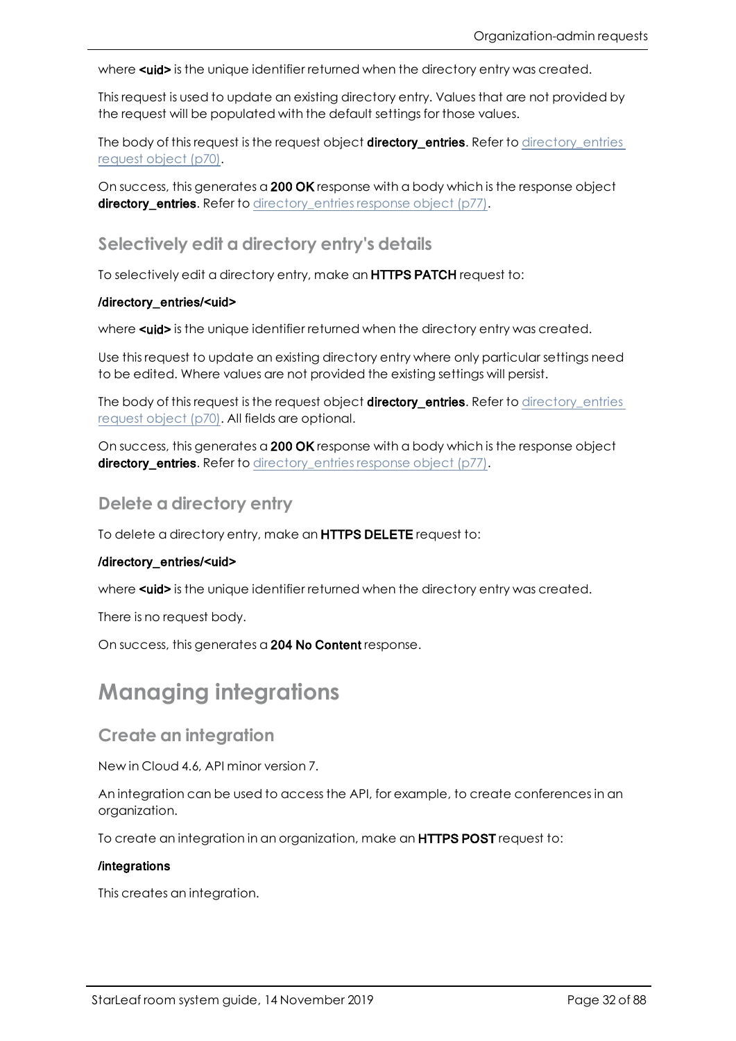where **<uid>** is the unique identifier returned when the directory entry was created.

This request is used to update an existing directory entry. Values that are not provided by the request will be populated with the default settings for those values.

The body of this request is the request object **directory_entries**. Refer to directory_entries request object (p70).

On success, this generates a **200 OK** response with a body which is the response object **directory_entries**. Refer to directory_entries response object (p77).

## Selectively edit a directory entry's details

To selectively edit a directory entry, make an **HTTPS PATCH** request to:

**/directory_entries/<uid>**

where **<uid>** is the unique identifier returned when the directory entry was created.

Use this request to update an existing directory entry where only particular settings need to be edited. Where values are not provided the existing settings will persist.

The body of this request is the request object **directory_entries**. Refer to directory_entries request object (p70). All fields are optional.

On success, this generates a **200 OK** response with a body which is the response object **directory_entries**. Refer to directory_entries response object (p77).

## Delete a directory entry

To delete a directory entry, make an **HTTPS DELETE** request to:

**/directory_entries/<uid>**

where **<uid>** is the unique identifier returned when the directory entry was created.

There is no request body.

On success, this generates a **204 No Content** response.

# Managing integrations

## Create an integration

New in Cloud 4.6, API minor version 7.

An integration can be used to access the API, for example, to create conferences in an organization.

To create an integration in an organization, make an **HTTPS POST** request to:

**/integrations**

This creates an integration.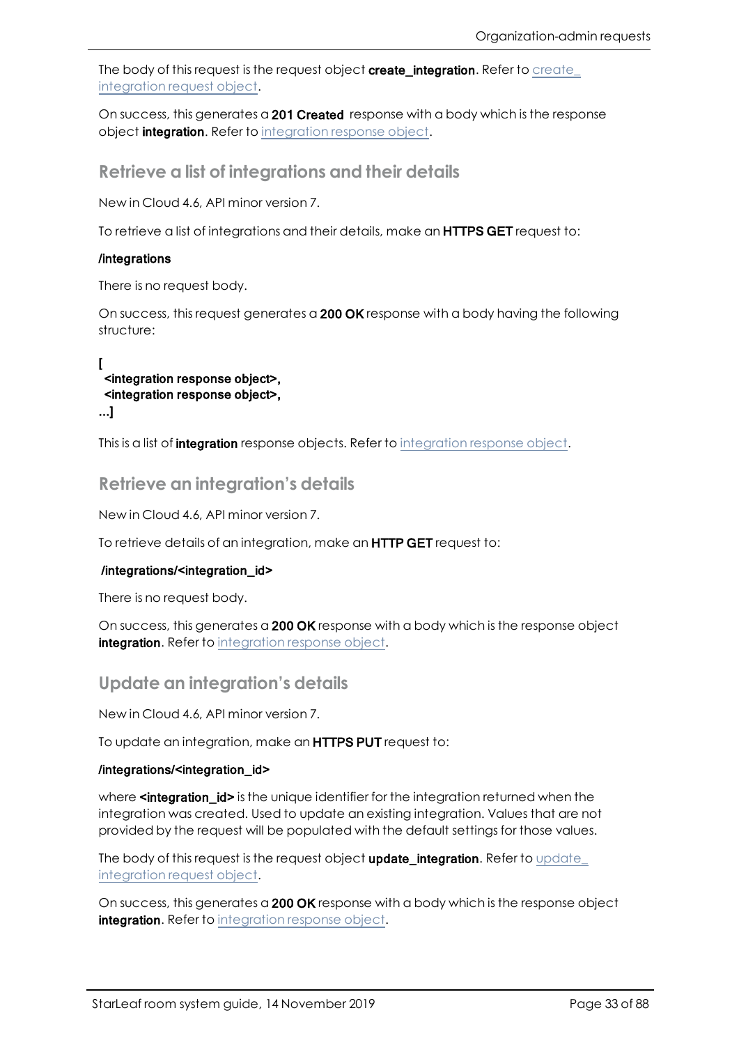The body of this request is the request object **create_integration**. Refer to create_ integration request object.

On success, this generates a **201 Created** response with a body which is the response object **integration**. Refer to integration response object.

## Retrieve a list of integrations and their details

New in Cloud 4.6, API minor version 7.

To retrieve a list of integrations and their details, make an **HTTPS GET** request to:

**/integrations**

There is no request body.

On success, this request generates a **200 OK** response with a body having the following structure:

```
[
  <integration response object>,
  <integration response object>,
...]
```

This is a list of **integration** response objects. Refer to integration response object.

## Retrieve an integration's details

New in Cloud 4.6, API minor version 7.

To retrieve details of an integration, make an **HTTP GET** request to:

**/integrations/<integration_id>**

There is no request body.

On success, this generates a **200 OK** response with a body which is the response object **integration**. Refer to integration response object.

## Update an integration's details

New in Cloud 4.6, API minor version 7.

To update an integration, make an **HTTPS PUT** request to:

**/integrations/<integration_id>**

where **<integration_id>** is the unique identifier for the integration returned when the integration was created. Used to update an existing integration. Values that are not provided by the request will be populated with the default settings for those values.

The body of this request is the request object **update_integration**. Refer to update_ integration request object.

On success, this generates a **200 OK** response with a body which is the response object **integration**. Refer to integration response object.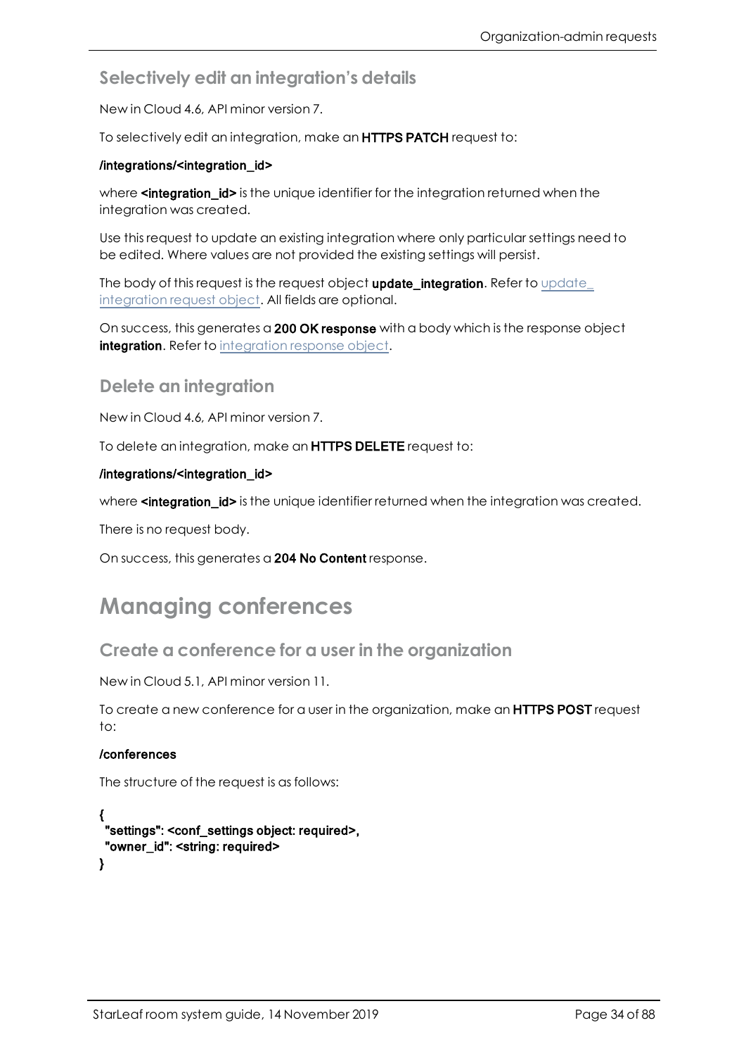### Selectively edit an integration's details

New in Cloud 4.6, API minor version 7.

To selectively edit an integration, make an **HTTPS PATCH** request to:

**/integrations/<integration_id>**

where **<integration_id>** is the unique identifier for the integration returned when the integration was created.

Use this request to update an existing integration where only particular settings need to be edited. Where values are not provided the existing settings will persist.

The body of this request is the request object **update_integration**. Refer to update_integration request object. All fields are optional.

On success, this generates a **200 OK response** with a body which is the response object **integration**. Refer to integration response object.

### Delete an integration

New in Cloud 4.6, API minor version 7.

To delete an integration, make an **HTTPS DELETE** request to:

**/integrations/<integration_id>**

where **<integration_id>** is the unique identifier returned when the integration was created.

There is no request body.

On success, this generates a **204 No Content** response.

## Managing conferences

### Create a conference for a user in the organization

New in Cloud 5.1, API minor version 11.

To create a new conference for a user in the organization, make an **HTTPS POST** request to:

**/conferences**

The structure of the request is as follows:

```
{
  "settings": <conf_settings object: required>,
  "owner_id": <string: required>
}
```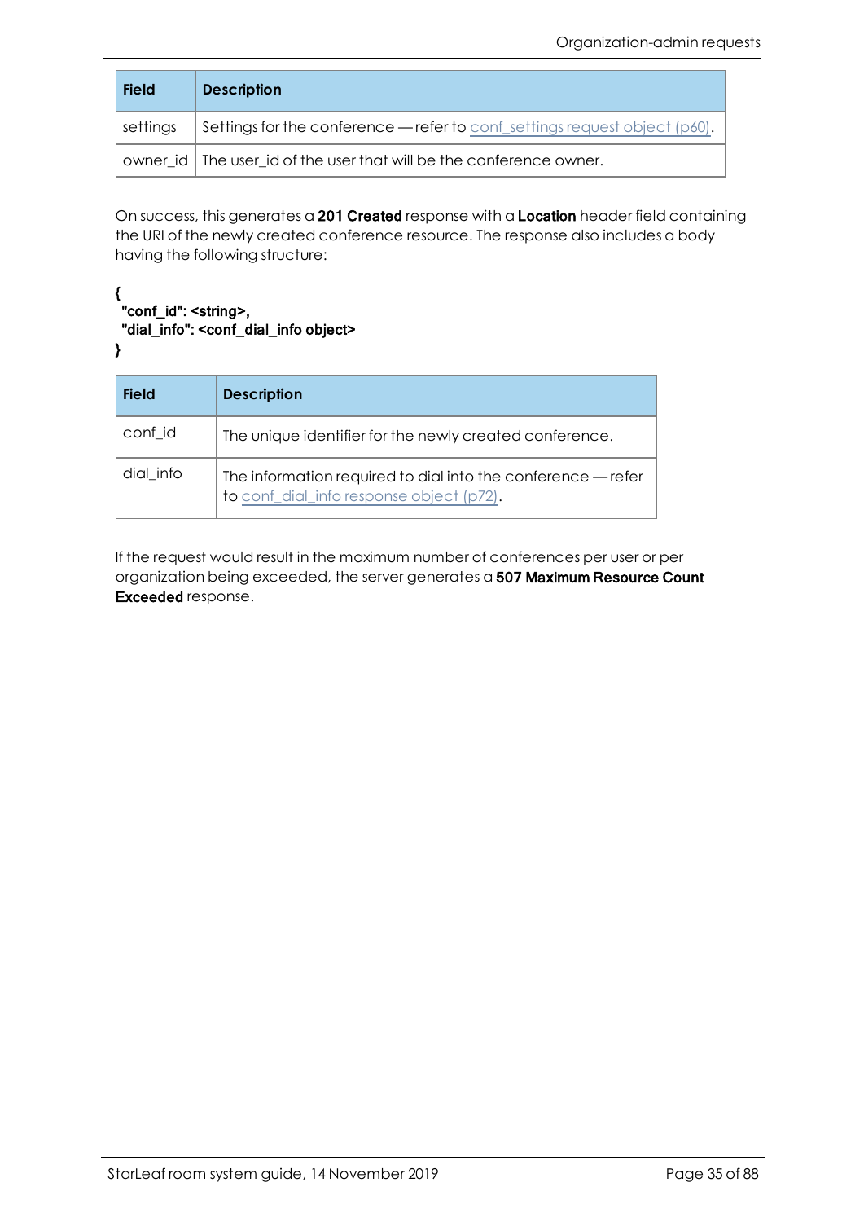| Field | Description |
|---|---|
| settings | Settings for the conference — refer to conf_settings request object (p60). |
| owner_id | The user_id of the user that will be the conference owner. |

On success, this generates a **201 Created** response with a **Location** header field containing the URI of the newly created conference resource. The response also includes a body having the following structure:

```
{
 "conf_id": <string>,
 "dial_info": <conf_dial_info object>
}
```

| Field | Description |
|---|---|
| conf_id | The unique identifier for the newly created conference. |
| dial_info | The information required to dial into the conference — refer to conf_dial_info response object (p72). |

If the request would result in the maximum number of conferences per user or per organization being exceeded, the server generates a **507 Maximum Resource Count Exceeded** response.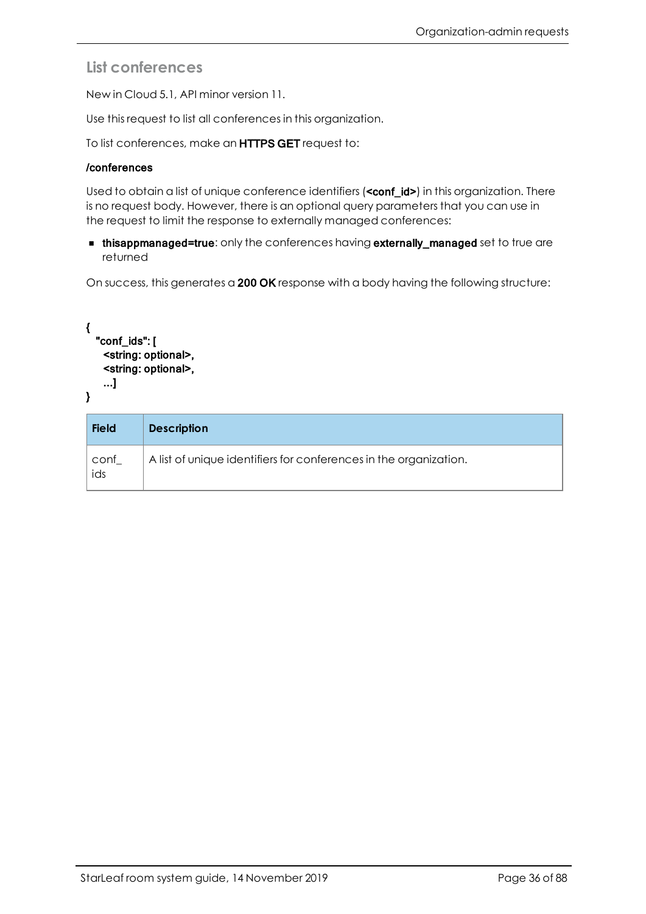## List conferences

New in Cloud 5.1, API minor version 11.

Use this request to list all conferences in this organization.

To list conferences, make an **HTTPS GET** request to:

**/conferences**

Used to obtain a list of unique conference identifiers (**<conf_id>**) in this organization. There is no request body. However, there is an optional query parameters that you can use in the request to limit the response to externally managed conferences:

- **thisappmanaged=true**: only the conferences having **externally_managed** set to true are returned

On success, this generates a **200 OK** response with a body having the following structure:

```
{
  "conf_ids": [
    <string: optional>,
    <string: optional>,
    ...]
}
```

| Field | Description |
|---|---|
| conf_ids | A list of unique identifiers for conferences in the organization. |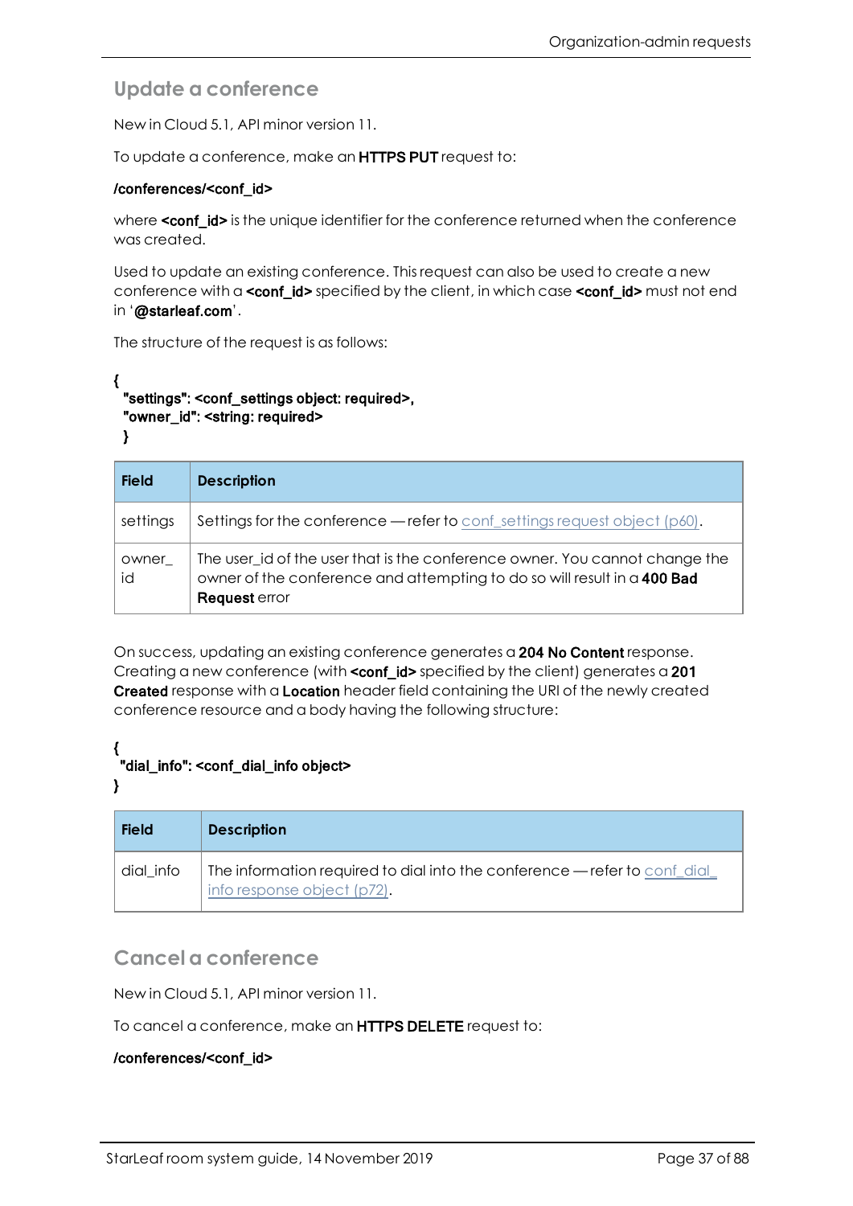## Update a conference

New in Cloud 5.1, API minor version 11.

To update a conference, make an **HTTPS PUT** request to:

**/conferences/<conf_id>**

where **<conf_id>** is the unique identifier for the conference returned when the conference was created.

Used to update an existing conference. This request can also be used to create a new conference with a **<conf_id>** specified by the client, in which case **<conf_id>** must not end in '**@starleaf.com**'.

The structure of the request is as follows:

```
{
  "settings": <conf_settings object: required>,
  "owner_id": <string: required>
}
```

| Field | Description |
|---|---|
| settings | Settings for the conference — refer to conf_settings request object (p60). |
| owner_id | The user_id of the user that is the conference owner. You cannot change the owner of the conference and attempting to do so will result in a **400 Bad Request** error |

On success, updating an existing conference generates a **204 No Content** response. Creating a new conference (with **<conf_id>** specified by the client) generates a **201 Created** response with a **Location** header field containing the URI of the newly created conference resource and a body having the following structure:

```
{
  "dial_info": <conf_dial_info object>
}
```

| Field | Description |
|---|---|
| dial_info | The information required to dial into the conference — refer to conf_dial_info response object (p72). |

## Cancel a conference

New in Cloud 5.1, API minor version 11.

To cancel a conference, make an **HTTPS DELETE** request to:

**/conferences/<conf_id>**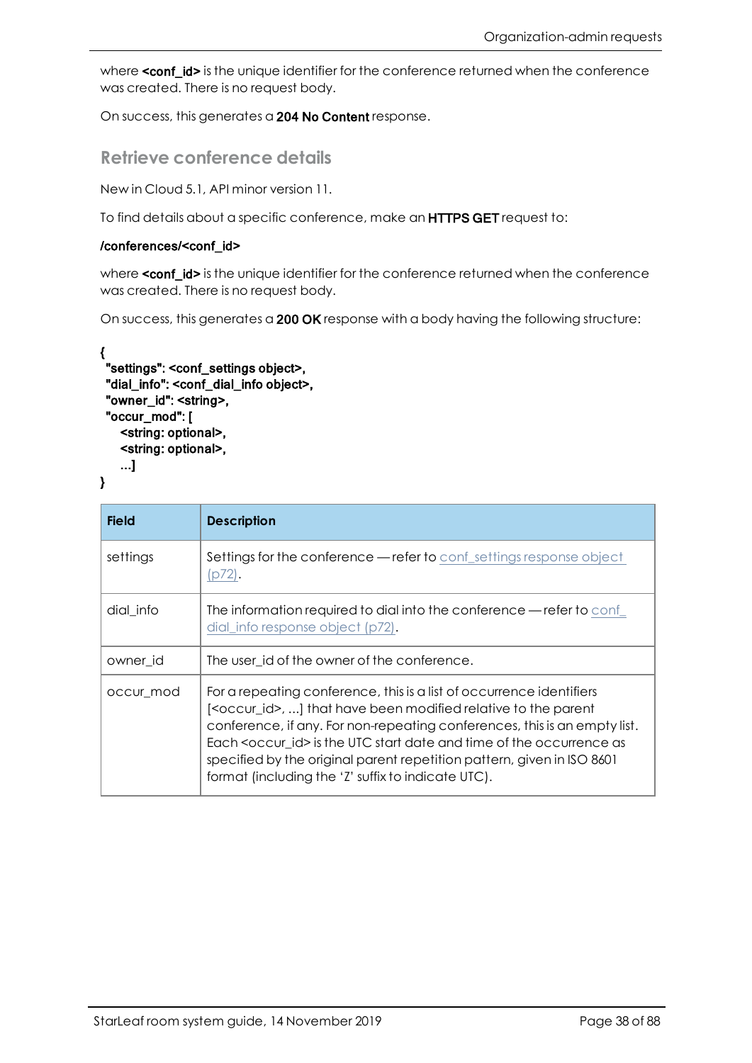where **<conf_id>** is the unique identifier for the conference returned when the conference was created. There is no request body.

On success, this generates a **204 No Content** response.

## Retrieve conference details

New in Cloud 5.1, API minor version 11.

To find details about a specific conference, make an **HTTPS GET** request to:

**/conferences/<conf_id>**

where **<conf_id>** is the unique identifier for the conference returned when the conference was created. There is no request body.

On success, this generates a **200 OK** response with a body having the following structure:

```
{
 "settings": <conf_settings object>,
 "dial_info": <conf_dial_info object>,
 "owner_id": <string>,
 "occur_mod": [
    <string: optional>,
    <string: optional>,
    ...]
}
```

| Field | Description |
|---|---|
| settings | Settings for the conference — refer to conf_settings response object (p72). |
| dial_info | The information required to dial into the conference — refer to conf_dial_info response object (p72). |
| owner_id | The user_id of the owner of the conference. |
| occur_mod | For a repeating conference, this is a list of occurrence identifiers [<occur_id>, ...] that have been modified relative to the parent conference, if any. For non-repeating conferences, this is an empty list. Each <occur_id> is the UTC start date and time of the occurrence as specified by the original parent repetition pattern, given in ISO 8601 format (including the 'Z' suffix to indicate UTC). |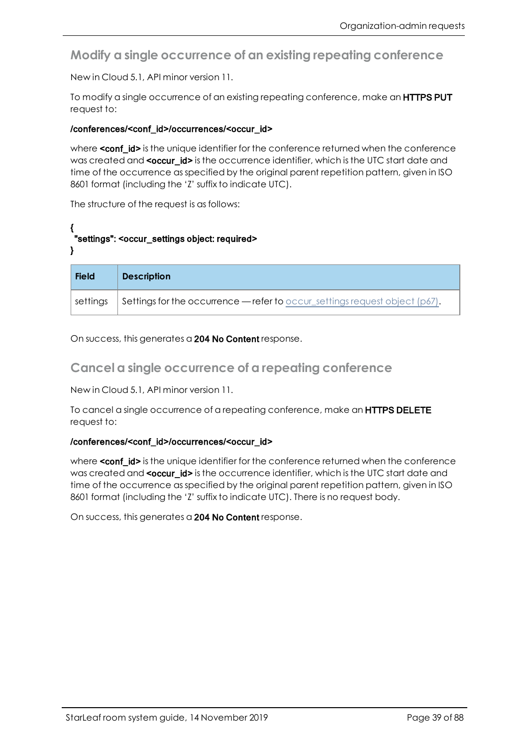## Modify a single occurrence of an existing repeating conference

New in Cloud 5.1, API minor version 11.

To modify a single occurrence of an existing repeating conference, make an **HTTPS PUT** request to:

**/conferences/<conf_id>/occurrences/<occur_id>**

where **<conf_id>** is the unique identifier for the conference returned when the conference was created and **<occur_id>** is the occurrence identifier, which is the UTC start date and time of the occurrence as specified by the original parent repetition pattern, given in ISO 8601 format (including the 'Z' suffix to indicate UTC).

The structure of the request is as follows:

```
{
 "settings": <occur_settings object: required>
}
```

| Field | Description |
|---|---|
| settings | Settings for the occurrence — refer to occur_settings request object (p67). |

On success, this generates a **204 No Content** response.

## Cancel a single occurrence of a repeating conference

New in Cloud 5.1, API minor version 11.

To cancel a single occurrence of a repeating conference, make an **HTTPS DELETE** request to:

**/conferences/<conf_id>/occurrences/<occur_id>**

where **<conf_id>** is the unique identifier for the conference returned when the conference was created and **<occur_id>** is the occurrence identifier, which is the UTC start date and time of the occurrence as specified by the original parent repetition pattern, given in ISO 8601 format (including the 'Z' suffix to indicate UTC). There is no request body.

On success, this generates a **204 No Content** response.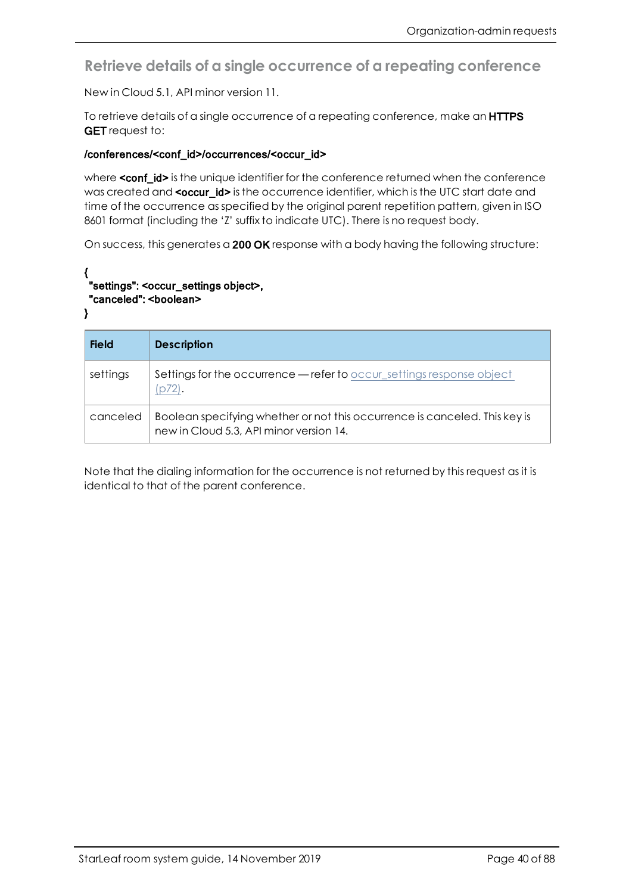## Retrieve details of a single occurrence of a repeating conference

New in Cloud 5.1, API minor version 11.

To retrieve details of a single occurrence of a repeating conference, make an **HTTPS GET** request to:

**/conferences/<conf_id>/occurrences/<occur_id>**

where **<conf_id>** is the unique identifier for the conference returned when the conference was created and **<occur_id>** is the occurrence identifier, which is the UTC start date and time of the occurrence as specified by the original parent repetition pattern, given in ISO 8601 format (including the 'Z' suffix to indicate UTC). There is no request body.

On success, this generates a **200 OK** response with a body having the following structure:

```
{
 "settings": <occur_settings object>,
 "canceled": <boolean>
}
```

| Field | Description |
|---|---|
| settings | Settings for the occurrence — refer to occur_settings response object (p72). |
| canceled | Boolean specifying whether or not this occurrence is canceled. This key is new in Cloud 5.3, API minor version 14. |

Note that the dialing information for the occurrence is not returned by this request as it is identical to that of the parent conference.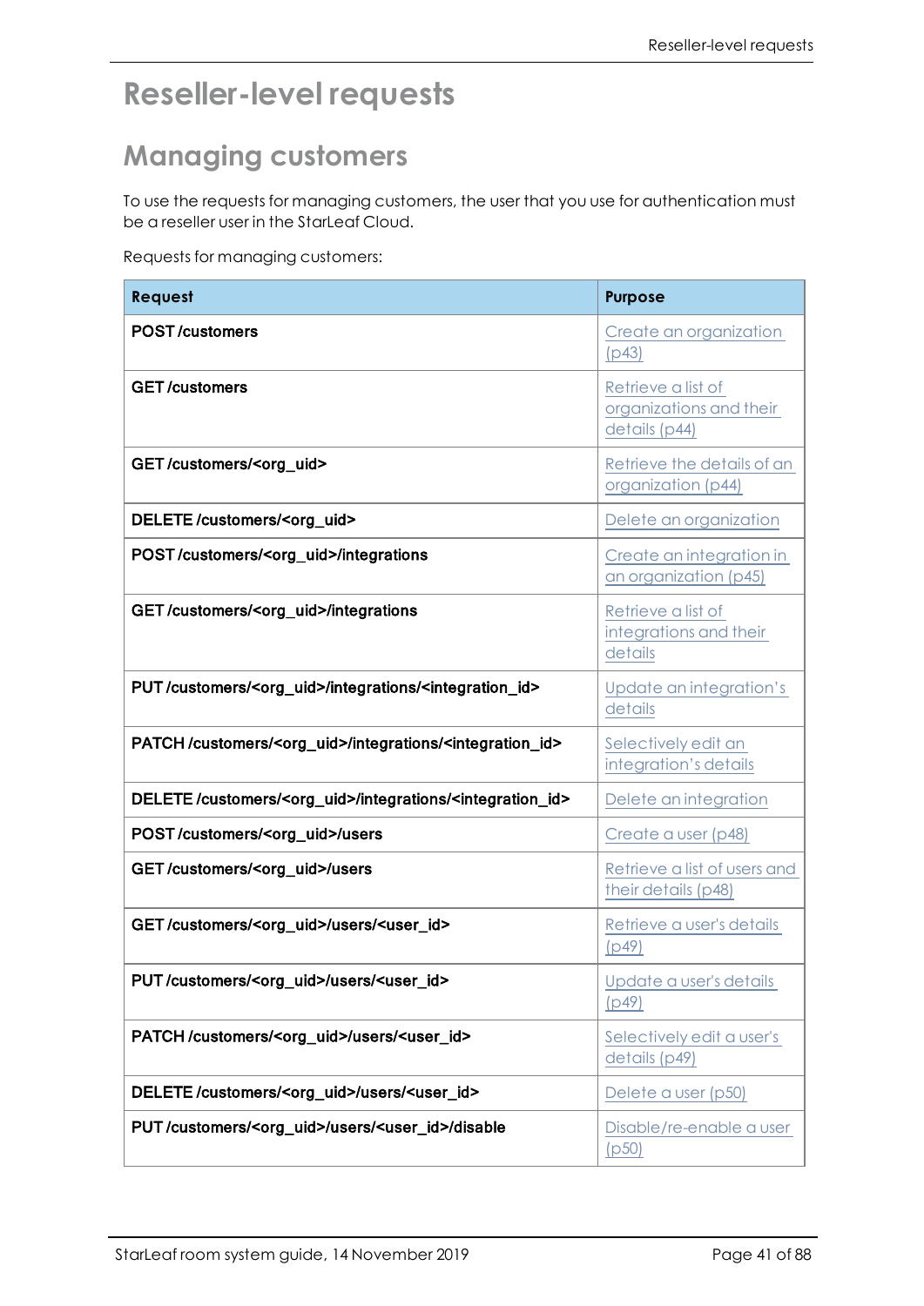# Reseller-level requests

## Managing customers

To use the requests for managing customers, the user that you use for authentication must be a reseller user in the StarLeaf Cloud.

Requests for managing customers:

| Request | Purpose |
|---|---|
| **POST /customers** | Create an organization (p43) |
| **GET /customers** | Retrieve a list of organizations and their details (p44) |
| **GET /customers/<org_uid>** | Retrieve the details of an organization (p44) |
| **DELETE /customers/<org_uid>** | Delete an organization |
| **POST /customers/<org_uid>/integrations** | Create an integration in an organization (p45) |
| **GET /customers/<org_uid>/integrations** | Retrieve a list of integrations and their details |
| **PUT /customers/<org_uid>/integrations/<integration_id>** | Update an integration's details |
| **PATCH /customers/<org_uid>/integrations/<integration_id>** | Selectively edit an integration's details |
| **DELETE /customers/<org_uid>/integrations/<integration_id>** | Delete an integration |
| **POST /customers/<org_uid>/users** | Create a user (p48) |
| **GET /customers/<org_uid>/users** | Retrieve a list of users and their details (p48) |
| **GET /customers/<org_uid>/users/<user_id>** | Retrieve a user's details (p49) |
| **PUT /customers/<org_uid>/users/<user_id>** | Update a user's details (p49) |
| **PATCH /customers/<org_uid>/users/<user_id>** | Selectively edit a user's details (p49) |
| **DELETE /customers/<org_uid>/users/<user_id>** | Delete a user (p50) |
| **PUT /customers/<org_uid>/users/<user_id>/disable** | Disable/re-enable a user (p50) |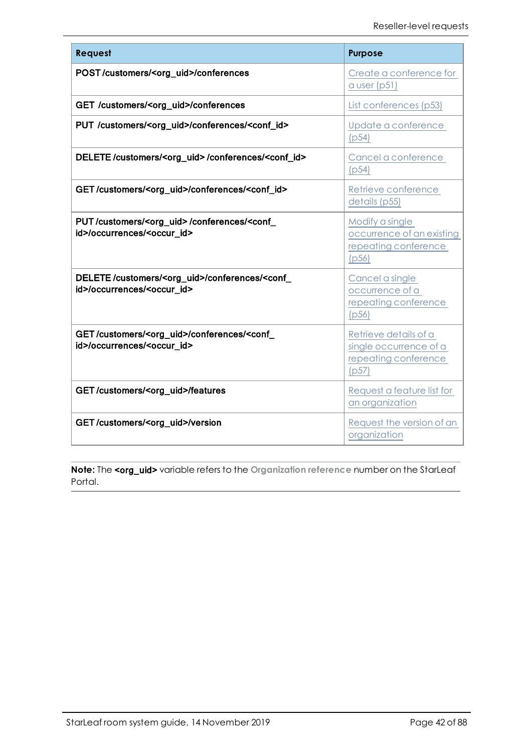| Request | Purpose |
|---|---|
| **POST /customers/<org_uid>/conferences** | Create a conference for a user (p51) |
| **GET /customers/<org_uid>/conferences** | List conferences (p53) |
| **PUT /customers/<org_uid>/conferences/<conf_id>** | Update a conference (p54) |
| **DELETE /customers/<org_uid> /conferences/<conf_id>** | Cancel a conference (p54) |
| **GET /customers/<org_uid>/conferences/<conf_id>** | Retrieve conference details (p55) |
| **PUT /customers/<org_uid> /conferences/<conf_id>/occurrences/<occur_id>** | Modify a single occurrence of an existing repeating conference (p56) |
| **DELETE /customers/<org_uid>/conferences/<conf_id>/occurrences/<occur_id>** | Cancel a single occurrence of a repeating conference (p56) |
| **GET /customers/<org_uid>/conferences/<conf_id>/occurrences/<occur_id>** | Retrieve details of a single occurrence of a repeating conference (p57) |
| **GET /customers/<org_uid>/features** | Request a feature list for an organization |
| **GET /customers/<org_uid>/version** | Request the version of an organization |

**Note:** The **<org_uid>** variable refers to the **Organization reference** number on the StarLeaf Portal.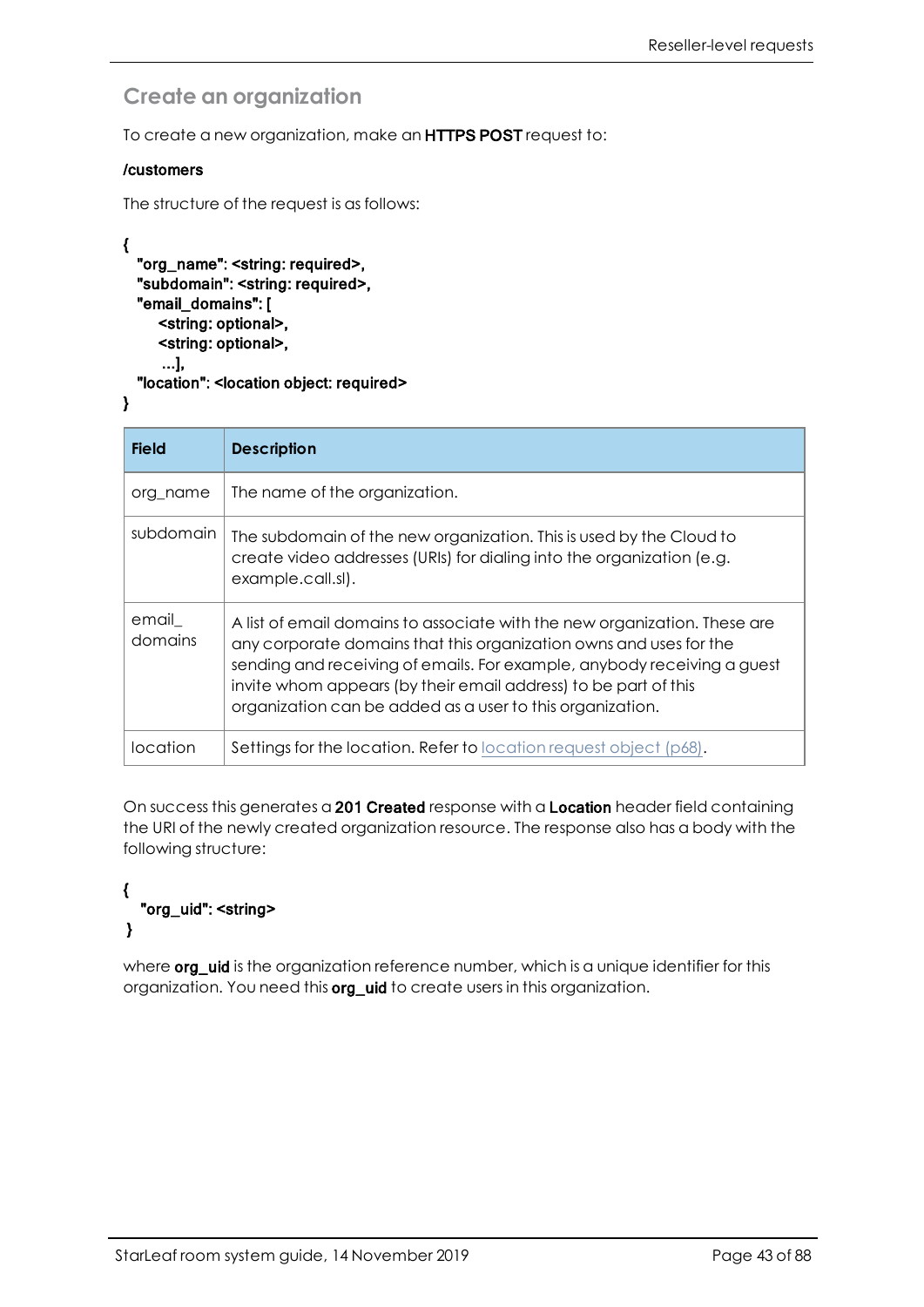## Create an organization

To create a new organization, make an **HTTPS POST** request to:

**/customers**

The structure of the request is as follows:

```
{
  "org_name": <string: required>,
  "subdomain": <string: required>,
  "email_domains": [
     <string: optional>,
     <string: optional>,
     ...],
  "location": <location object: required>
}
```

| Field | Description |
| --- | --- |
| org_name | The name of the organization. |
| subdomain | The subdomain of the new organization. This is used by the Cloud to create video addresses (URIs) for dialing into the organization (e.g. example.call.sl). |
| email_ domains | A list of email domains to associate with the new organization. These are any corporate domains that this organization owns and uses for the sending and receiving of emails. For example, anybody receiving a guest invite whom appears (by their email address) to be part of this organization can be added as a user to this organization. |
| location | Settings for the location. Refer to location request object (p68). |

On success this generates a **201 Created** response with a **Location** header field containing the URI of the newly created organization resource. The response also has a body with the following structure:

```
{
  "org_uid": <string>
}
```

where **org_uid** is the organization reference number, which is a unique identifier for this organization. You need this **org_uid** to create users in this organization.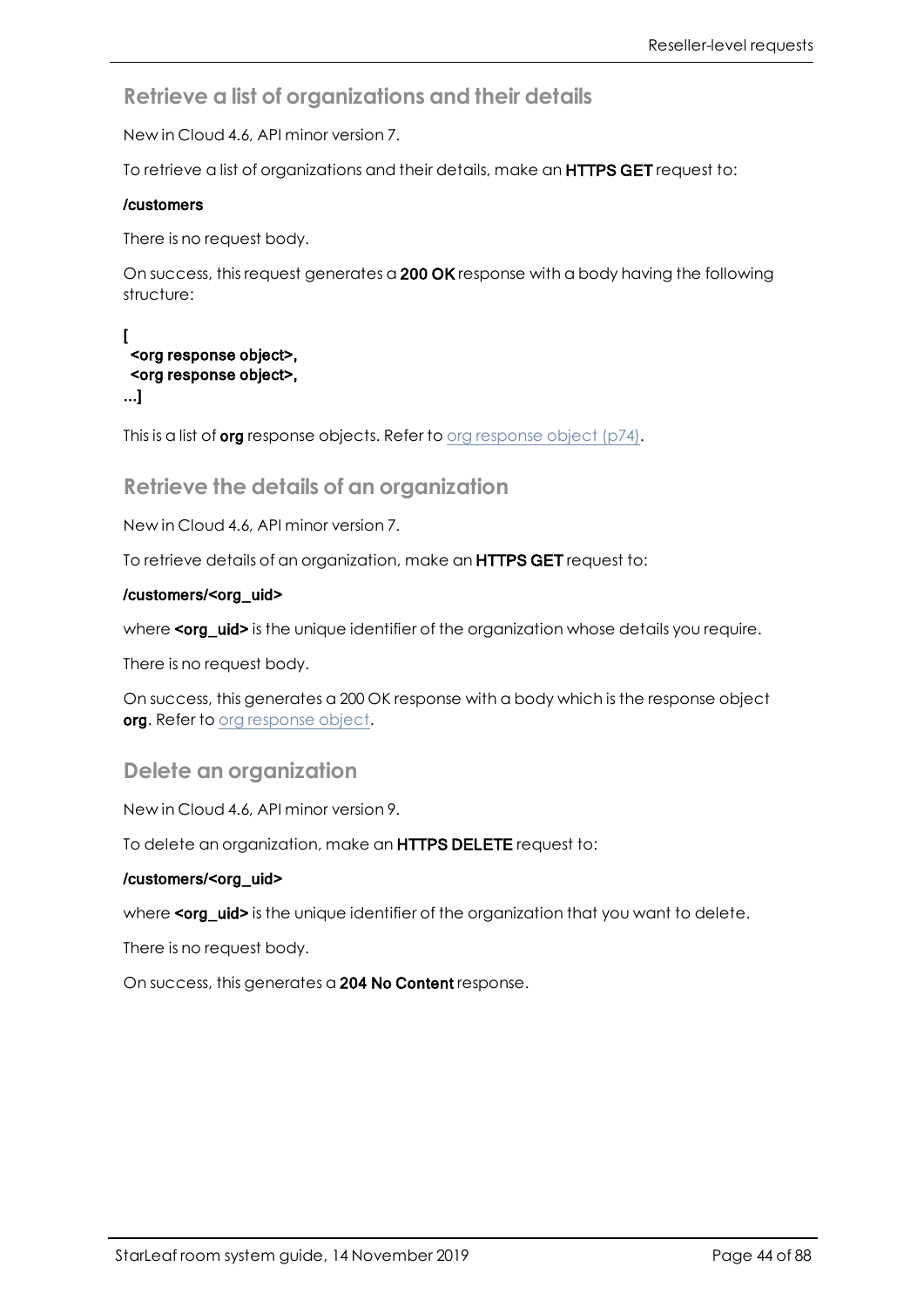## Retrieve a list of organizations and their details

New in Cloud 4.6, API minor version 7.

To retrieve a list of organizations and their details, make an **HTTPS GET** request to:

**/customers**

There is no request body.

On success, this request generates a **200 OK** response with a body having the following structure:

```
[
  <org response object>,
  <org response object>,
...]
```

This is a list of **org** response objects. Refer to org response object (p74).

## Retrieve the details of an organization

New in Cloud 4.6, API minor version 7.

To retrieve details of an organization, make an **HTTPS GET** request to:

**/customers/<org_uid>**

where **<org_uid>** is the unique identifier of the organization whose details you require.

There is no request body.

On success, this generates a 200 OK response with a body which is the response object **org**. Refer to org response object.

## Delete an organization

New in Cloud 4.6, API minor version 9.

To delete an organization, make an **HTTPS DELETE** request to:

**/customers/<org_uid>**

where **<org_uid>** is the unique identifier of the organization that you want to delete.

There is no request body.

On success, this generates a **204 No Content** response.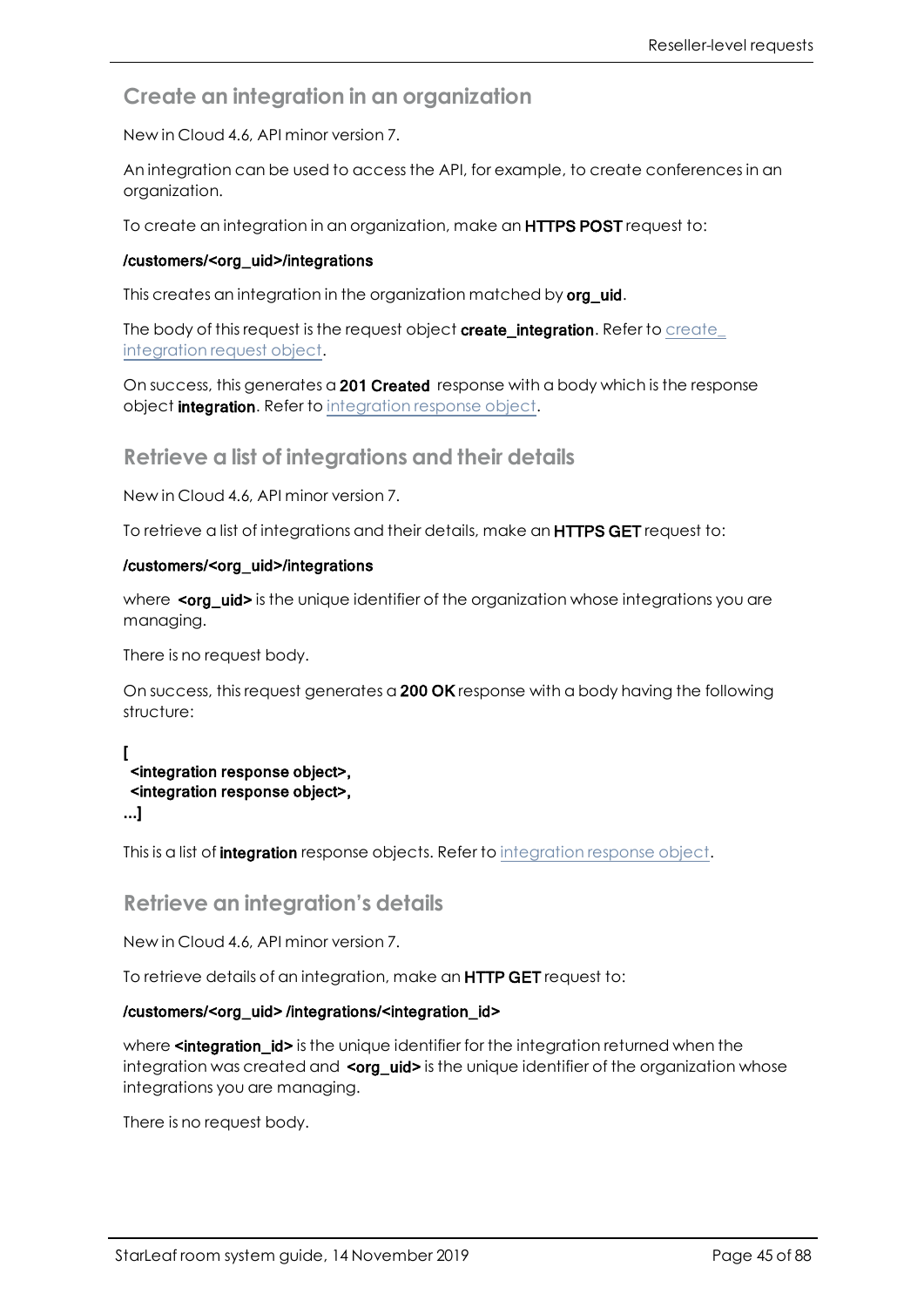## Create an integration in an organization

New in Cloud 4.6, API minor version 7.

An integration can be used to access the API, for example, to create conferences in an organization.

To create an integration in an organization, make an **HTTPS POST** request to:

**/customers/<org_uid>/integrations**

This creates an integration in the organization matched by **org_uid**.

The body of this request is the request object **create_integration**. Refer to create_integration request object.

On success, this generates a **201 Created** response with a body which is the response object **integration**. Refer to integration response object.

## Retrieve a list of integrations and their details

New in Cloud 4.6, API minor version 7.

To retrieve a list of integrations and their details, make an **HTTPS GET** request to:

**/customers/<org_uid>/integrations**

where **<org_uid>** is the unique identifier of the organization whose integrations you are managing.

There is no request body.

On success, this request generates a **200 OK** response with a body having the following structure:

```
[
  <integration response object>,
  <integration response object>,
...]
```

This is a list of **integration** response objects. Refer to integration response object.

## Retrieve an integration's details

New in Cloud 4.6, API minor version 7.

To retrieve details of an integration, make an **HTTP GET** request to:

**/customers/<org_uid> /integrations/<integration_id>**

where **<integration_id>** is the unique identifier for the integration returned when the integration was created and **<org_uid>** is the unique identifier of the organization whose integrations you are managing.

There is no request body.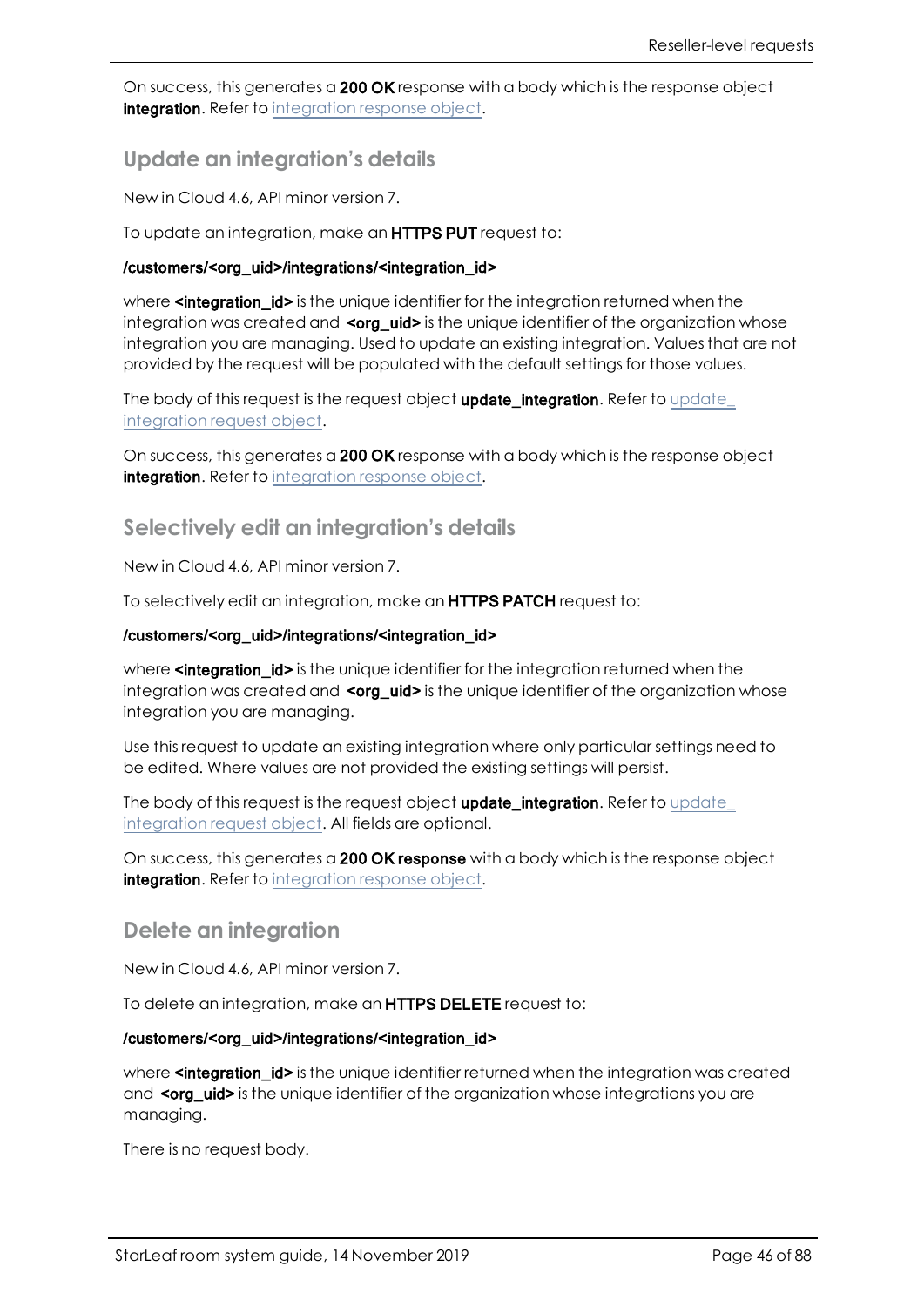On success, this generates a **200 OK** response with a body which is the response object **integration**. Refer to integration response object.

## Update an integration's details

New in Cloud 4.6, API minor version 7.

To update an integration, make an **HTTPS PUT** request to:

**/customers/<org_uid>/integrations/<integration_id>**

where **<integration_id>** is the unique identifier for the integration returned when the integration was created and **<org_uid>** is the unique identifier of the organization whose integration you are managing. Used to update an existing integration. Values that are not provided by the request will be populated with the default settings for those values.

The body of this request is the request object **update_integration**. Refer to update_integration request object.

On success, this generates a **200 OK** response with a body which is the response object **integration**. Refer to integration response object.

## Selectively edit an integration's details

New in Cloud 4.6, API minor version 7.

To selectively edit an integration, make an **HTTPS PATCH** request to:

**/customers/<org_uid>/integrations/<integration_id>**

where **<integration_id>** is the unique identifier for the integration returned when the integration was created and **<org_uid>** is the unique identifier of the organization whose integration you are managing.

Use this request to update an existing integration where only particular settings need to be edited. Where values are not provided the existing settings will persist.

The body of this request is the request object **update_integration**. Refer to update_integration request object. All fields are optional.

On success, this generates a **200 OK response** with a body which is the response object **integration**. Refer to integration response object.

## Delete an integration

New in Cloud 4.6, API minor version 7.

To delete an integration, make an **HTTPS DELETE** request to:

**/customers/<org_uid>/integrations/<integration_id>**

where **<integration_id>** is the unique identifier returned when the integration was created and **<org_uid>** is the unique identifier of the organization whose integrations you are managing.

There is no request body.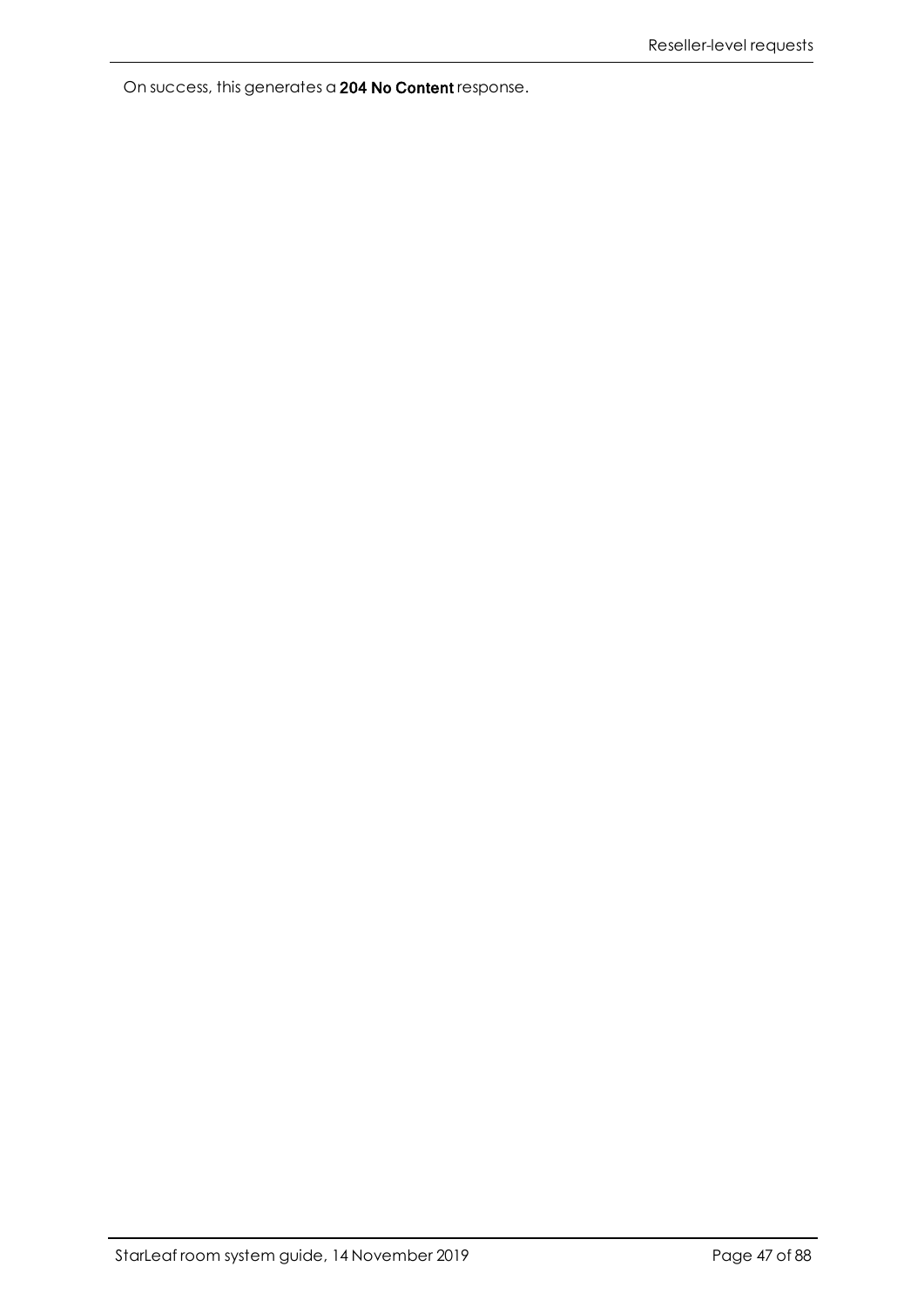On success, this generates a **204 No Content** response.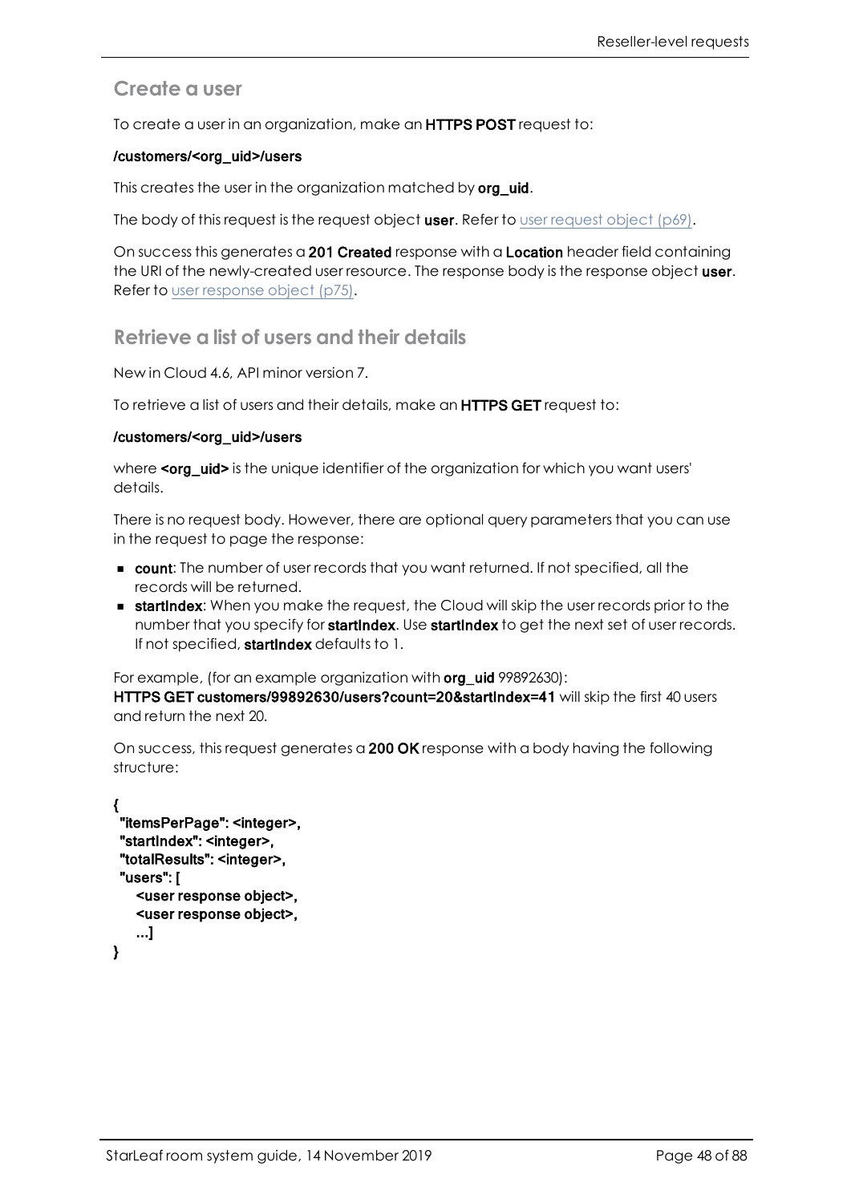## Create a user

To create a user in an organization, make an **HTTPS POST** request to:

**/customers/<org_uid>/users**

This creates the user in the organization matched by **org_uid**.

The body of this request is the request object **user**. Refer to user request object (p69).

On success this generates a **201 Created** response with a **Location** header field containing the URI of the newly-created user resource. The response body is the response object **user**. Refer to user response object (p75).

## Retrieve a list of users and their details

New in Cloud 4.6, API minor version 7.

To retrieve a list of users and their details, make an **HTTPS GET** request to:

**/customers/<org_uid>/users**

where **<org_uid>** is the unique identifier of the organization for which you want users' details.

There is no request body. However, there are optional query parameters that you can use in the request to page the response:

- **count**: The number of user records that you want returned. If not specified, all the records will be returned.
- **startIndex**: When you make the request, the Cloud will skip the user records prior to the number that you specify for **startIndex**. Use **startIndex** to get the next set of user records. If not specified, **startIndex** defaults to 1.

For example, (for an example organization with **org_uid** 99892630):
**HTTPS GET customers/99892630/users?count=20&startIndex=41** will skip the first 40 users and return the next 20.

On success, this request generates a **200 OK** response with a body having the following structure:

```
{
 "itemsPerPage": <integer>,
 "startIndex": <integer>,
 "totalResults": <integer>,
 "users": [
    <user response object>,
    <user response object>,
    ...]
}
```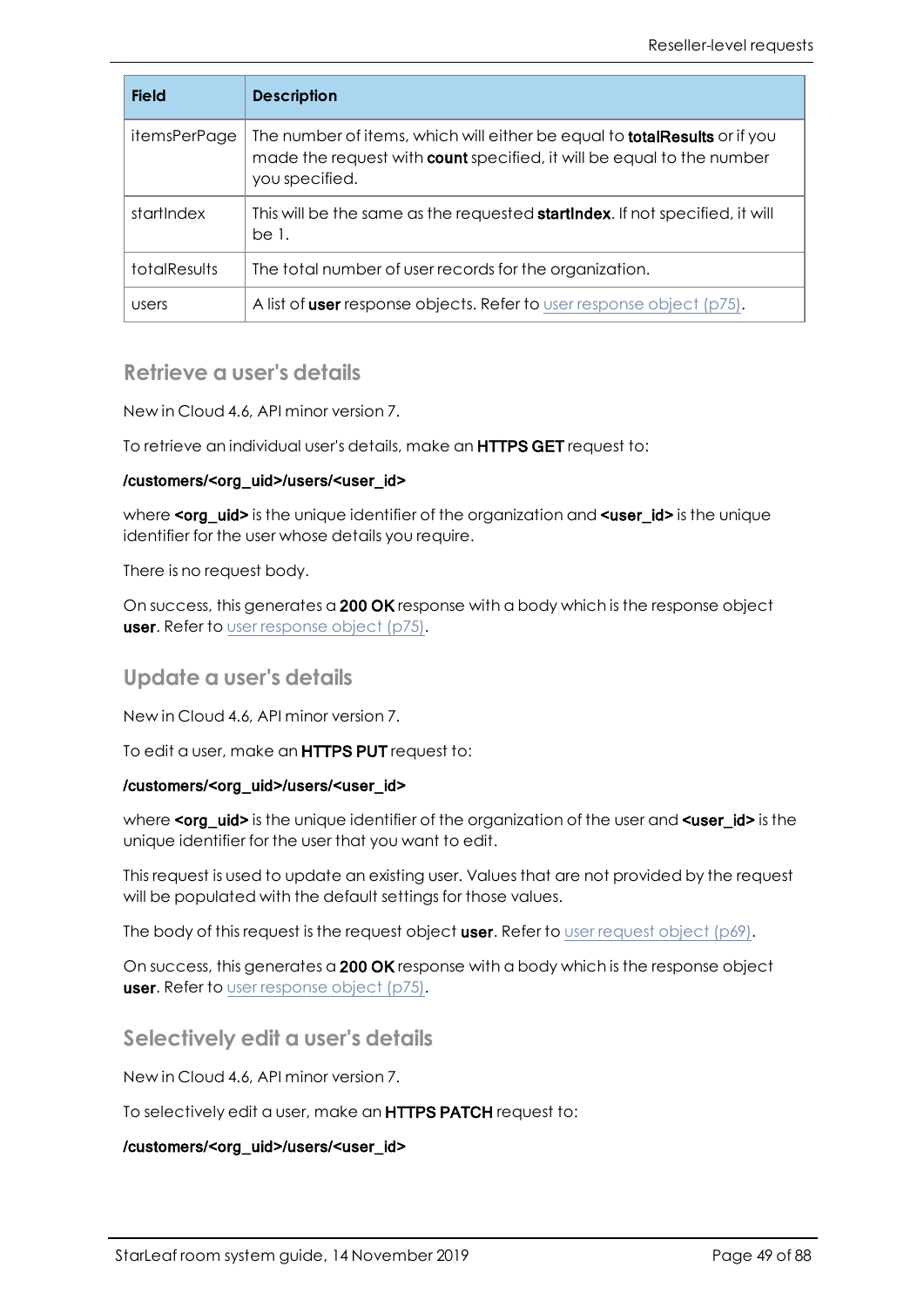| Field | Description |
| --- | --- |
| itemsPerPage | The number of items, which will either be equal to **totalResults** or if you made the request with **count** specified, it will be equal to the number you specified. |
| startIndex | This will be the same as the requested **startIndex**. If not specified, it will be 1. |
| totalResults | The total number of user records for the organization. |
| users | A list of **user** response objects. Refer to user response object (p75). |

## Retrieve a user's details

New in Cloud 4.6, API minor version 7.

To retrieve an individual user's details, make an **HTTPS GET** request to:

**/customers/<org_uid>/users/<user_id>**

where **<org_uid>** is the unique identifier of the organization and **<user_id>** is the unique identifier for the user whose details you require.

There is no request body.

On success, this generates a **200 OK** response with a body which is the response object **user**. Refer to user response object (p75).

## Update a user's details

New in Cloud 4.6, API minor version 7.

To edit a user, make an **HTTPS PUT** request to:

**/customers/<org_uid>/users/<user_id>**

where **<org_uid>** is the unique identifier of the organization of the user and **<user_id>** is the unique identifier for the user that you want to edit.

This request is used to update an existing user. Values that are not provided by the request will be populated with the default settings for those values.

The body of this request is the request object **user**. Refer to user request object (p69).

On success, this generates a **200 OK** response with a body which is the response object **user**. Refer to user response object (p75).

## Selectively edit a user's details

New in Cloud 4.6, API minor version 7.

To selectively edit a user, make an **HTTPS PATCH** request to:

**/customers/<org_uid>/users/<user_id>**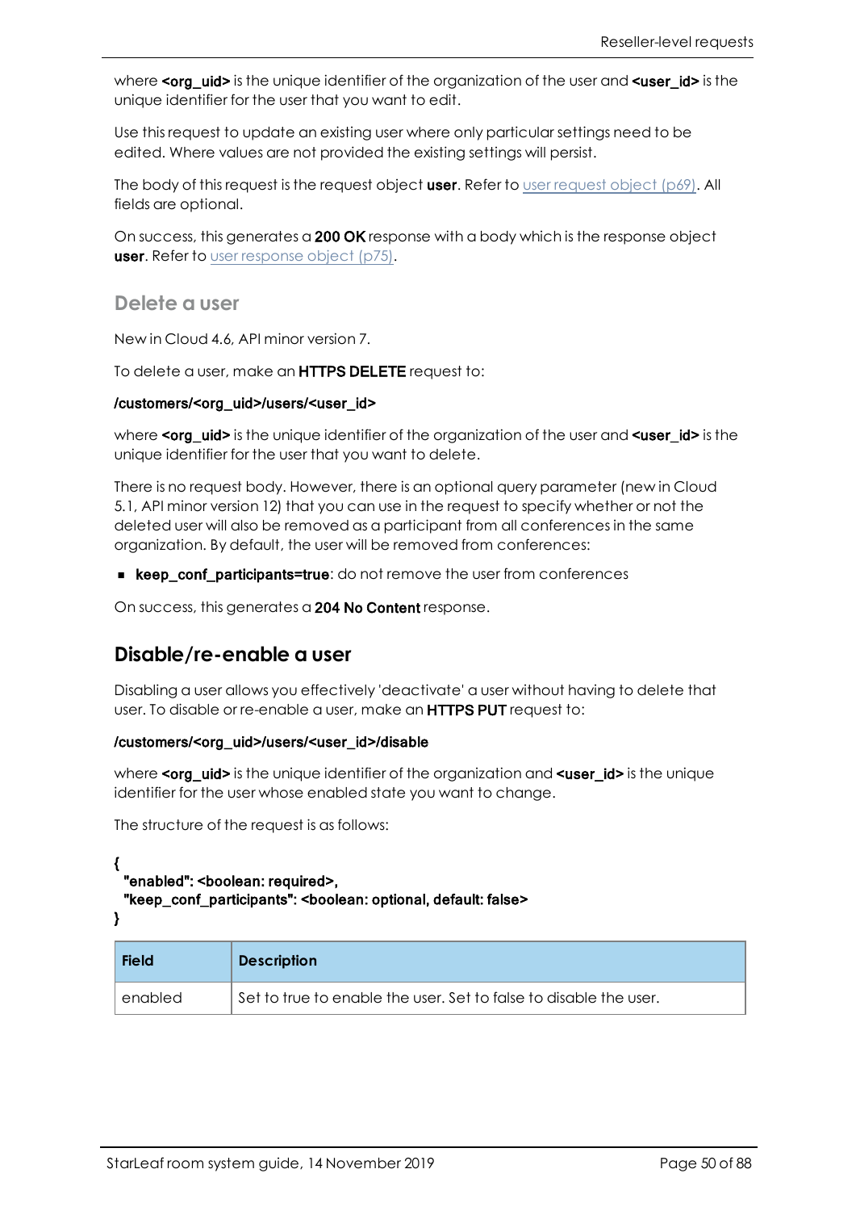where **<org_uid>** is the unique identifier of the organization of the user and **<user_id>** is the unique identifier for the user that you want to edit.

Use this request to update an existing user where only particular settings need to be edited. Where values are not provided the existing settings will persist.

The body of this request is the request object **user**. Refer to user request object (p69). All fields are optional.

On success, this generates a **200 OK** response with a body which is the response object **user**. Refer to user response object (p75).

### Delete a user

New in Cloud 4.6, API minor version 7.

To delete a user, make an **HTTPS DELETE** request to:

**/customers/<org_uid>/users/<user_id>**

where **<org_uid>** is the unique identifier of the organization of the user and **<user_id>** is the unique identifier for the user that you want to delete.

There is no request body. However, there is an optional query parameter (new in Cloud 5.1, API minor version 12) that you can use in the request to specify whether or not the deleted user will also be removed as a participant from all conferences in the same organization. By default, the user will be removed from conferences:

- **keep_conf_participants=true**: do not remove the user from conferences

On success, this generates a **204 No Content** response.

## Disable/re-enable a user

Disabling a user allows you effectively 'deactivate' a user without having to delete that user. To disable or re-enable a user, make an **HTTPS PUT** request to:

**/customers/<org_uid>/users/<user_id>/disable**

where **<org_uid>** is the unique identifier of the organization and **<user_id>** is the unique identifier for the user whose enabled state you want to change.

The structure of the request is as follows:

```
{
  "enabled": <boolean: required>,
  "keep_conf_participants": <boolean: optional, default: false>
}
```

| Field | Description |
| --- | --- |
| enabled | Set to true to enable the user. Set to false to disable the user. |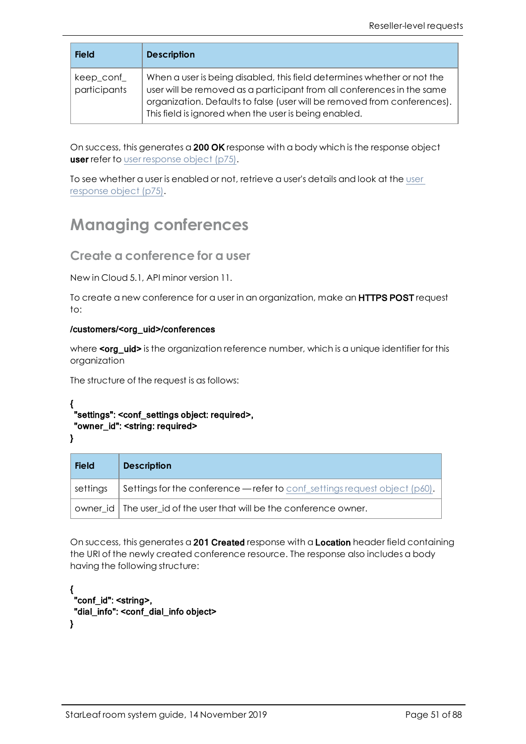| Field | Description |
| --- | --- |
| keep_conf_participants | When a user is being disabled, this field determines whether or not the user will be removed as a participant from all conferences in the same organization. Defaults to false (user will be removed from conferences). This field is ignored when the user is being enabled. |

On success, this generates a **200 OK** response with a body which is the response object **user** refer to user response object (p75).

To see whether a user is enabled or not, retrieve a user's details and look at the user response object (p75).

# Managing conferences

## Create a conference for a user

New in Cloud 5.1, API minor version 11.

To create a new conference for a user in an organization, make an **HTTPS POST** request to:

**/customers/<org_uid>/conferences**

where **<org_uid>** is the organization reference number, which is a unique identifier for this organization

The structure of the request is as follows:

```
{
 "settings": <conf_settings object: required>,
 "owner_id": <string: required>
}
```

| Field | Description |
| --- | --- |
| settings | Settings for the conference — refer to conf_settings request object (p60). |
| owner_id | The user_id of the user that will be the conference owner. |

On success, this generates a **201 Created** response with a **Location** header field containing the URI of the newly created conference resource. The response also includes a body having the following structure:

```
{
 "conf_id": <string>,
 "dial_info": <conf_dial_info object>
}
```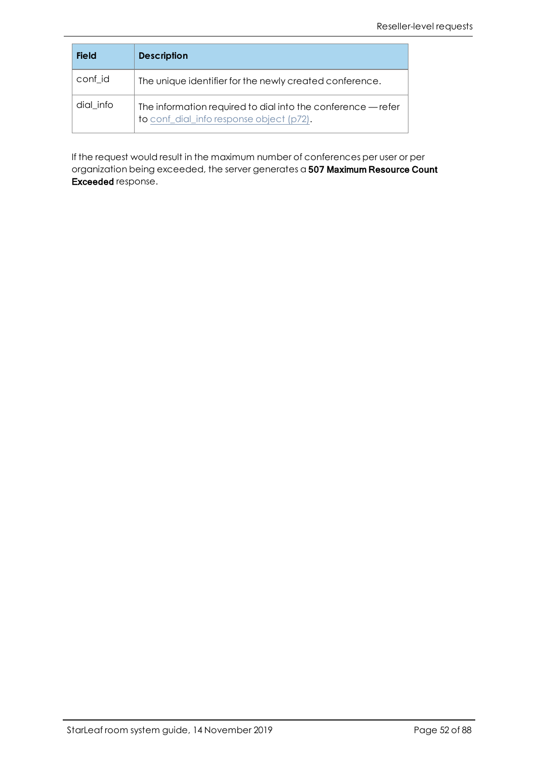| Field | Description |
| --- | --- |
| conf_id | The unique identifier for the newly created conference. |
| dial_info | The information required to dial into the conference — refer to conf_dial_info response object (p72). |

If the request would result in the maximum number of conferences per user or per organization being exceeded, the server generates a **507 Maximum Resource Count Exceeded** response.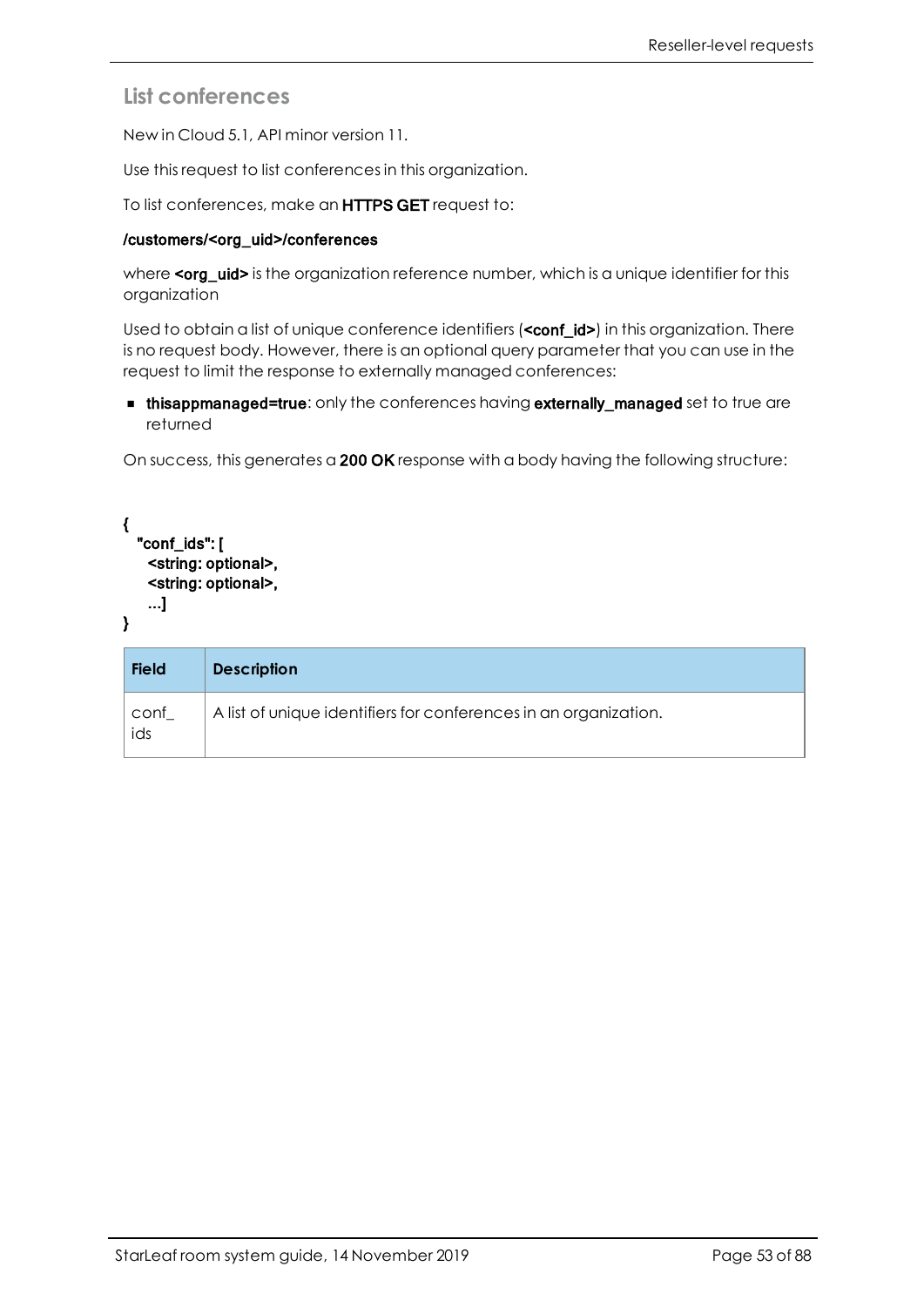## List conferences

New in Cloud 5.1, API minor version 11.

Use this request to list conferences in this organization.

To list conferences, make an **HTTPS GET** request to:

**/customers/<org_uid>/conferences**

where **<org_uid>** is the organization reference number, which is a unique identifier for this organization

Used to obtain a list of unique conference identifiers (**<conf_id>**) in this organization. There is no request body. However, there is an optional query parameter that you can use in the request to limit the response to externally managed conferences:

- **thisappmanaged=true**: only the conferences having **externally_managed** set to true are returned

On success, this generates a **200 OK** response with a body having the following structure:

```
{
  "conf_ids": [
    <string: optional>,
    <string: optional>,
    ...]
}
```

| Field | Description |
|---|---|
| conf_ids | A list of unique identifiers for conferences in an organization. |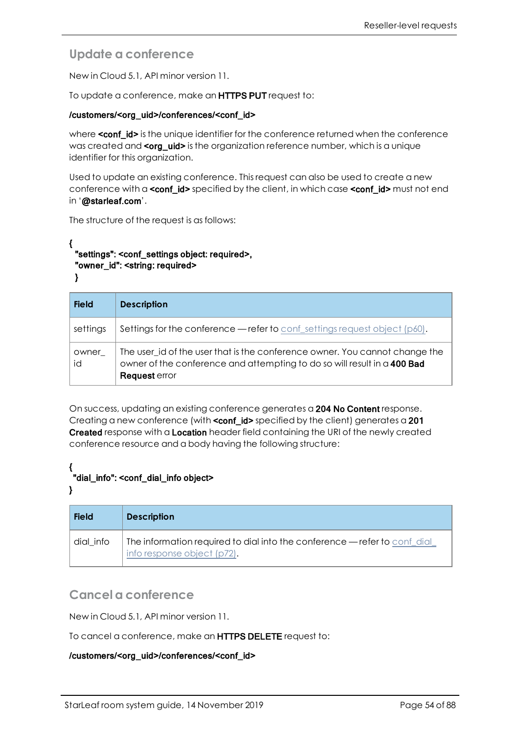## Update a conference

New in Cloud 5.1, API minor version 11.

To update a conference, make an **HTTPS PUT** request to:

**/customers/<org_uid>/conferences/<conf_id>**

where **<conf_id>** is the unique identifier for the conference returned when the conference was created and **<org_uid>** is the organization reference number, which is a unique identifier for this organization.

Used to update an existing conference. This request can also be used to create a new conference with a **<conf_id>** specified by the client, in which case **<conf_id>** must not end in '**@starleaf.com**'.

The structure of the request is as follows:

```
{
  "settings": <conf_settings object: required>,
  "owner_id": <string: required>
  }
```

| Field | Description |
|---|---|
| settings | Settings for the conference — refer to conf_settings request object (p60). |
| owner_id | The user_id of the user that is the conference owner. You cannot change the owner of the conference and attempting to do so will result in a **400 Bad Request** error |

On success, updating an existing conference generates a **204 No Content** response. Creating a new conference (with **<conf_id>** specified by the client) generates a **201 Created** response with a **Location** header field containing the URI of the newly created conference resource and a body having the following structure:

```
{
 "dial_info": <conf_dial_info object>
}
```

| Field | Description |
|---|---|
| dial_info | The information required to dial into the conference — refer to conf_dial_info response object (p72). |

## Cancel a conference

New in Cloud 5.1, API minor version 11.

To cancel a conference, make an **HTTPS DELETE** request to:

**/customers/<org_uid>/conferences/<conf_id>**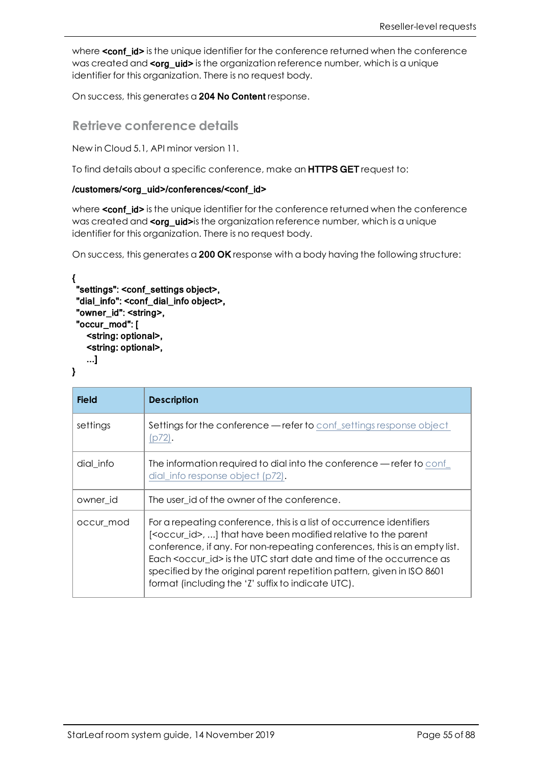where **<conf_id>** is the unique identifier for the conference returned when the conference was created and **<org_uid>** is the organization reference number, which is a unique identifier for this organization. There is no request body.

On success, this generates a **204 No Content** response.

## Retrieve conference details

New in Cloud 5.1, API minor version 11.

To find details about a specific conference, make an **HTTPS GET** request to:

**/customers/<org_uid>/conferences/<conf_id>**

where **<conf_id>** is the unique identifier for the conference returned when the conference was created and **<org_uid>**is the organization reference number, which is a unique identifier for this organization. There is no request body.

On success, this generates a **200 OK** response with a body having the following structure:

```
{
 "settings": <conf_settings object>,
 "dial_info": <conf_dial_info object>,
 "owner_id": <string>,
 "occur_mod": [
    <string: optional>,
    <string: optional>,
    ...]
}
```

| Field | Description |
| --- | --- |
| settings | Settings for the conference — refer to conf_settings response object (p72). |
| dial_info | The information required to dial into the conference — refer to conf_dial_info response object (p72). |
| owner_id | The user_id of the owner of the conference. |
| occur_mod | For a repeating conference, this is a list of occurrence identifiers [<occur_id>, ...] that have been modified relative to the parent conference, if any. For non-repeating conferences, this is an empty list. Each <occur_id> is the UTC start date and time of the occurrence as specified by the original parent repetition pattern, given in ISO 8601 format (including the 'Z' suffix to indicate UTC). |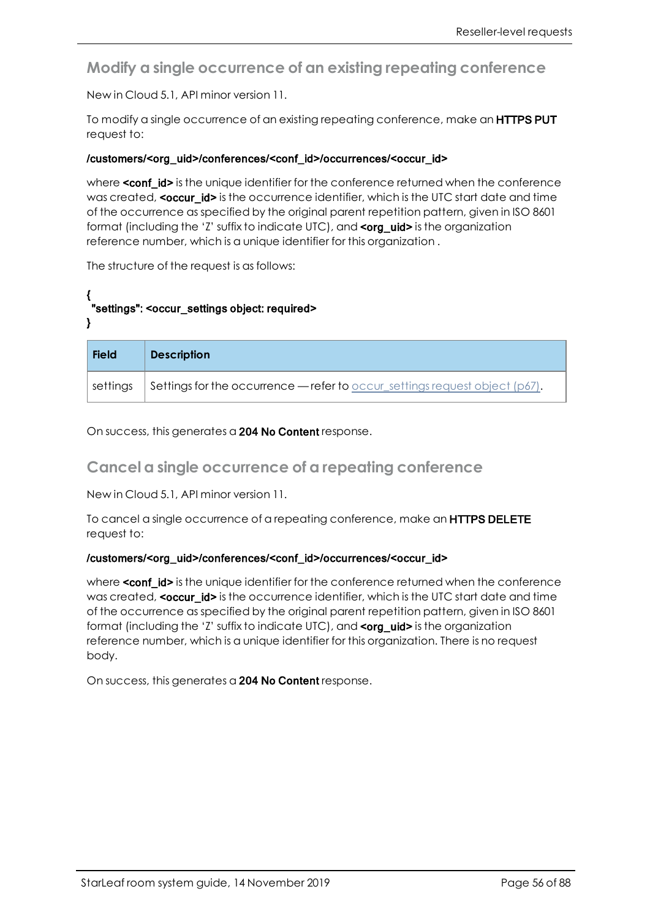## Modify a single occurrence of an existing repeating conference

New in Cloud 5.1, API minor version 11.

To modify a single occurrence of an existing repeating conference, make an **HTTPS PUT** request to:

**/customers/<org_uid>/conferences/<conf_id>/occurrences/<occur_id>**

where **<conf_id>** is the unique identifier for the conference returned when the conference was created, **<occur_id>** is the occurrence identifier, which is the UTC start date and time of the occurrence as specified by the original parent repetition pattern, given in ISO 8601 format (including the 'Z' suffix to indicate UTC), and **<org_uid>** is the organization reference number, which is a unique identifier for this organization .

The structure of the request is as follows:

```
{
 "settings": <occur_settings object: required>
}
```

| Field | Description |
|---|---|
| settings | Settings for the occurrence — refer to occur_settings request object (p67). |

On success, this generates a **204 No Content** response.

## Cancel a single occurrence of a repeating conference

New in Cloud 5.1, API minor version 11.

To cancel a single occurrence of a repeating conference, make an **HTTPS DELETE** request to:

**/customers/<org_uid>/conferences/<conf_id>/occurrences/<occur_id>**

where **<conf_id>** is the unique identifier for the conference returned when the conference was created, **<occur_id>** is the occurrence identifier, which is the UTC start date and time of the occurrence as specified by the original parent repetition pattern, given in ISO 8601 format (including the 'Z' suffix to indicate UTC), and **<org_uid>** is the organization reference number, which is a unique identifier for this organization. There is no request body.

On success, this generates a **204 No Content** response.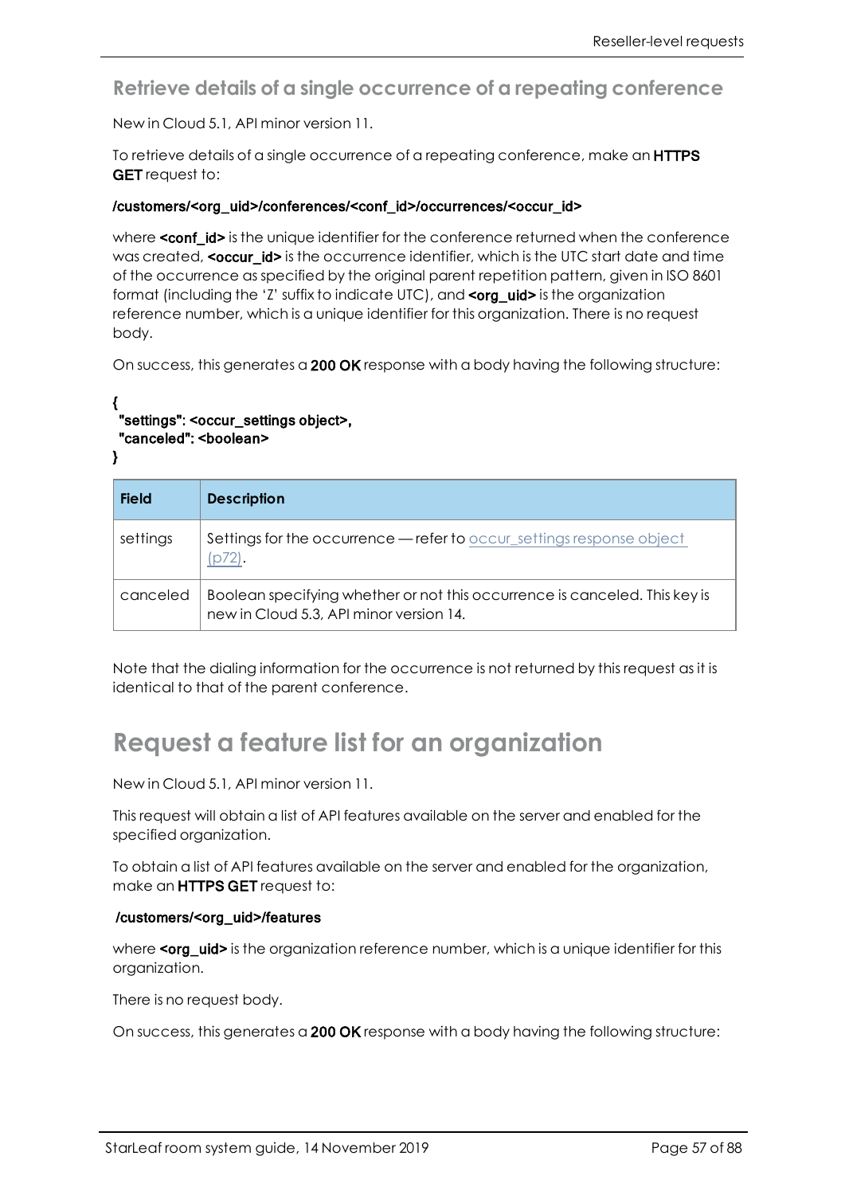## Retrieve details of a single occurrence of a repeating conference

New in Cloud 5.1, API minor version 11.

To retrieve details of a single occurrence of a repeating conference, make an **HTTPS GET** request to:

**/customers/<org_uid>/conferences/<conf_id>/occurrences/<occur_id>**

where **<conf_id>** is the unique identifier for the conference returned when the conference was created, **<occur_id>** is the occurrence identifier, which is the UTC start date and time of the occurrence as specified by the original parent repetition pattern, given in ISO 8601 format (including the 'Z' suffix to indicate UTC), and **<org_uid>** is the organization reference number, which is a unique identifier for this organization. There is no request body.

On success, this generates a **200 OK** response with a body having the following structure:

```
{
  "settings": <occur_settings object>,
  "canceled": <boolean>
}
```

| Field | Description |
| --- | --- |
| settings | Settings for the occurrence — refer to occur_settings response object (p72). |
| canceled | Boolean specifying whether or not this occurrence is canceled. This key is new in Cloud 5.3, API minor version 14. |

Note that the dialing information for the occurrence is not returned by this request as it is identical to that of the parent conference.

# Request a feature list for an organization

New in Cloud 5.1, API minor version 11.

This request will obtain a list of API features available on the server and enabled for the specified organization.

To obtain a list of API features available on the server and enabled for the organization, make an **HTTPS GET** request to:

**/customers/<org_uid>/features**

where **<org_uid>** is the organization reference number, which is a unique identifier for this organization.

There is no request body.

On success, this generates a **200 OK** response with a body having the following structure: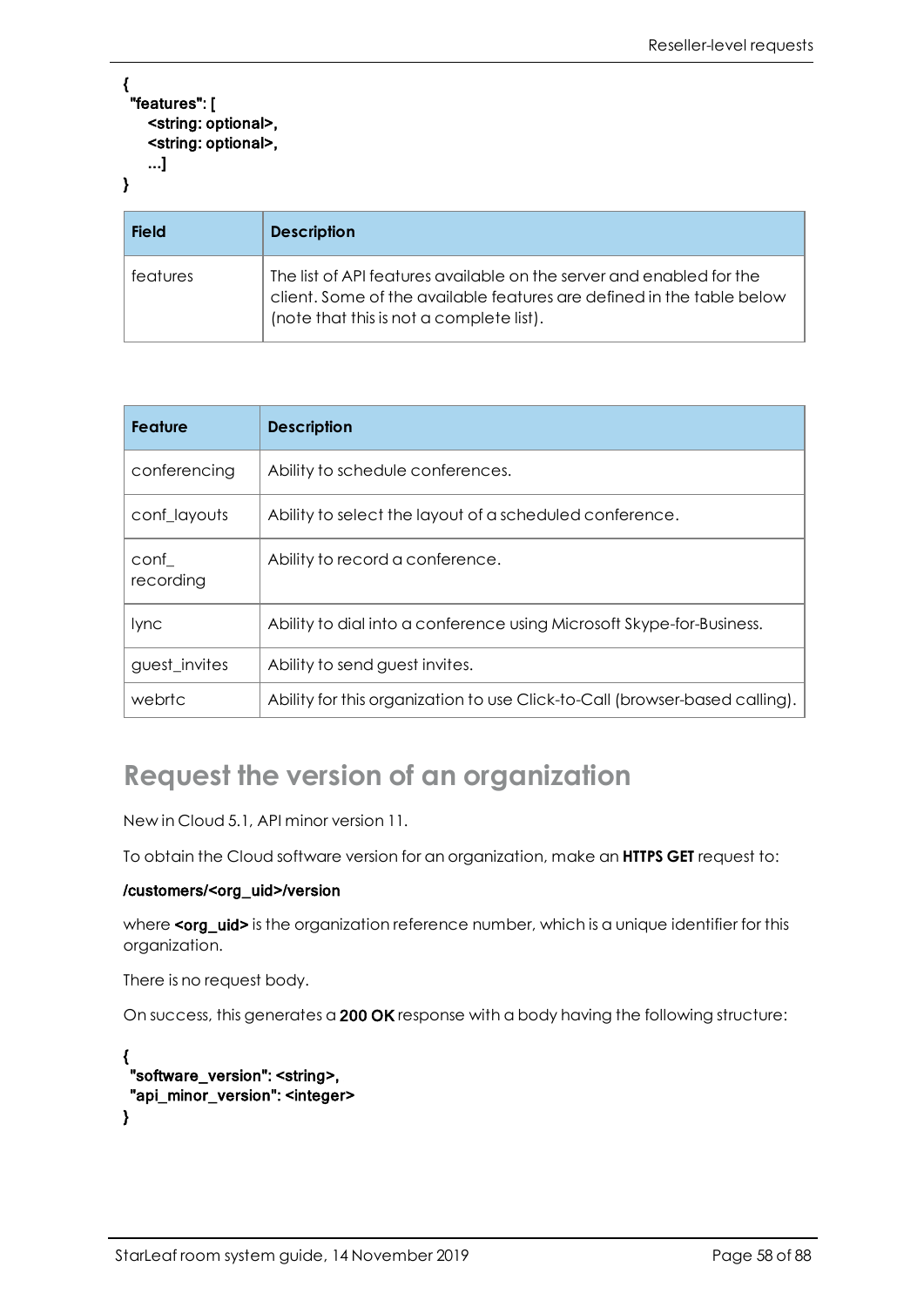```
{
 "features": [
    <string: optional>,
    <string: optional>,
    ...]
}
```

| Field | Description |
|---|---|
| features | The list of API features available on the server and enabled for the client. Some of the available features are defined in the table below (note that this is not a complete list). |

| Feature | Description |
|---|---|
| conferencing | Ability to schedule conferences. |
| conf_layouts | Ability to select the layout of a scheduled conference. |
| conf_recording | Ability to record a conference. |
| lync | Ability to dial into a conference using Microsoft Skype-for-Business. |
| guest_invites | Ability to send guest invites. |
| webrtc | Ability for this organization to use Click-to-Call (browser-based calling). |

## Request the version of an organization

New in Cloud 5.1, API minor version 11.

To obtain the Cloud software version for an organization, make an **HTTPS GET** request to:

**/customers/<org_uid>/version**

where **<org_uid>** is the organization reference number, which is a unique identifier for this organization.

There is no request body.

On success, this generates a **200 OK** response with a body having the following structure:

```
{
 "software_version": <string>,
 "api_minor_version": <integer>
}
```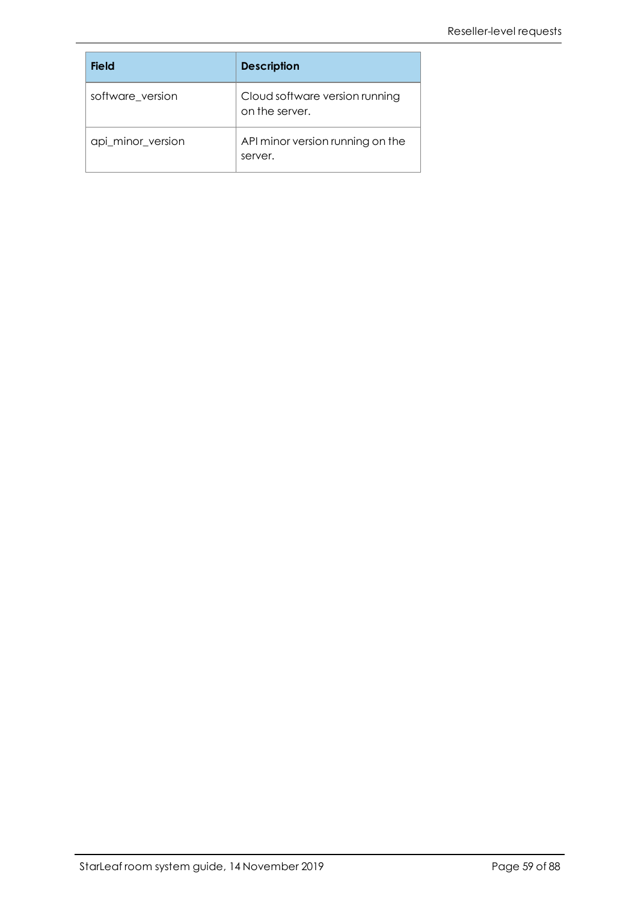| Field | Description |
| --- | --- |
| software_version | Cloud software version running on the server. |
| api_minor_version | API minor version running on the server. |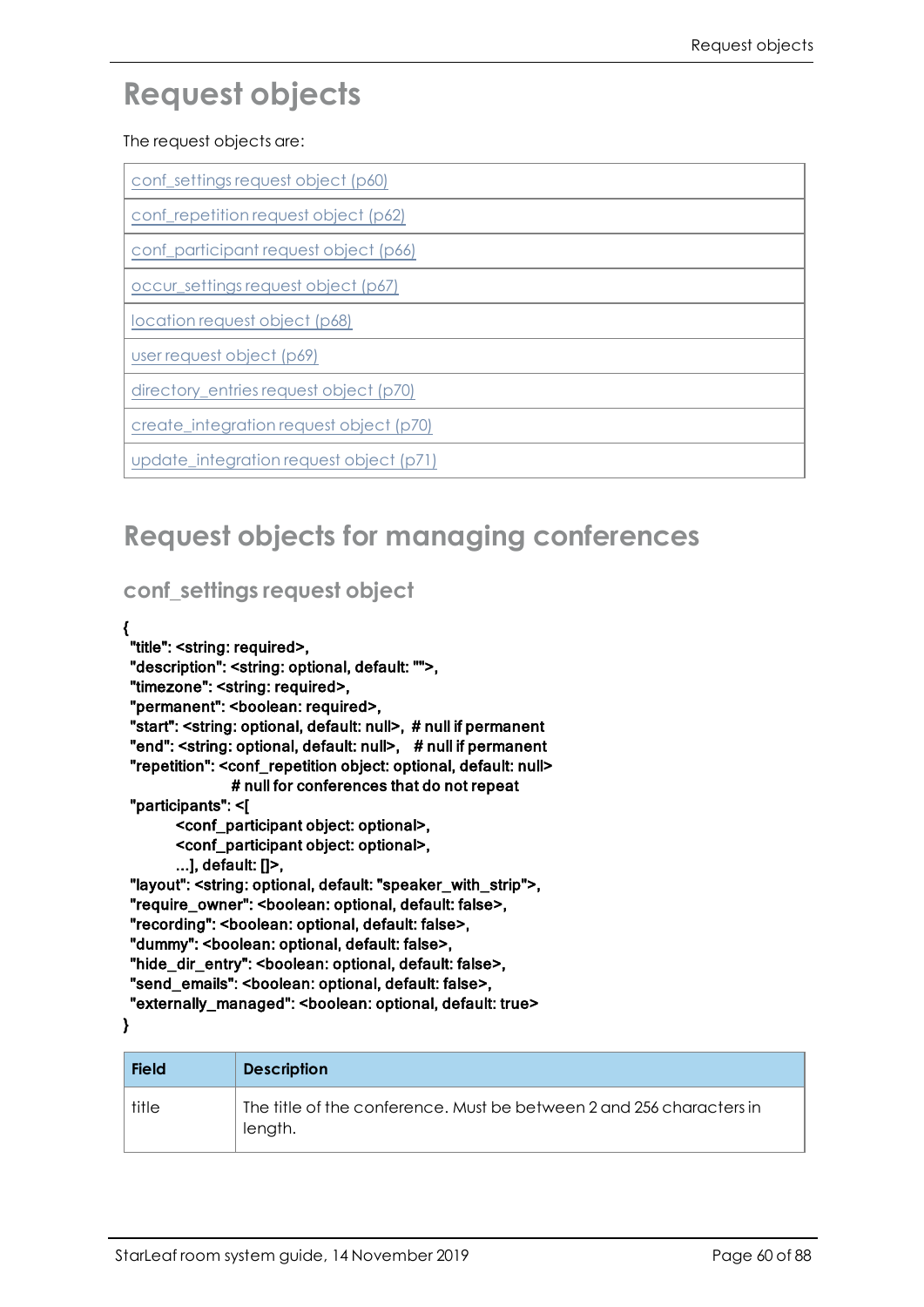# Request objects

The request objects are:

| |
|---|
| conf_settings request object (p60) |
| conf_repetition request object (p62) |
| conf_participant request object (p66) |
| occur_settings request object (p67) |
| location request object (p68) |
| user request object (p69) |
| directory_entries request object (p70) |
| create_integration request object (p70) |
| update_integration request object (p71) |

## Request objects for managing conferences

### conf_settings request object

```
{
 "title": <string: required>,
 "description": <string: optional, default: "">,
 "timezone": <string: required>,
 "permanent": <boolean: required>,
 "start": <string: optional, default: null>,  # null if permanent
 "end": <string: optional, default: null>,    # null if permanent
 "repetition": <conf_repetition object: optional, default: null>
                    # null for conferences that do not repeat
 "participants": <[
         <conf_participant object: optional>,
         <conf_participant object: optional>,
         ...], default: []>,
 "layout": <string: optional, default: "speaker_with_strip">,
 "require_owner": <boolean: optional, default: false>,
 "recording": <boolean: optional, default: false>,
 "dummy": <boolean: optional, default: false>,
 "hide_dir_entry": <boolean: optional, default: false>,
 "send_emails": <boolean: optional, default: false>,
 "externally_managed": <boolean: optional, default: true>
}
```

| Field | Description |
|---|---|
| title | The title of the conference. Must be between 2 and 256 characters in length. |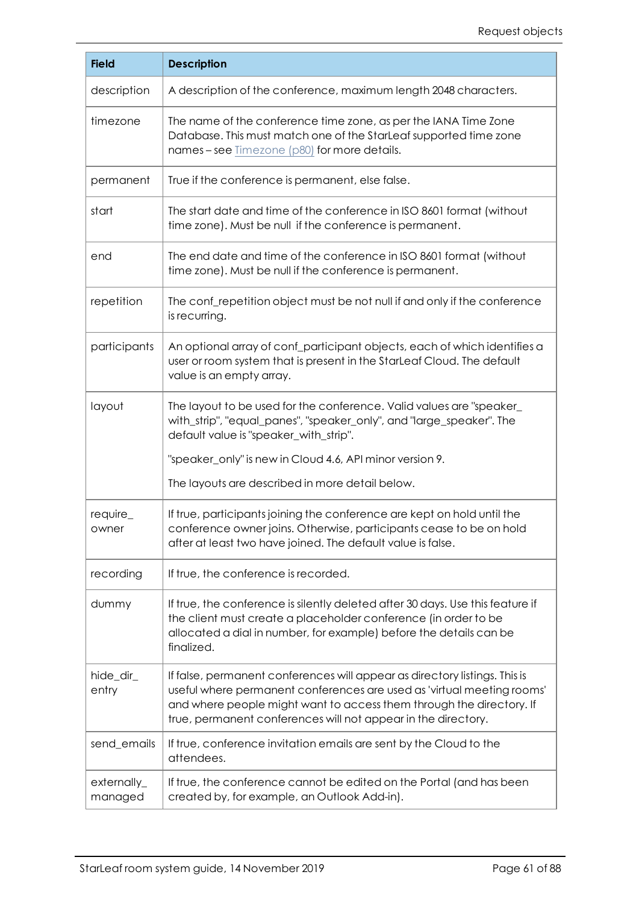| Field | Description |
|---|---|
| description | A description of the conference, maximum length 2048 characters. |
| timezone | The name of the conference time zone, as per the IANA Time Zone Database. This must match one of the StarLeaf supported time zone names – see Timezone (p80) for more details. |
| permanent | True if the conference is permanent, else false. |
| start | The start date and time of the conference in ISO 8601 format (without time zone). Must be null if the conference is permanent. |
| end | The end date and time of the conference in ISO 8601 format (without time zone). Must be null if the conference is permanent. |
| repetition | The conf_repetition object must be not null if and only if the conference is recurring. |
| participants | An optional array of conf_participant objects, each of which identifies a user or room system that is present in the StarLeaf Cloud. The default value is an empty array. |
| layout | The layout to be used for the conference. Valid values are "speaker_with_strip", "equal_panes", "speaker_only", and "large_speaker". The default value is "speaker_with_strip".<br><br>"speaker_only" is new in Cloud 4.6, API minor version 9.<br><br>The layouts are described in more detail below. |
| require_owner | If true, participants joining the conference are kept on hold until the conference owner joins. Otherwise, participants cease to be on hold after at least two have joined. The default value is false. |
| recording | If true, the conference is recorded. |
| dummy | If true, the conference is silently deleted after 30 days. Use this feature if the client must create a placeholder conference (in order to be allocated a dial in number, for example) before the details can be finalized. |
| hide_dir_entry | If false, permanent conferences will appear as directory listings. This is useful where permanent conferences are used as 'virtual meeting rooms' and where people might want to access them through the directory. If true, permanent conferences will not appear in the directory. |
| send_emails | If true, conference invitation emails are sent by the Cloud to the attendees. |
| externally_managed | If true, the conference cannot be edited on the Portal (and has been created by, for example, an Outlook Add-in). |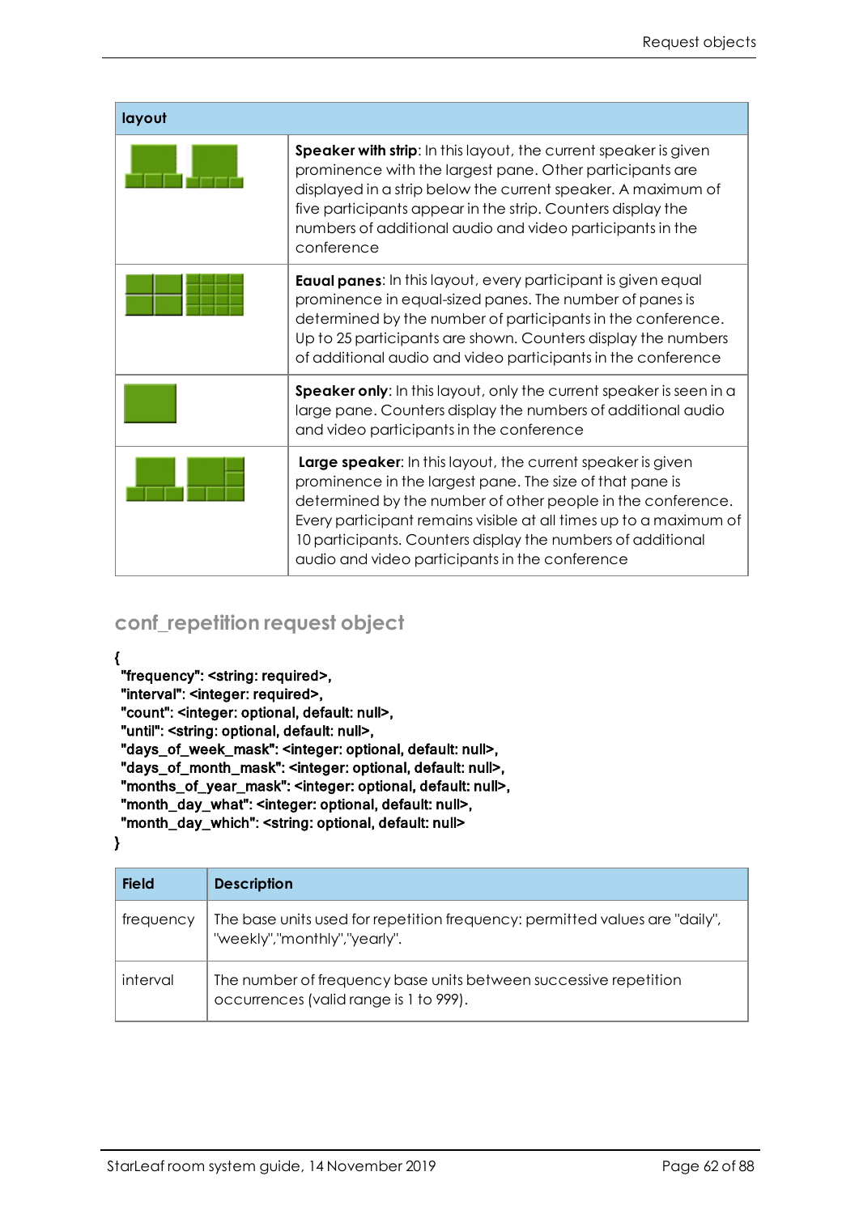| layout | |
|---|---|
| | **Speaker with strip**: In this layout, the current speaker is given prominence with the largest pane. Other participants are displayed in a strip below the current speaker. A maximum of five participants appear in the strip. Counters display the numbers of additional audio and video participants in the conference |
| | **Equal panes**: In this layout, every participant is given equal prominence in equal-sized panes. The number of panes is determined by the number of participants in the conference. Up to 25 participants are shown. Counters display the numbers of additional audio and video participants in the conference |
| | **Speaker only**: In this layout, only the current speaker is seen in a large pane. Counters display the numbers of additional audio and video participants in the conference |
| | **Large speaker**: In this layout, the current speaker is given prominence in the largest pane. The size of that pane is determined by the number of other people in the conference. Every participant remains visible at all times up to a maximum of 10 participants. Counters display the numbers of additional audio and video participants in the conference |

## conf_repetition request object

```
{
 "frequency": <string: required>,
 "interval": <integer: required>,
 "count": <integer: optional, default: null>,
 "until": <string: optional, default: null>,
 "days_of_week_mask": <integer: optional, default: null>,
 "days_of_month_mask": <integer: optional, default: null>,
 "months_of_year_mask": <integer: optional, default: null>,
 "month_day_what": <integer: optional, default: null>,
 "month_day_which": <string: optional, default: null>
}
```

| Field | Description |
|---|---|
| frequency | The base units used for repetition frequency: permitted values are "daily", "weekly","monthly","yearly". |
| interval | The number of frequency base units between successive repetition occurrences (valid range is 1 to 999). |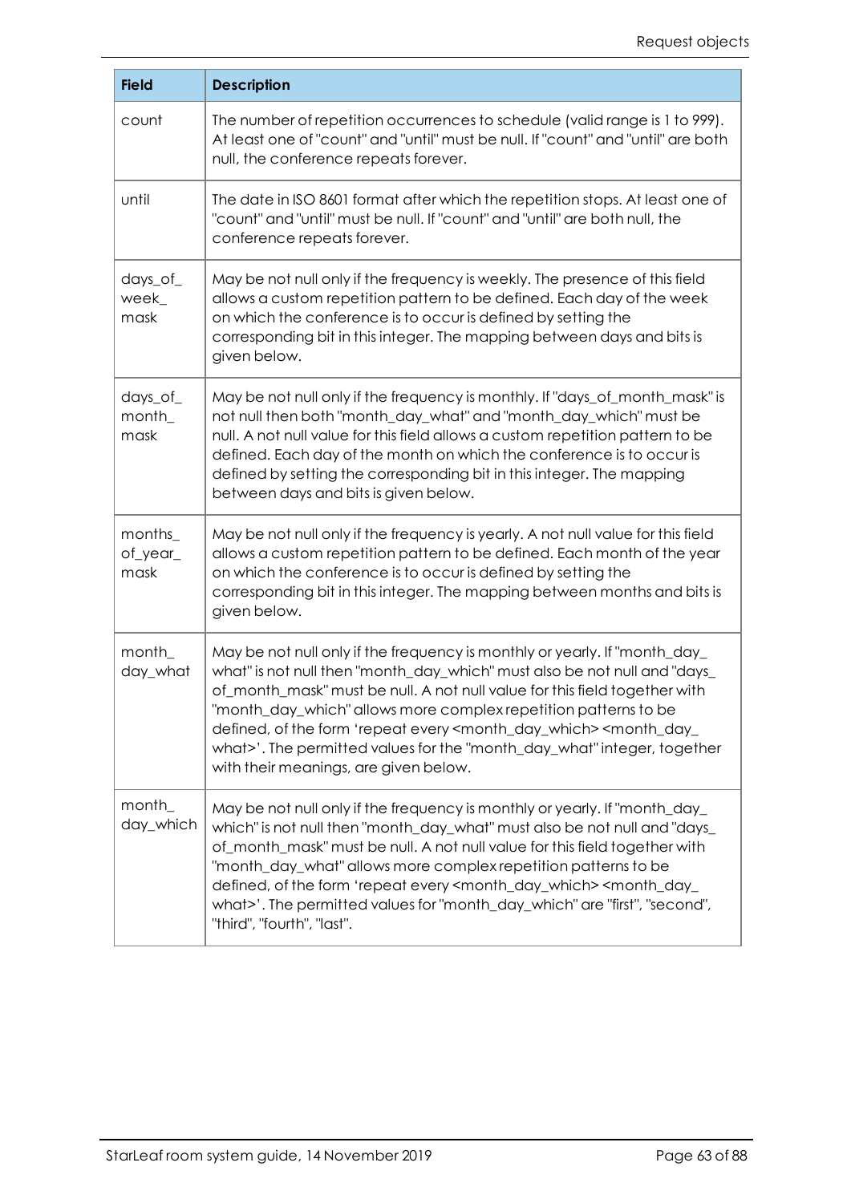| Field | Description |
| --- | --- |
| count | The number of repetition occurrences to schedule (valid range is 1 to 999). At least one of "count" and "until" must be null. If "count" and "until" are both null, the conference repeats forever. |
| until | The date in ISO 8601 format after which the repetition stops. At least one of "count" and "until" must be null. If "count" and "until" are both null, the conference repeats forever. |
| days_of_week_mask | May be not null only if the frequency is weekly. The presence of this field allows a custom repetition pattern to be defined. Each day of the week on which the conference is to occur is defined by setting the corresponding bit in this integer. The mapping between days and bits is given below. |
| days_of_month_mask | May be not null only if the frequency is monthly. If "days_of_month_mask" is not null then both "month_day_what" and "month_day_which" must be null. A not null value for this field allows a custom repetition pattern to be defined. Each day of the month on which the conference is to occur is defined by setting the corresponding bit in this integer. The mapping between days and bits is given below. |
| months_of_year_mask | May be not null only if the frequency is yearly. A not null value for this field allows a custom repetition pattern to be defined. Each month of the year on which the conference is to occur is defined by setting the corresponding bit in this integer. The mapping between months and bits is given below. |
| month_day_what | May be not null only if the frequency is monthly or yearly. If "month_day_what" is not null then "month_day_which" must also be not null and "days_of_month_mask" must be null. A not null value for this field together with "month_day_which" allows more complex repetition patterns to be defined, of the form 'repeat every <month_day_which> <month_day_what>'. The permitted values for the "month_day_what" integer, together with their meanings, are given below. |
| month_day_which | May be not null only if the frequency is monthly or yearly. If "month_day_which" is not null then "month_day_what" must also be not null and "days_of_month_mask" must be null. A not null value for this field together with "month_day_what" allows more complex repetition patterns to be defined, of the form 'repeat every <month_day_which> <month_day_what>'. The permitted values for "month_day_which" are "first", "second", "third", "fourth", "last". |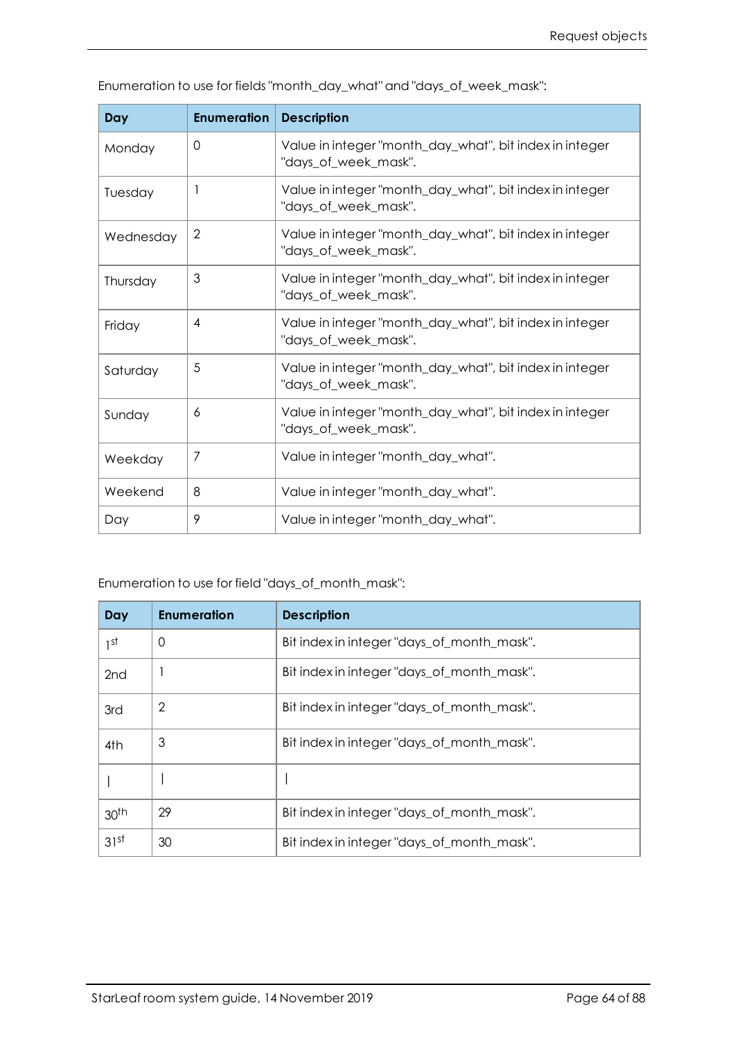Enumeration to use for fields "month_day_what" and "days_of_week_mask":

| Day | Enumeration | Description |
|---|---|---|
| Monday | 0 | Value in integer "month_day_what", bit index in integer "days_of_week_mask". |
| Tuesday | 1 | Value in integer "month_day_what", bit index in integer "days_of_week_mask". |
| Wednesday | 2 | Value in integer "month_day_what", bit index in integer "days_of_week_mask". |
| Thursday | 3 | Value in integer "month_day_what", bit index in integer "days_of_week_mask". |
| Friday | 4 | Value in integer "month_day_what", bit index in integer "days_of_week_mask". |
| Saturday | 5 | Value in integer "month_day_what", bit index in integer "days_of_week_mask". |
| Sunday | 6 | Value in integer "month_day_what", bit index in integer "days_of_week_mask". |
| Weekday | 7 | Value in integer "month_day_what". |
| Weekend | 8 | Value in integer "month_day_what". |
| Day | 9 | Value in integer "month_day_what". |

Enumeration to use for field "days_of_month_mask":

| Day | Enumeration | Description |
|---|---|---|
| 1st | 0 | Bit index in integer "days_of_month_mask". |
| 2nd | 1 | Bit index in integer "days_of_month_mask". |
| 3rd | 2 | Bit index in integer "days_of_month_mask". |
| 4th | 3 | Bit index in integer "days_of_month_mask". |
| \| | \| | \| |
| 30th | 29 | Bit index in integer "days_of_month_mask". |
| 31st | 30 | Bit index in integer "days_of_month_mask". |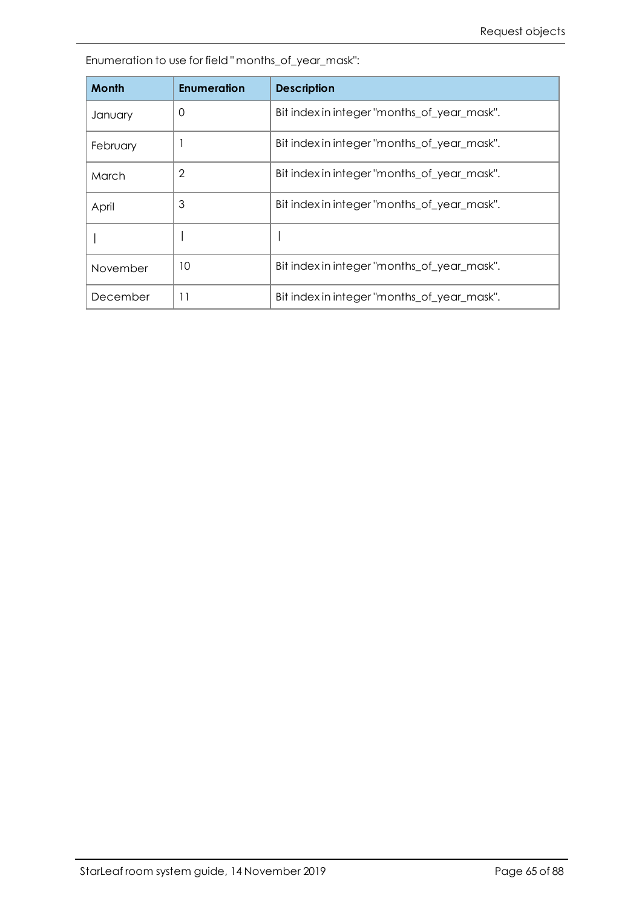Enumeration to use for field " months_of_year_mask":

| Month | Enumeration | Description |
|---|---|---|
| January | 0 | Bit index in integer "months_of_year_mask". |
| February | 1 | Bit index in integer "months_of_year_mask". |
| March | 2 | Bit index in integer "months_of_year_mask". |
| April | 3 | Bit index in integer "months_of_year_mask". |
| \| | \| | \| |
| November | 10 | Bit index in integer "months_of_year_mask". |
| December | 11 | Bit index in integer "months_of_year_mask". |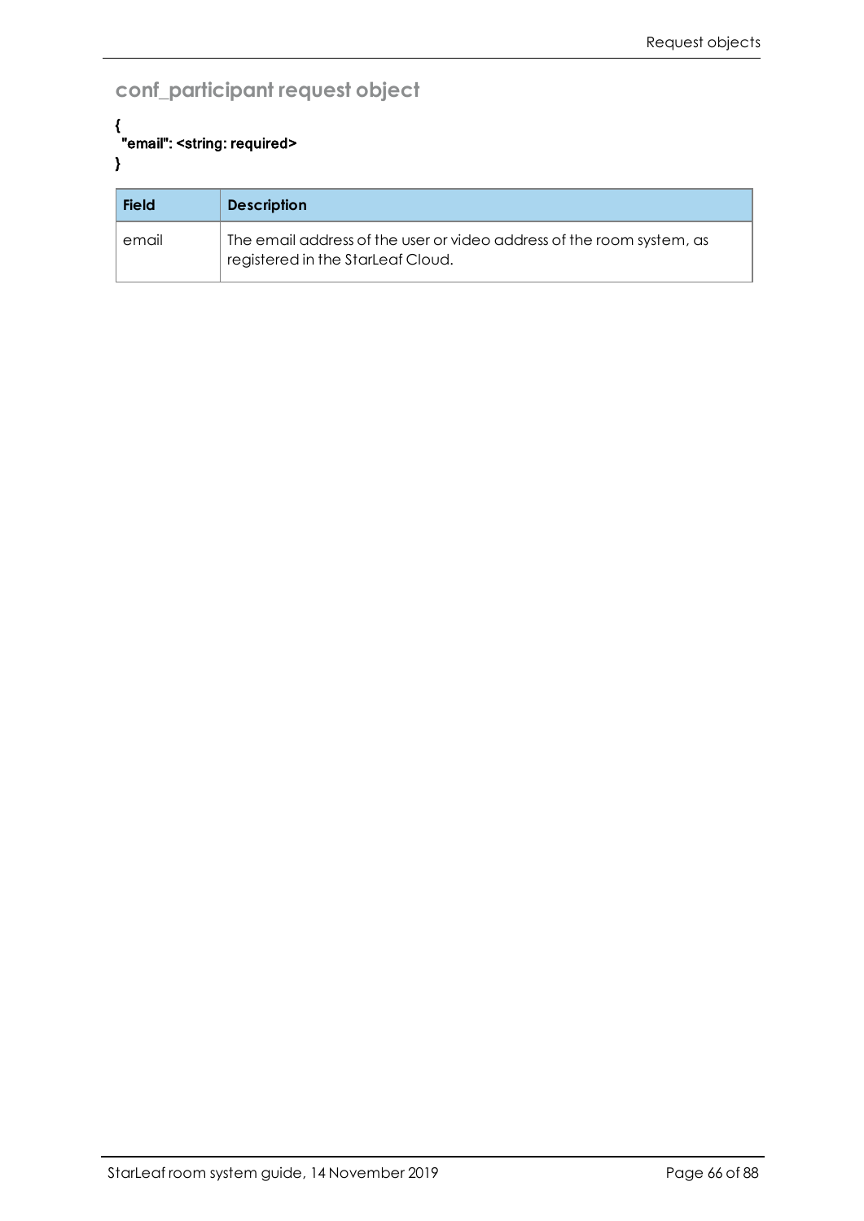## conf_participant request object

```
{
 "email": <string: required>
}
```

| Field | Description |
|---|---|
| email | The email address of the user or video address of the room system, as registered in the StarLeaf Cloud. |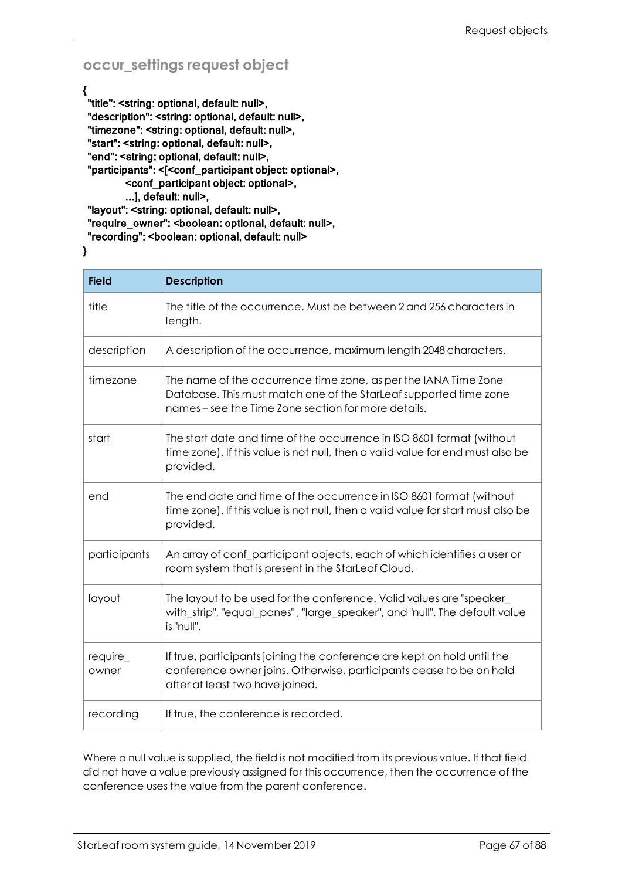## occur_settings request object

```
{
 "title": <string: optional, default: null>,
 "description": <string: optional, default: null>,
 "timezone": <string: optional, default: null>,
 "start": <string: optional, default: null>,
 "end": <string: optional, default: null>,
 "participants": <[<conf_participant object: optional>,
           <conf_participant object: optional>,
           ...], default: null>,
 "layout": <string: optional, default: null>,
 "require_owner": <boolean: optional, default: null>,
 "recording": <boolean: optional, default: null>
}
```

| Field | Description |
|---|---|
| title | The title of the occurrence. Must be between 2 and 256 characters in length. |
| description | A description of the occurrence, maximum length 2048 characters. |
| timezone | The name of the occurrence time zone, as per the IANA Time Zone Database. This must match one of the StarLeaf supported time zone names – see the Time Zone section for more details. |
| start | The start date and time of the occurrence in ISO 8601 format (without time zone). If this value is not null, then a valid value for end must also be provided. |
| end | The end date and time of the occurrence in ISO 8601 format (without time zone). If this value is not null, then a valid value for start must also be provided. |
| participants | An array of conf_participant objects, each of which identifies a user or room system that is present in the StarLeaf Cloud. |
| layout | The layout to be used for the conference. Valid values are "speaker_with_strip", "equal_panes" , "large_speaker", and "null". The default value is "null". |
| require_owner | If true, participants joining the conference are kept on hold until the conference owner joins. Otherwise, participants cease to be on hold after at least two have joined. |
| recording | If true, the conference is recorded. |

Where a null value is supplied, the field is not modified from its previous value. If that field did not have a value previously assigned for this occurrence, then the occurrence of the conference uses the value from the parent conference.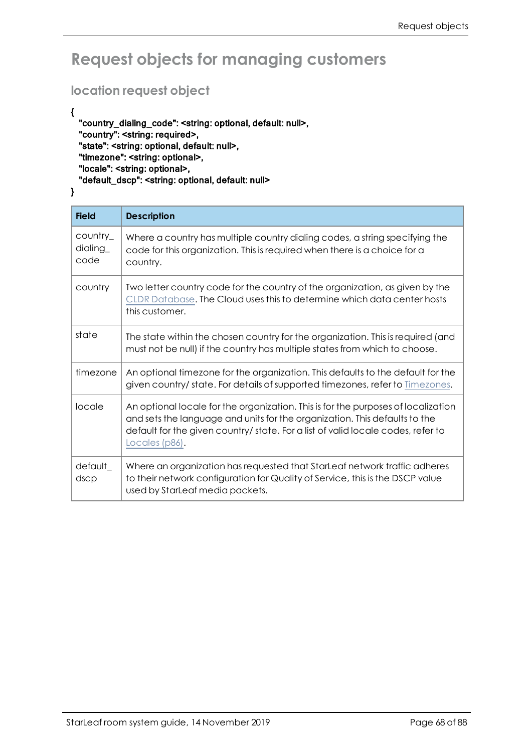# Request objects for managing customers

## location request object

```
{
  "country_dialing_code": <string: optional, default: null>,
  "country": <string: required>,
  "state": <string: optional, default: null>,
  "timezone": <string: optional>,
  "locale": <string: optional>,
  "default_dscp": <string: optional, default: null>
}
```

| Field | Description |
| --- | --- |
| country_dialing_code | Where a country has multiple country dialing codes, a string specifying the code for this organization. This is required when there is a choice for a country. |
| country | Two letter country code for the country of the organization, as given by the CLDR Database. The Cloud uses this to determine which data center hosts this customer. |
| state | The state within the chosen country for the organization. This is required (and must not be null) if the country has multiple states from which to choose. |
| timezone | An optional timezone for the organization. This defaults to the default for the given country/ state. For details of supported timezones, refer to Timezones. |
| locale | An optional locale for the organization. This is for the purposes of localization and sets the language and units for the organization. This defaults to the default for the given country/ state. For a list of valid locale codes, refer to Locales (p86). |
| default_dscp | Where an organization has requested that StarLeaf network traffic adheres to their network configuration for Quality of Service, this is the DSCP value used by StarLeaf media packets. |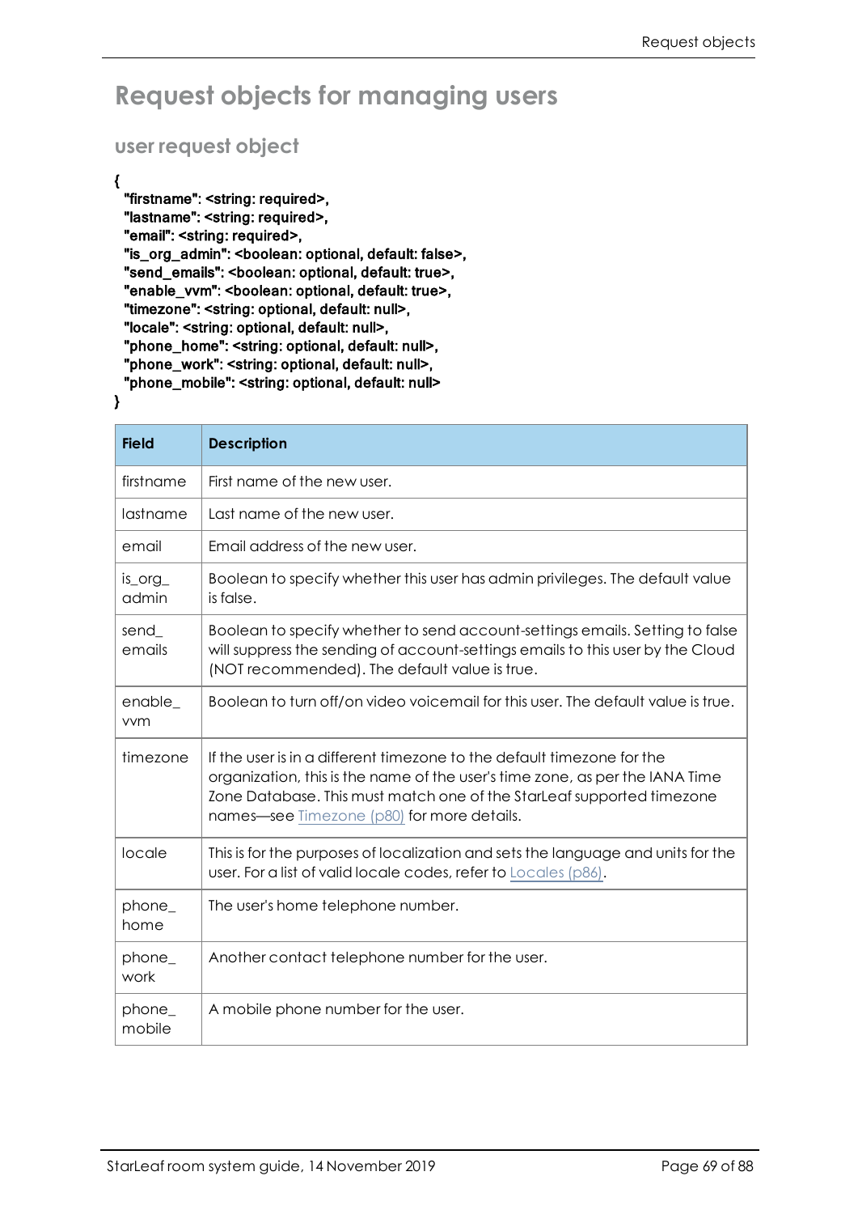# Request objects for managing users

## user request object

```
{
  "firstname": <string: required>,
  "lastname": <string: required>,
  "email": <string: required>,
  "is_org_admin": <boolean: optional, default: false>,
  "send_emails": <boolean: optional, default: true>,
  "enable_vvm": <boolean: optional, default: true>,
  "timezone": <string: optional, default: null>,
  "locale": <string: optional, default: null>,
  "phone_home": <string: optional, default: null>,
  "phone_work": <string: optional, default: null>,
  "phone_mobile": <string: optional, default: null>
}
```

| Field | Description |
|---|---|
| firstname | First name of the new user. |
| lastname | Last name of the new user. |
| email | Email address of the new user. |
| is_org_admin | Boolean to specify whether this user has admin privileges. The default value is false. |
| send_emails | Boolean to specify whether to send account-settings emails. Setting to false will suppress the sending of account-settings emails to this user by the Cloud (NOT recommended). The default value is true. |
| enable_vvm | Boolean to turn off/on video voicemail for this user. The default value is true. |
| timezone | If the user is in a different timezone to the default timezone for the organization, this is the name of the user's time zone, as per the IANA Time Zone Database. This must match one of the StarLeaf supported timezone names—see Timezone (p80) for more details. |
| locale | This is for the purposes of localization and sets the language and units for the user. For a list of valid locale codes, refer to Locales (p86). |
| phone_home | The user's home telephone number. |
| phone_work | Another contact telephone number for the user. |
| phone_mobile | A mobile phone number for the user. |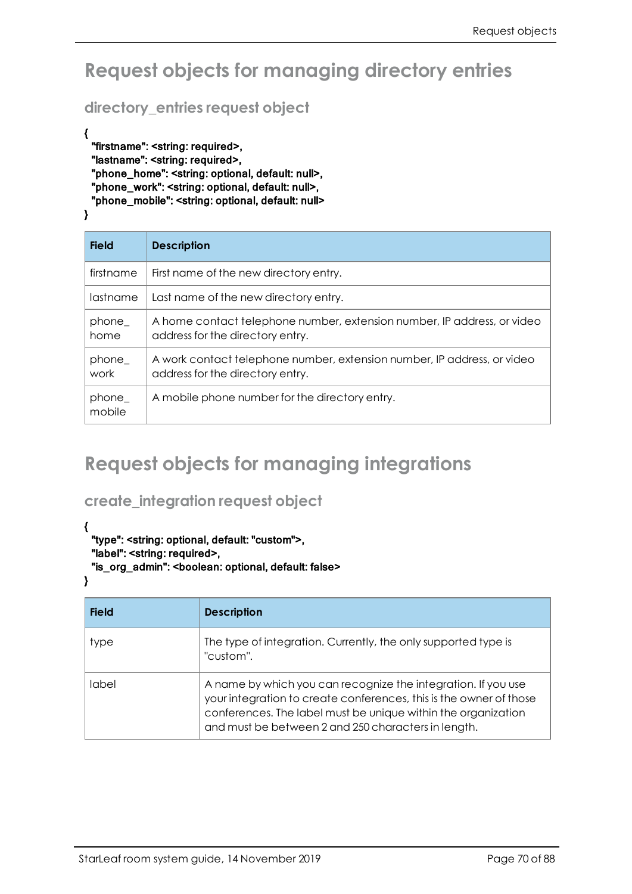# Request objects for managing directory entries

## directory_entries request object

```
{
  "firstname": <string: required>,
  "lastname": <string: required>,
  "phone_home": <string: optional, default: null>,
  "phone_work": <string: optional, default: null>,
  "phone_mobile": <string: optional, default: null>
}
```

| Field | Description |
| --- | --- |
| firstname | First name of the new directory entry. |
| lastname | Last name of the new directory entry. |
| phone_home | A home contact telephone number, extension number, IP address, or video address for the directory entry. |
| phone_work | A work contact telephone number, extension number, IP address, or video address for the directory entry. |
| phone_mobile | A mobile phone number for the directory entry. |

# Request objects for managing integrations

## create_integration request object

```
{
  "type": <string: optional, default: "custom">,
  "label": <string: required>,
  "is_org_admin": <boolean: optional, default: false>
}
```

| Field | Description |
| --- | --- |
| type | The type of integration. Currently, the only supported type is "custom". |
| label | A name by which you can recognize the integration. If you use your integration to create conferences, this is the owner of those conferences. The label must be unique within the organization and must be between 2 and 250 characters in length. |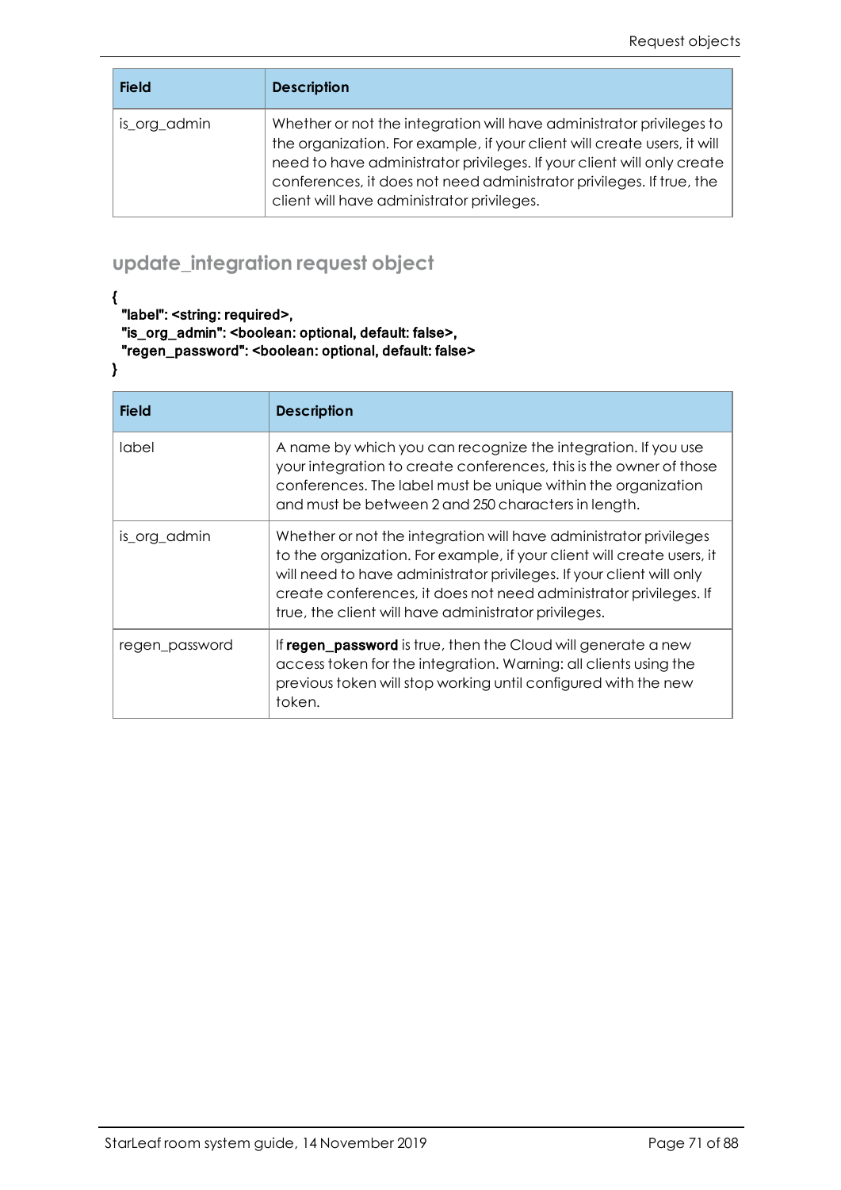| Field | Description |
| --- | --- |
| is_org_admin | Whether or not the integration will have administrator privileges to the organization. For example, if your client will create users, it will need to have administrator privileges. If your client will only create conferences, it does not need administrator privileges. If true, the client will have administrator privileges. |

## update_integration request object

```
{
  "label": <string: required>,
  "is_org_admin": <boolean: optional, default: false>,
  "regen_password": <boolean: optional, default: false>
}
```

| Field | Description |
| --- | --- |
| label | A name by which you can recognize the integration. If you use your integration to create conferences, this is the owner of those conferences. The label must be unique within the organization and must be between 2 and 250 characters in length. |
| is_org_admin | Whether or not the integration will have administrator privileges to the organization. For example, if your client will create users, it will need to have administrator privileges. If your client will only create conferences, it does not need administrator privileges. If true, the client will have administrator privileges. |
| regen_password | If **regen_password** is true, then the Cloud will generate a new access token for the integration. Warning: all clients using the previous token will stop working until configured with the new token. |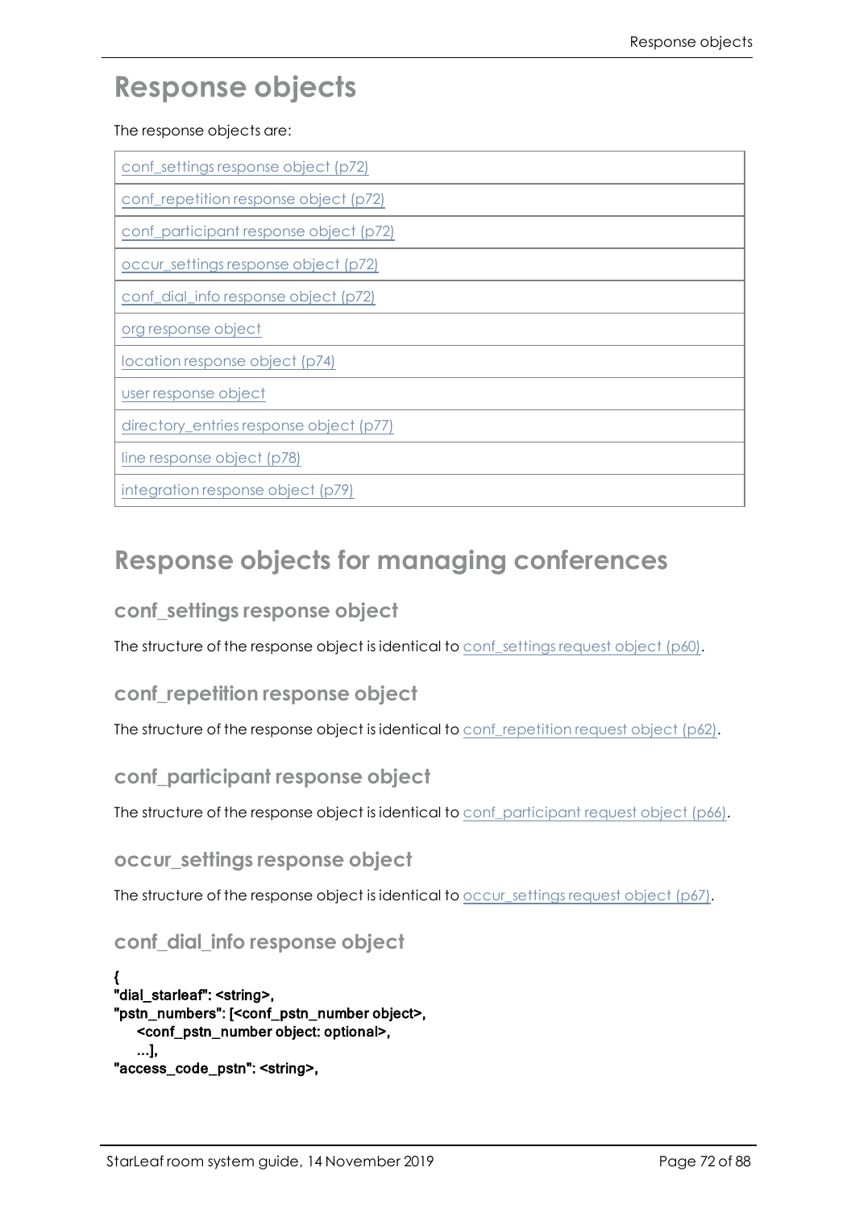# Response objects

The response objects are:

| |
|---|
| conf_settings response object (p72) |
| conf_repetition response object (p72) |
| conf_participant response object (p72) |
| occur_settings response object (p72) |
| conf_dial_info response object (p72) |
| org response object |
| location response object (p74) |
| user response object |
| directory_entries response object (p77) |
| line response object (p78) |
| integration response object (p79) |

# Response objects for managing conferences

## conf_settings response object

The structure of the response object is identical to conf_settings request object (p60).

## conf_repetition response object

The structure of the response object is identical to conf_repetition request object (p62).

## conf_participant response object

The structure of the response object is identical to conf_participant request object (p66).

## occur_settings response object

The structure of the response object is identical to occur_settings request object (p67).

## conf_dial_info response object

```
{
"dial_starleaf": <string>,
"pstn_numbers": [<conf_pstn_number object>,
    <conf_pstn_number object: optional>,
    ...],
"access_code_pstn": <string>,
```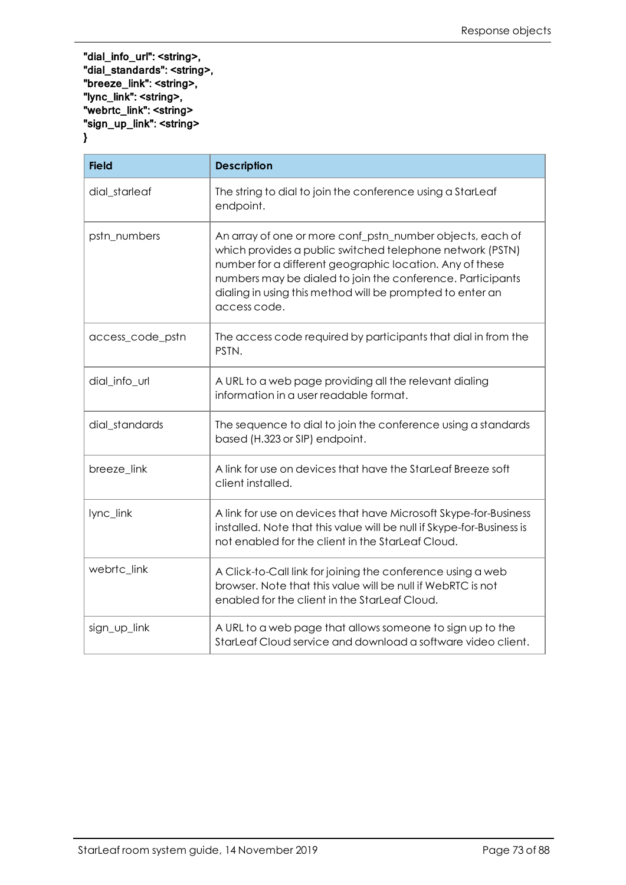```
"dial_info_url": <string>,
"dial_standards": <string>,
"breeze_link": <string>,
"lync_link": <string>,
"webrtc_link": <string>
"sign_up_link": <string>
}
```

| Field | Description |
| --- | --- |
| dial_starleaf | The string to dial to join the conference using a StarLeaf endpoint. |
| pstn_numbers | An array of one or more conf_pstn_number objects, each of which provides a public switched telephone network (PSTN) number for a different geographic location. Any of these numbers may be dialed to join the conference. Participants dialing in using this method will be prompted to enter an access code. |
| access_code_pstn | The access code required by participants that dial in from the PSTN. |
| dial_info_url | A URL to a web page providing all the relevant dialing information in a user readable format. |
| dial_standards | The sequence to dial to join the conference using a standards based (H.323 or SIP) endpoint. |
| breeze_link | A link for use on devices that have the StarLeaf Breeze soft client installed. |
| lync_link | A link for use on devices that have Microsoft Skype-for-Business installed. Note that this value will be null if Skype-for-Business is not enabled for the client in the StarLeaf Cloud. |
| webrtc_link | A Click-to-Call link for joining the conference using a web browser. Note that this value will be null if WebRTC is not enabled for the client in the StarLeaf Cloud. |
| sign_up_link | A URL to a web page that allows someone to sign up to the StarLeaf Cloud service and download a software video client. |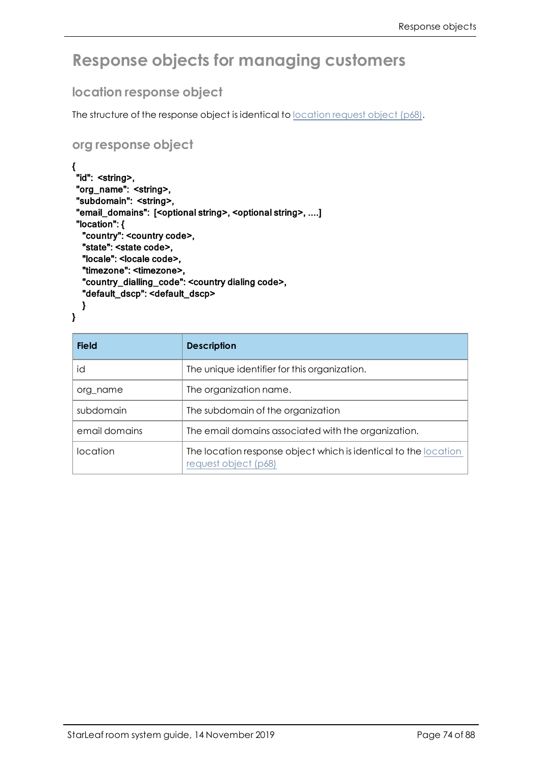# Response objects for managing customers

## location response object

The structure of the response object is identical to location request object (p68).

## org response object

```
{
 "id":  <string>,
 "org_name":  <string>,
 "subdomain":  <string>,
 "email_domains":  [<optional string>, <optional string>, ....]
 "location": {
   "country": <country code>,
   "state": <state code>,
   "locale": <locale code>,
   "timezone": <timezone>,
   "country_dialling_code": <country dialing code>,
   "default_dscp": <default_dscp>
   }
}
```

| Field | Description |
|---|---|
| id | The unique identifier for this organization. |
| org_name | The organization name. |
| subdomain | The subdomain of the organization |
| email domains | The email domains associated with the organization. |
| location | The location response object which is identical to the location request object (p68) |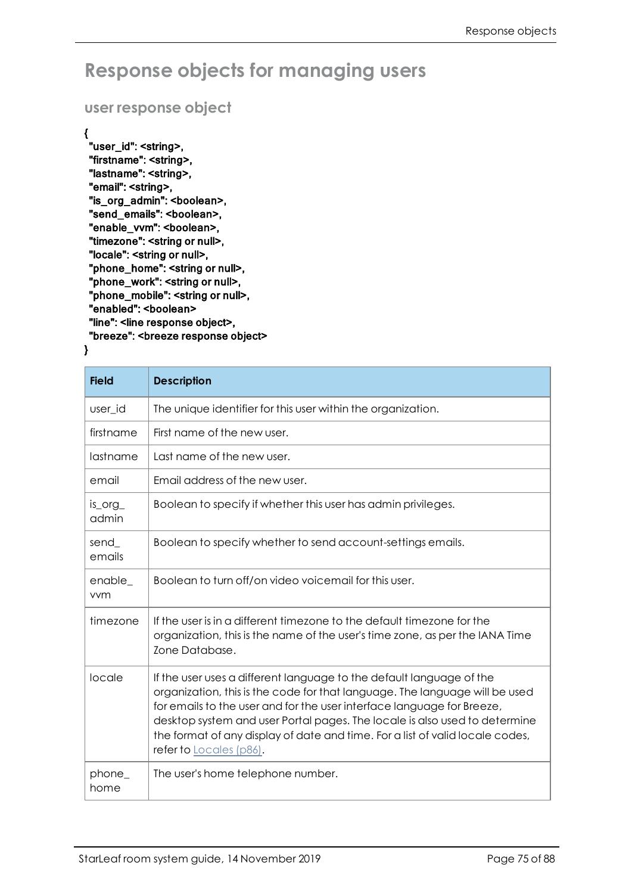# Response objects for managing users

## user response object

```
{
 "user_id": <string>,
 "firstname": <string>,
 "lastname": <string>,
 "email": <string>,
 "is_org_admin": <boolean>,
 "send_emails": <boolean>,
 "enable_vvm": <boolean>,
 "timezone": <string or null>,
 "locale": <string or null>,
 "phone_home": <string or null>,
 "phone_work": <string or null>,
 "phone_mobile": <string or null>,
 "enabled": <boolean>
 "line": <line response object>,
 "breeze": <breeze response object>
}
```

| Field | Description |
|---|---|
| user_id | The unique identifier for this user within the organization. |
| firstname | First name of the new user. |
| lastname | Last name of the new user. |
| email | Email address of the new user. |
| is_org_admin | Boolean to specify if whether this user has admin privileges. |
| send_emails | Boolean to specify whether to send account-settings emails. |
| enable_vvm | Boolean to turn off/on video voicemail for this user. |
| timezone | If the user is in a different timezone to the default timezone for the organization, this is the name of the user's time zone, as per the IANA Time Zone Database. |
| locale | If the user uses a different language to the default language of the organization, this is the code for that language. The language will be used for emails to the user and for the user interface language for Breeze, desktop system and user Portal pages. The locale is also used to determine the format of any display of date and time. For a list of valid locale codes, refer to Locales (p86). |
| phone_home | The user's home telephone number. |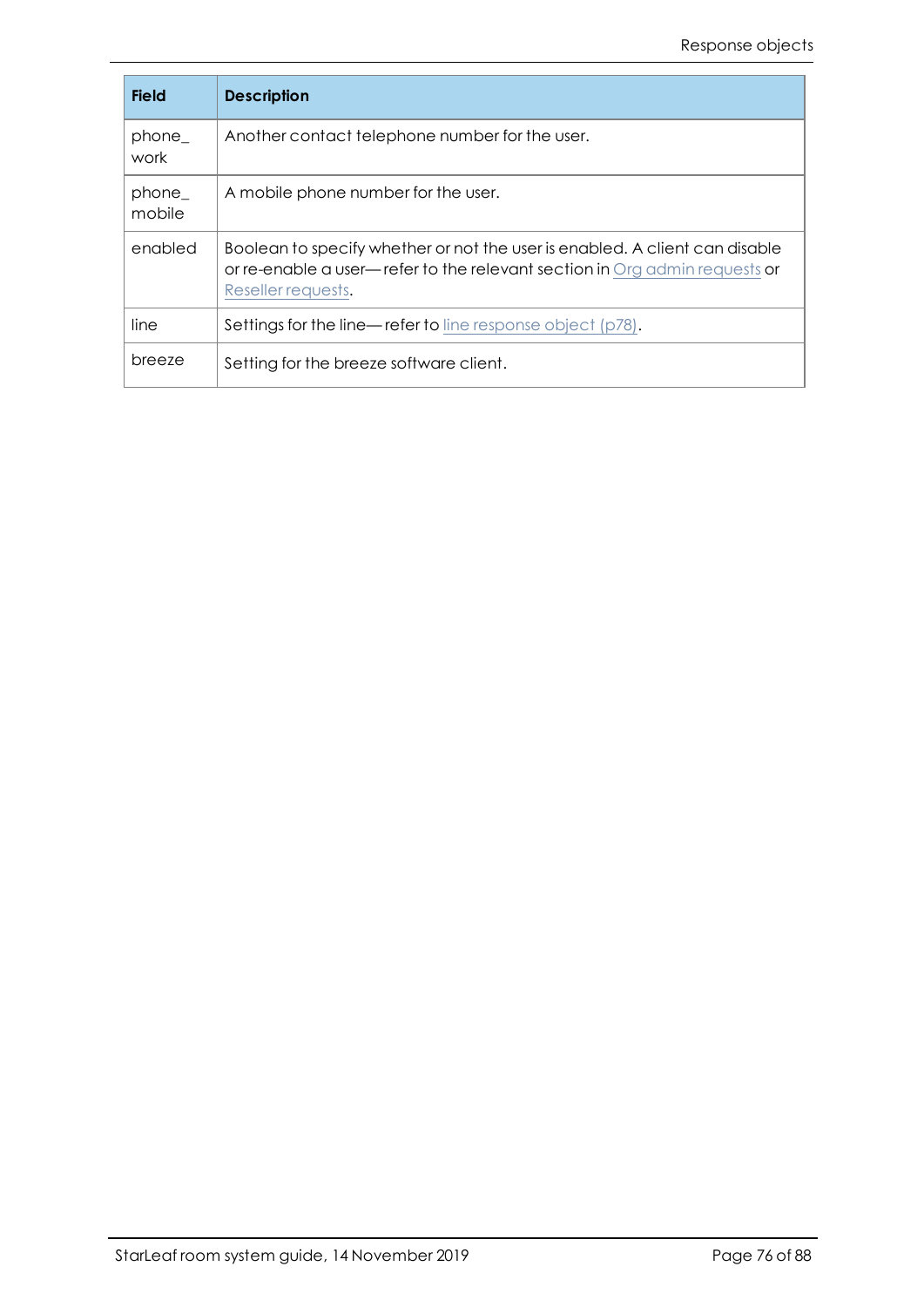| Field | Description |
| --- | --- |
| phone_work | Another contact telephone number for the user. |
| phone_mobile | A mobile phone number for the user. |
| enabled | Boolean to specify whether or not the user is enabled. A client can disable or re-enable a user— refer to the relevant section in Org admin requests or Reseller requests. |
| line | Settings for the line— refer to line response object (p78). |
| breeze | Setting for the breeze software client. |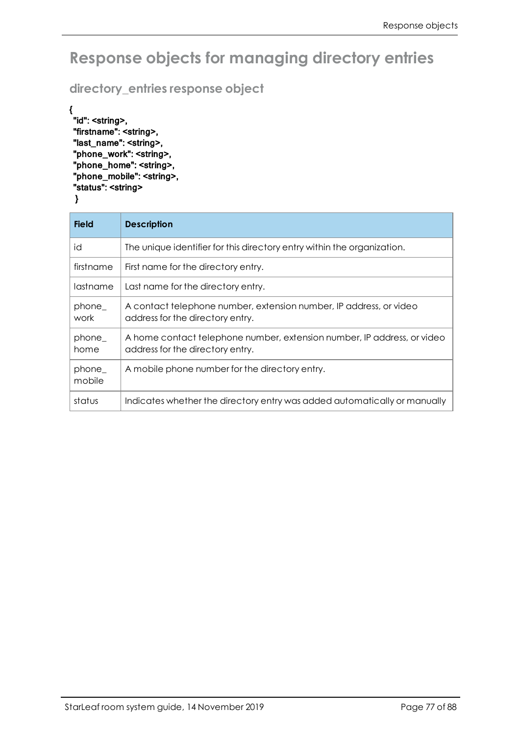# Response objects for managing directory entries

## directory_entries response object

```
{
 "id": <string>,
 "firstname": <string>,
 "last_name": <string>,
 "phone_work": <string>,
 "phone_home": <string>,
 "phone_mobile": <string>,
 "status": <string>
 }
```

| Field | Description |
|---|---|
| id | The unique identifier for this directory entry within the organization. |
| firstname | First name for the directory entry. |
| lastname | Last name for the directory entry. |
| phone_ work | A contact telephone number, extension number, IP address, or video address for the directory entry. |
| phone_ home | A home contact telephone number, extension number, IP address, or video address for the directory entry. |
| phone_ mobile | A mobile phone number for the directory entry. |
| status | Indicates whether the directory entry was added automatically or manually |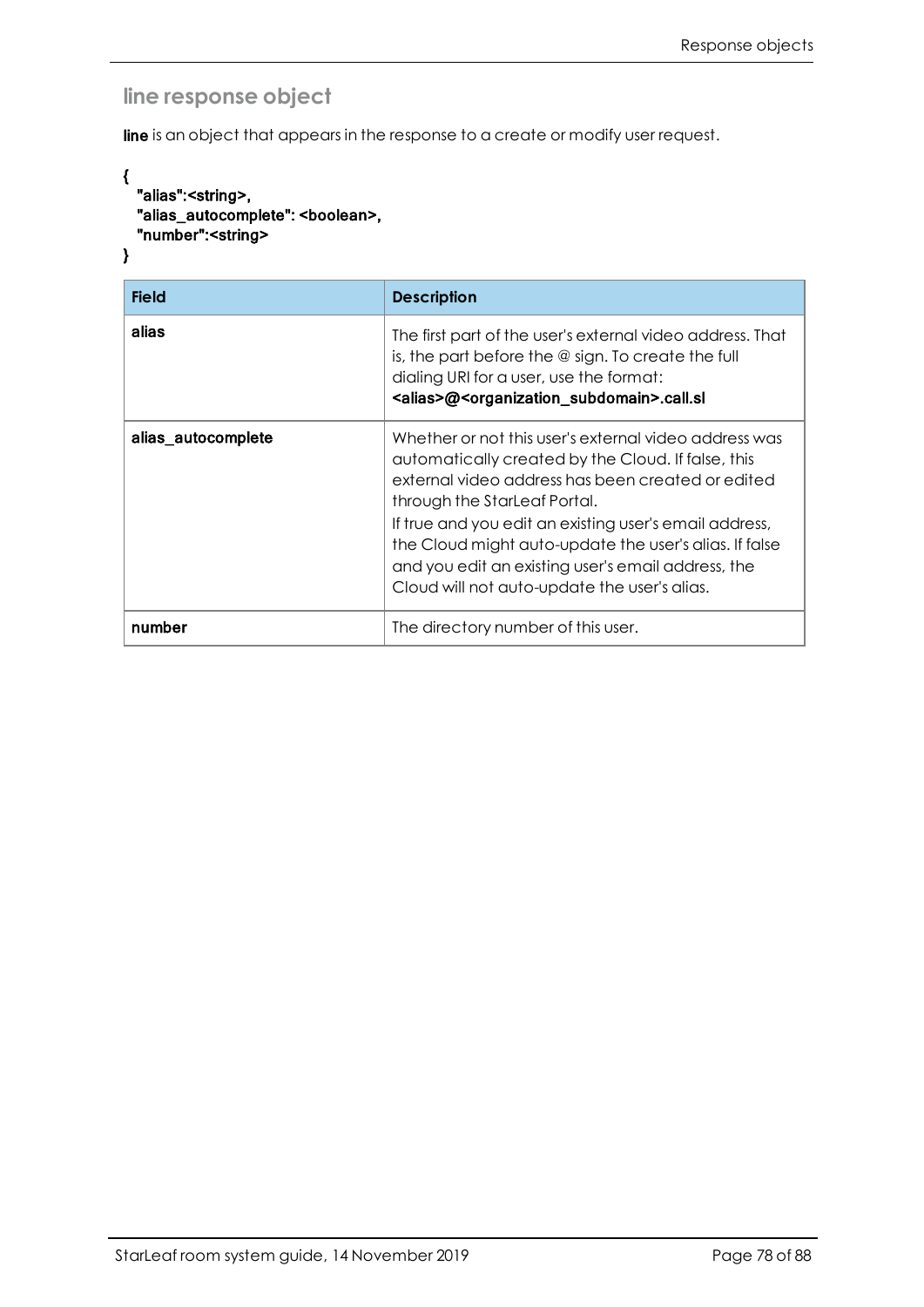## line response object

**line** is an object that appears in the response to a create or modify user request.

```
{
  "alias":<string>,
  "alias_autocomplete": <boolean>,
  "number":<string>
}
```

| Field | Description |
|---|---|
| **alias** | The first part of the user's external video address. That is, the part before the @ sign. To create the full dialing URI for a user, use the format: **<alias>@<organization_subdomain>.call.sl** |
| **alias_autocomplete** | Whether or not this user's external video address was automatically created by the Cloud. If false, this external video address has been created or edited through the StarLeaf Portal.<br>If true and you edit an existing user's email address, the Cloud might auto-update the user's alias. If false and you edit an existing user's email address, the Cloud will not auto-update the user's alias. |
| **number** | The directory number of this user. |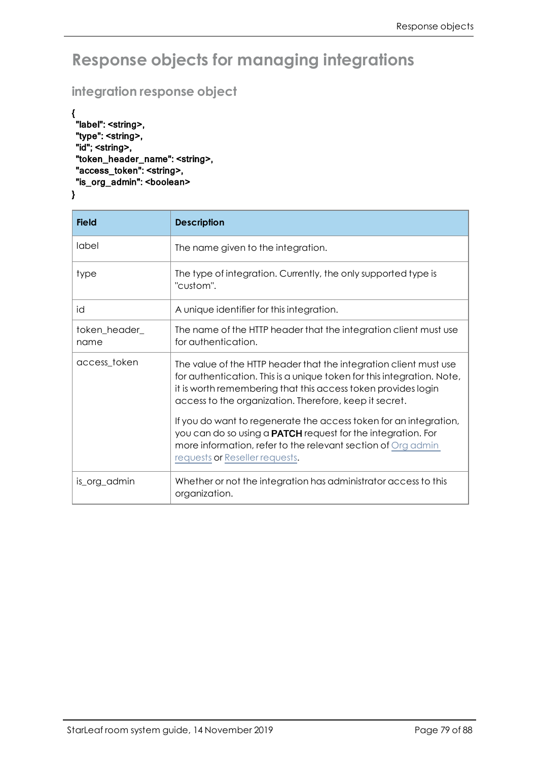# Response objects for managing integrations

## integration response object

```
{
 "label": <string>,
 "type": <string>,
 "id"; <string>,
 "token_header_name": <string>,
 "access_token": <string>,
 "is_org_admin": <boolean>
}
```

| Field | Description |
|---|---|
| label | The name given to the integration. |
| type | The type of integration. Currently, the only supported type is "custom". |
| id | A unique identifier for this integration. |
| token_header_name | The name of the HTTP header that the integration client must use for authentication. |
| access_token | The value of the HTTP header that the integration client must use for authentication. This is a unique token for this integration. Note, it is worth remembering that this access token provides login access to the organization. Therefore, keep it secret.<br><br>If you do want to regenerate the access token for an integration, you can do so using a **PATCH** request for the integration. For more information, refer to the relevant section of Org admin requests or Reseller requests. |
| is_org_admin | Whether or not the integration has administrator access to this organization. |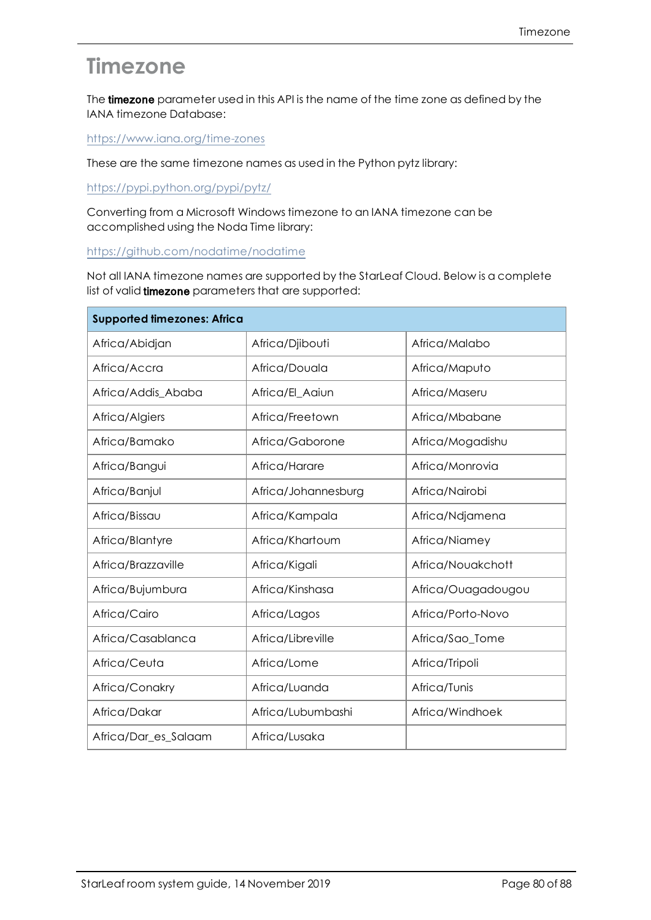# Timezone

The **timezone** parameter used in this API is the name of the time zone as defined by the IANA timezone Database:

https://www.iana.org/time-zones

These are the same timezone names as used in the Python pytz library:

https://pypi.python.org/pypi/pytz/

Converting from a Microsoft Windows timezone to an IANA timezone can be accomplished using the Noda Time library:

https://github.com/nodatime/nodatime

Not all IANA timezone names are supported by the StarLeaf Cloud. Below is a complete list of valid **timezone** parameters that are supported:

| Supported timezones: Africa | | |
|---|---|---|
| Africa/Abidjan | Africa/Djibouti | Africa/Malabo |
| Africa/Accra | Africa/Douala | Africa/Maputo |
| Africa/Addis_Ababa | Africa/El_Aaiun | Africa/Maseru |
| Africa/Algiers | Africa/Freetown | Africa/Mbabane |
| Africa/Bamako | Africa/Gaborone | Africa/Mogadishu |
| Africa/Bangui | Africa/Harare | Africa/Monrovia |
| Africa/Banjul | Africa/Johannesburg | Africa/Nairobi |
| Africa/Bissau | Africa/Kampala | Africa/Ndjamena |
| Africa/Blantyre | Africa/Khartoum | Africa/Niamey |
| Africa/Brazzaville | Africa/Kigali | Africa/Nouakchott |
| Africa/Bujumbura | Africa/Kinshasa | Africa/Ouagadougou |
| Africa/Cairo | Africa/Lagos | Africa/Porto-Novo |
| Africa/Casablanca | Africa/Libreville | Africa/Sao_Tome |
| Africa/Ceuta | Africa/Lome | Africa/Tripoli |
| Africa/Conakry | Africa/Luanda | Africa/Tunis |
| Africa/Dakar | Africa/Lubumbashi | Africa/Windhoek |
| Africa/Dar_es_Salaam | Africa/Lusaka | |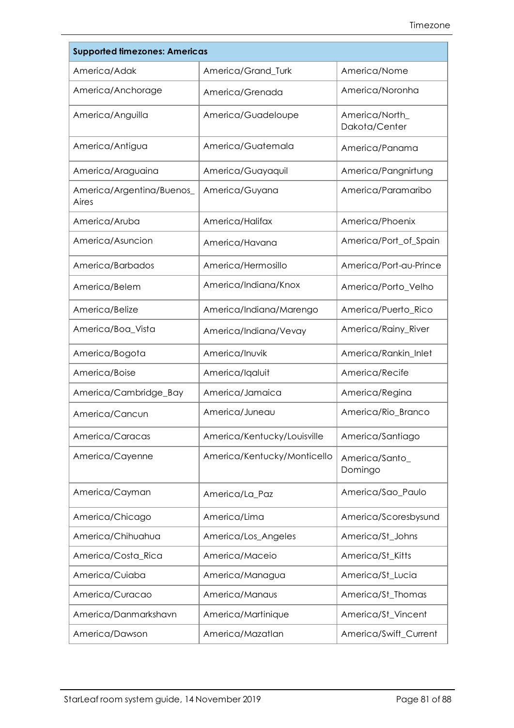| Supported timezones: Americas | | |
|---|---|---|
| America/Adak | America/Grand_Turk | America/Nome |
| America/Anchorage | America/Grenada | America/Noronha |
| America/Anguilla | America/Guadeloupe | America/North_Dakota/Center |
| America/Antigua | America/Guatemala | America/Panama |
| America/Araguaina | America/Guayaquil | America/Pangnirtung |
| America/Argentina/Buenos_Aires | America/Guyana | America/Paramaribo |
| America/Aruba | America/Halifax | America/Phoenix |
| America/Asuncion | America/Havana | America/Port_of_Spain |
| America/Barbados | America/Hermosillo | America/Port-au-Prince |
| America/Belem | America/Indiana/Knox | America/Porto_Velho |
| America/Belize | America/Indiana/Marengo | America/Puerto_Rico |
| America/Boa_Vista | America/Indiana/Vevay | America/Rainy_River |
| America/Bogota | America/Inuvik | America/Rankin_Inlet |
| America/Boise | America/Iqaluit | America/Recife |
| America/Cambridge_Bay | America/Jamaica | America/Regina |
| America/Cancun | America/Juneau | America/Rio_Branco |
| America/Caracas | America/Kentucky/Louisville | America/Santiago |
| America/Cayenne | America/Kentucky/Monticello | America/Santo_Domingo |
| America/Cayman | America/La_Paz | America/Sao_Paulo |
| America/Chicago | America/Lima | America/Scoresbysund |
| America/Chihuahua | America/Los_Angeles | America/St_Johns |
| America/Costa_Rica | America/Maceio | America/St_Kitts |
| America/Cuiaba | America/Managua | America/St_Lucia |
| America/Curacao | America/Manaus | America/St_Thomas |
| America/Danmarkshavn | America/Martinique | America/St_Vincent |
| America/Dawson | America/Mazatlan | America/Swift_Current |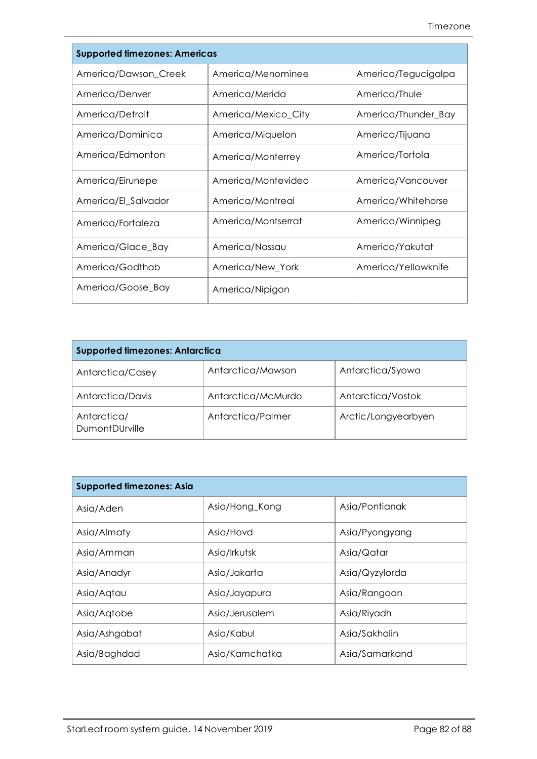| Supported timezones: Americas | | |
|---|---|---|
| America/Dawson_Creek | America/Menominee | America/Tegucigalpa |
| America/Denver | America/Merida | America/Thule |
| America/Detroit | America/Mexico_City | America/Thunder_Bay |
| America/Dominica | America/Miquelon | America/Tijuana |
| America/Edmonton | America/Monterrey | America/Tortola |
| America/Eirunepe | America/Montevideo | America/Vancouver |
| America/El_Salvador | America/Montreal | America/Whitehorse |
| America/Fortaleza | America/Montserrat | America/Winnipeg |
| America/Glace_Bay | America/Nassau | America/Yakutat |
| America/Godthab | America/New_York | America/Yellowknife |
| America/Goose_Bay | America/Nipigon | |

| Supported timezones: Antarctica | | |
|---|---|---|
| Antarctica/Casey | Antarctica/Mawson | Antarctica/Syowa |
| Antarctica/Davis | Antarctica/McMurdo | Antarctica/Vostok |
| Antarctica/DumontDUrville | Antarctica/Palmer | Arctic/Longyearbyen |

| Supported timezones: Asia | | |
|---|---|---|
| Asia/Aden | Asia/Hong_Kong | Asia/Pontianak |
| Asia/Almaty | Asia/Hovd | Asia/Pyongyang |
| Asia/Amman | Asia/Irkutsk | Asia/Qatar |
| Asia/Anadyr | Asia/Jakarta | Asia/Qyzylorda |
| Asia/Aqtau | Asia/Jayapura | Asia/Rangoon |
| Asia/Aqtobe | Asia/Jerusalem | Asia/Riyadh |
| Asia/Ashgabat | Asia/Kabul | Asia/Sakhalin |
| Asia/Baghdad | Asia/Kamchatka | Asia/Samarkand |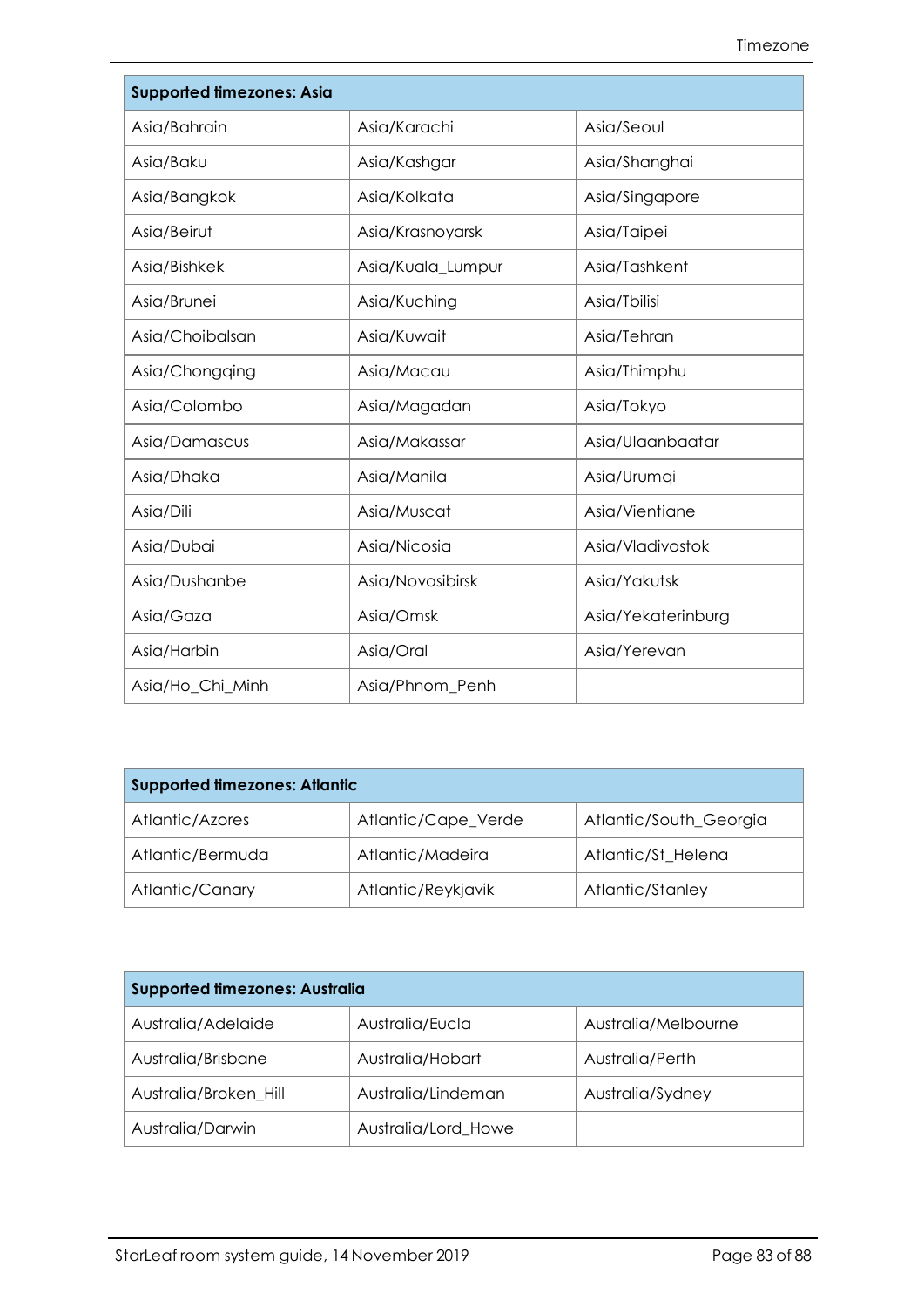| Supported timezones: Asia | | |
|---|---|---|
| Asia/Bahrain | Asia/Karachi | Asia/Seoul |
| Asia/Baku | Asia/Kashgar | Asia/Shanghai |
| Asia/Bangkok | Asia/Kolkata | Asia/Singapore |
| Asia/Beirut | Asia/Krasnoyarsk | Asia/Taipei |
| Asia/Bishkek | Asia/Kuala_Lumpur | Asia/Tashkent |
| Asia/Brunei | Asia/Kuching | Asia/Tbilisi |
| Asia/Choibalsan | Asia/Kuwait | Asia/Tehran |
| Asia/Chongqing | Asia/Macau | Asia/Thimphu |
| Asia/Colombo | Asia/Magadan | Asia/Tokyo |
| Asia/Damascus | Asia/Makassar | Asia/Ulaanbaatar |
| Asia/Dhaka | Asia/Manila | Asia/Urumqi |
| Asia/Dili | Asia/Muscat | Asia/Vientiane |
| Asia/Dubai | Asia/Nicosia | Asia/Vladivostok |
| Asia/Dushanbe | Asia/Novosibirsk | Asia/Yakutsk |
| Asia/Gaza | Asia/Omsk | Asia/Yekaterinburg |
| Asia/Harbin | Asia/Oral | Asia/Yerevan |
| Asia/Ho_Chi_Minh | Asia/Phnom_Penh | |

| Supported timezones: Atlantic | | |
|---|---|---|
| Atlantic/Azores | Atlantic/Cape_Verde | Atlantic/South_Georgia |
| Atlantic/Bermuda | Atlantic/Madeira | Atlantic/St_Helena |
| Atlantic/Canary | Atlantic/Reykjavik | Atlantic/Stanley |

| Supported timezones: Australia | | |
|---|---|---|
| Australia/Adelaide | Australia/Eucla | Australia/Melbourne |
| Australia/Brisbane | Australia/Hobart | Australia/Perth |
| Australia/Broken_Hill | Australia/Lindeman | Australia/Sydney |
| Australia/Darwin | Australia/Lord_Howe | |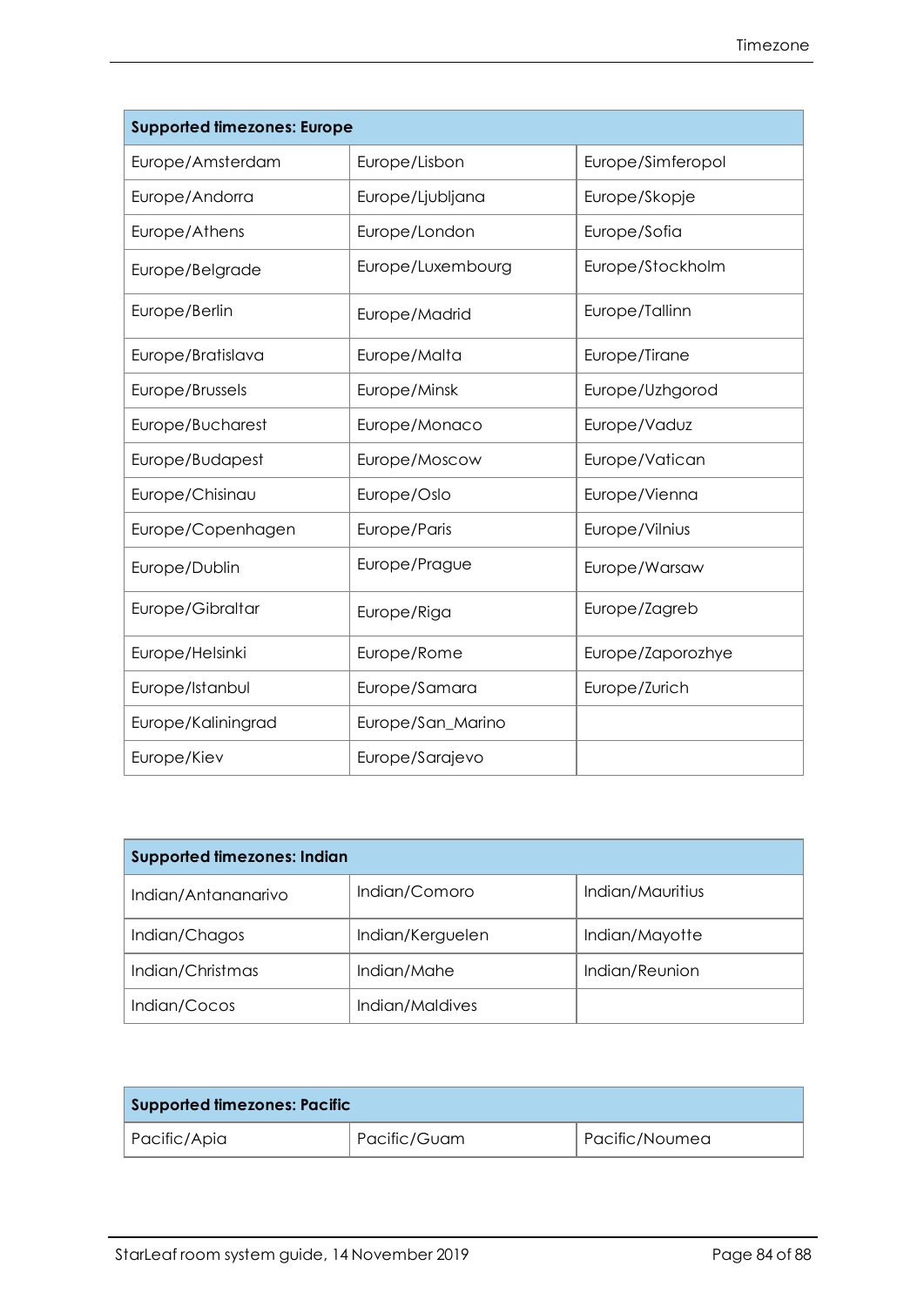| Supported timezones: Europe | | |
|---|---|---|
| Europe/Amsterdam | Europe/Lisbon | Europe/Simferopol |
| Europe/Andorra | Europe/Ljubljana | Europe/Skopje |
| Europe/Athens | Europe/London | Europe/Sofia |
| Europe/Belgrade | Europe/Luxembourg | Europe/Stockholm |
| Europe/Berlin | Europe/Madrid | Europe/Tallinn |
| Europe/Bratislava | Europe/Malta | Europe/Tirane |
| Europe/Brussels | Europe/Minsk | Europe/Uzhgorod |
| Europe/Bucharest | Europe/Monaco | Europe/Vaduz |
| Europe/Budapest | Europe/Moscow | Europe/Vatican |
| Europe/Chisinau | Europe/Oslo | Europe/Vienna |
| Europe/Copenhagen | Europe/Paris | Europe/Vilnius |
| Europe/Dublin | Europe/Prague | Europe/Warsaw |
| Europe/Gibraltar | Europe/Riga | Europe/Zagreb |
| Europe/Helsinki | Europe/Rome | Europe/Zaporozhye |
| Europe/Istanbul | Europe/Samara | Europe/Zurich |
| Europe/Kaliningrad | Europe/San_Marino | |
| Europe/Kiev | Europe/Sarajevo | |

| Supported timezones: Indian | | |
|---|---|---|
| Indian/Antananarivo | Indian/Comoro | Indian/Mauritius |
| Indian/Chagos | Indian/Kerguelen | Indian/Mayotte |
| Indian/Christmas | Indian/Mahe | Indian/Reunion |
| Indian/Cocos | Indian/Maldives | |

| Supported timezones: Pacific | | |
|---|---|---|
| Pacific/Apia | Pacific/Guam | Pacific/Noumea |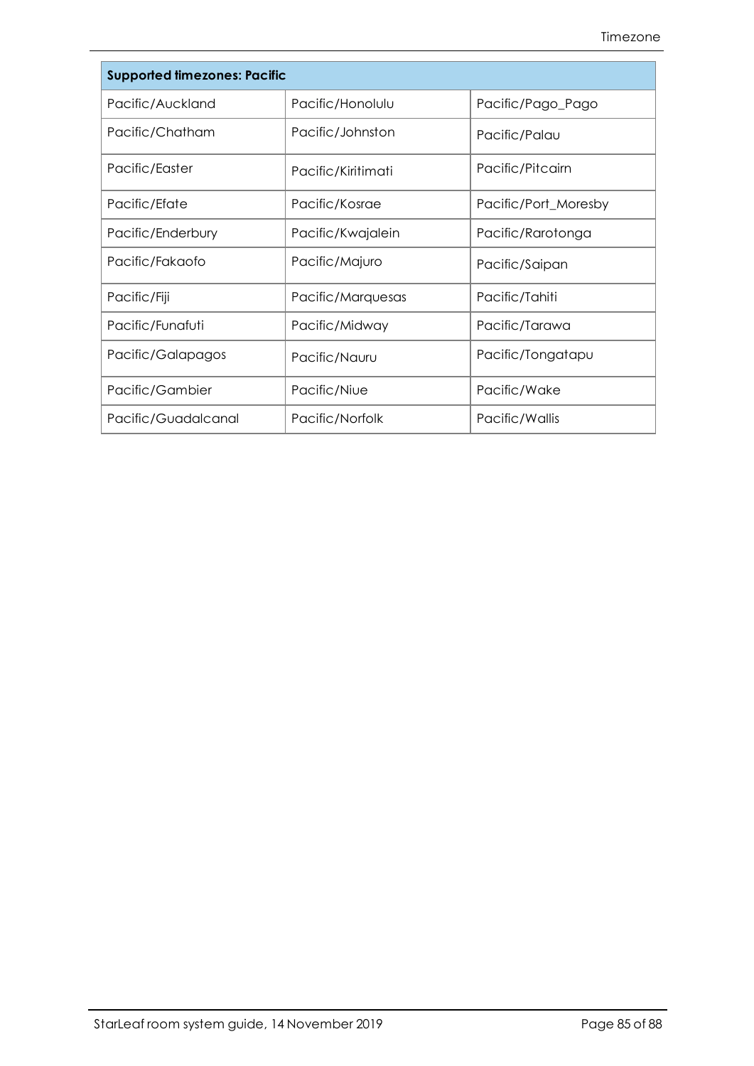| Supported timezones: Pacific | | |
|---|---|---|
| Pacific/Auckland | Pacific/Honolulu | Pacific/Pago_Pago |
| Pacific/Chatham | Pacific/Johnston | Pacific/Palau |
| Pacific/Easter | Pacific/Kiritimati | Pacific/Pitcairn |
| Pacific/Efate | Pacific/Kosrae | Pacific/Port_Moresby |
| Pacific/Enderbury | Pacific/Kwajalein | Pacific/Rarotonga |
| Pacific/Fakaofo | Pacific/Majuro | Pacific/Saipan |
| Pacific/Fiji | Pacific/Marquesas | Pacific/Tahiti |
| Pacific/Funafuti | Pacific/Midway | Pacific/Tarawa |
| Pacific/Galapagos | Pacific/Nauru | Pacific/Tongatapu |
| Pacific/Gambier | Pacific/Niue | Pacific/Wake |
| Pacific/Guadalcanal | Pacific/Norfolk | Pacific/Wallis |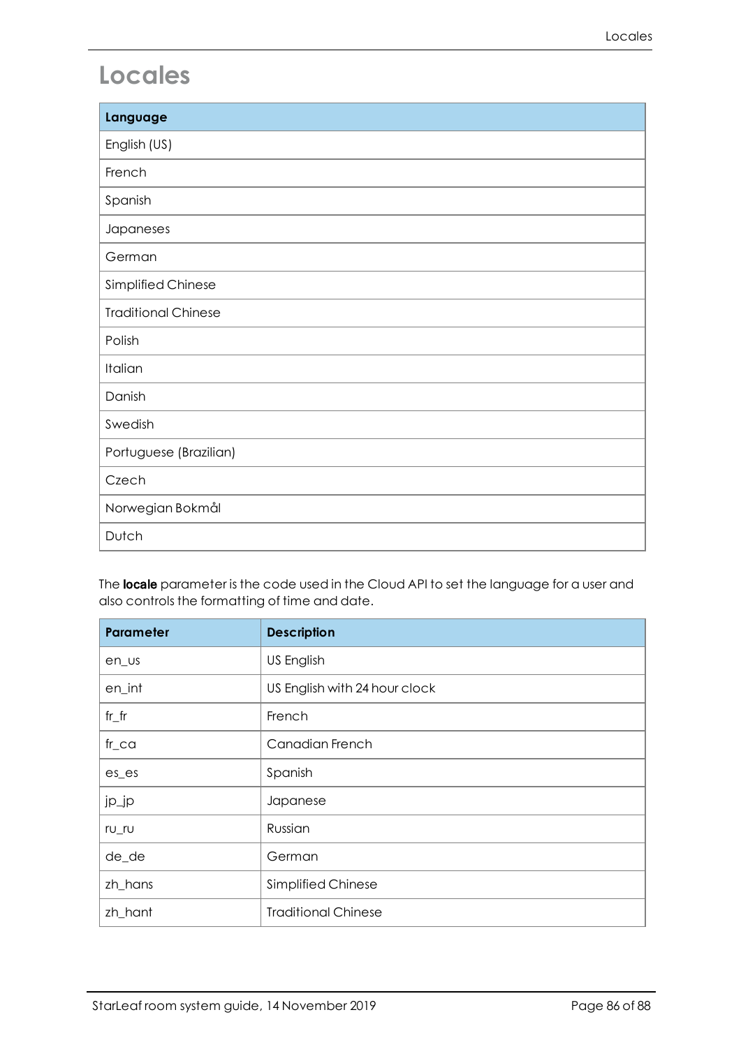# Locales

| Language |
| --- |
| English (US) |
| French |
| Spanish |
| Japaneses |
| German |
| Simplified Chinese |
| Traditional Chinese |
| Polish |
| Italian |
| Danish |
| Swedish |
| Portuguese (Brazilian) |
| Czech |
| Norwegian Bokmål |
| Dutch |

The **locale** parameter is the code used in the Cloud API to set the language for a user and also controls the formatting of time and date.

| Parameter | Description |
| --- | --- |
| en_us | US English |
| en_int | US English with 24 hour clock |
| fr_fr | French |
| fr_ca | Canadian French |
| es_es | Spanish |
| jp_jp | Japanese |
| ru_ru | Russian |
| de_de | German |
| zh_hans | Simplified Chinese |
| zh_hant | Traditional Chinese |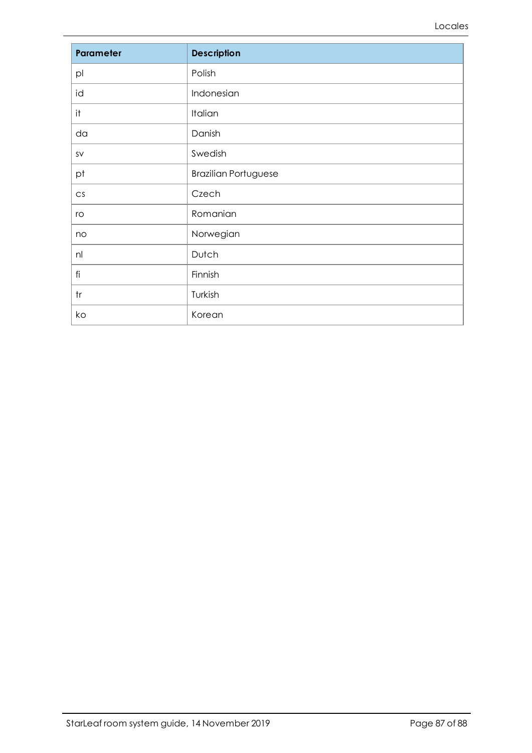| Parameter | Description |
| --- | --- |
| pl | Polish |
| id | Indonesian |
| it | Italian |
| da | Danish |
| sv | Swedish |
| pt | Brazilian Portuguese |
| cs | Czech |
| ro | Romanian |
| no | Norwegian |
| nl | Dutch |
| fi | Finnish |
| tr | Turkish |
| ko | Korean |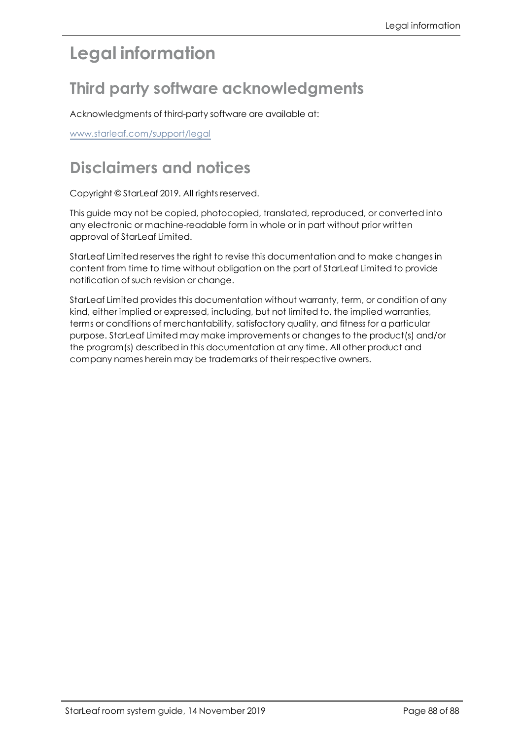# Legal information

## Third party software acknowledgments

Acknowledgments of third-party software are available at:

www.starleaf.com/support/legal

## Disclaimers and notices

Copyright © StarLeaf 2019. All rights reserved.

This guide may not be copied, photocopied, translated, reproduced, or converted into any electronic or machine-readable form in whole or in part without prior written approval of StarLeaf Limited.

StarLeaf Limited reserves the right to revise this documentation and to make changes in content from time to time without obligation on the part of StarLeaf Limited to provide notification of such revision or change.

StarLeaf Limited provides this documentation without warranty, term, or condition of any kind, either implied or expressed, including, but not limited to, the implied warranties, terms or conditions of merchantability, satisfactory quality, and fitness for a particular purpose. StarLeaf Limited may make improvements or changes to the product(s) and/or the program(s) described in this documentation at any time. All other product and company names herein may be trademarks of their respective owners.